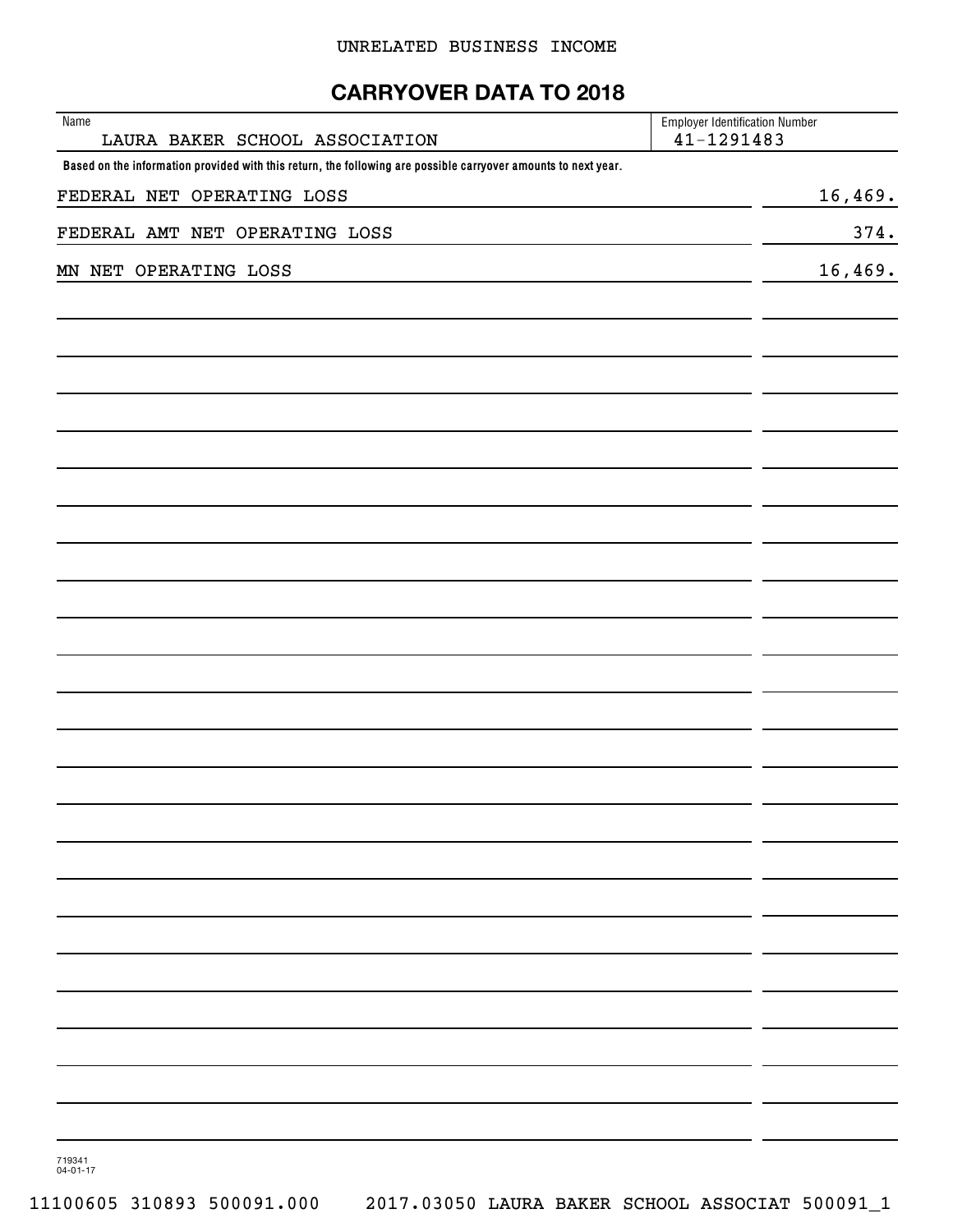UNRELATED BUSINESS INCOME

# CARRYOVER DATA TO 2018

| Name | Employer Identification Number |
|---|---|
| LAURA BAKER SCHOOL ASSOCIATION | 41-1291483 |

**Based on the information provided with this return, the following are possible carryover amounts to next year.**

| | |
|---|---|
| FEDERAL NET OPERATING LOSS | 16,469. |
| FEDERAL AMT NET OPERATING LOSS | 374. |
| MN NET OPERATING LOSS | 16,469. |

719341
04-01-17

11100605 310893 500091.000 2017.03050 LAURA BAKER SCHOOL ASSOCIAT 500091_1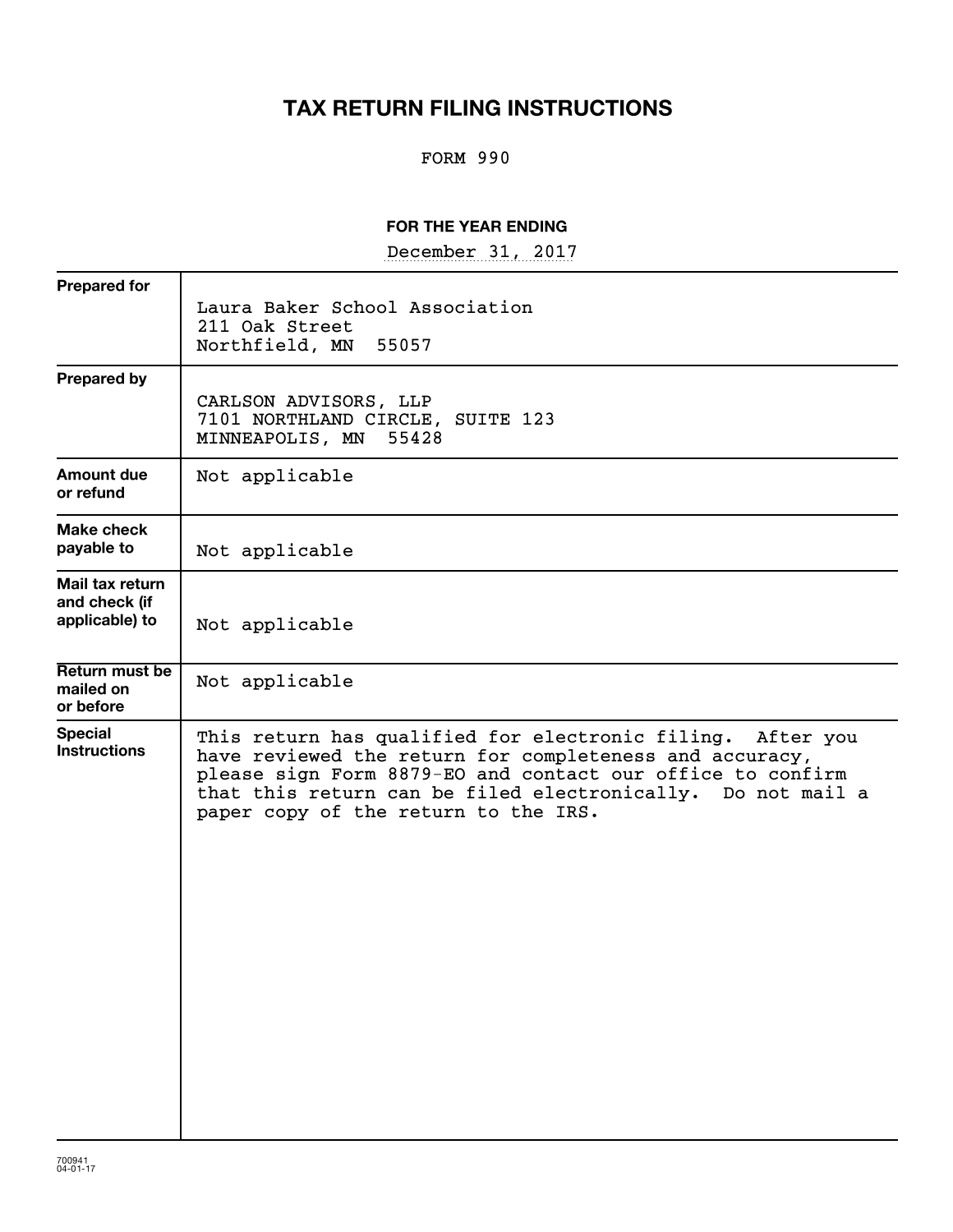# TAX RETURN FILING INSTRUCTIONS

FORM 990

**FOR THE YEAR ENDING**

December 31, 2017

| | |
|---|---|
| **Prepared for** | Laura Baker School Association<br>211 Oak Street<br>Northfield, MN 55057 |
| **Prepared by** | CARLSON ADVISORS, LLP<br>7101 NORTHLAND CIRCLE, SUITE 123<br>MINNEAPOLIS, MN 55428 |
| **Amount due or refund** | Not applicable |
| **Make check payable to** | Not applicable |
| **Mail tax return and check (if applicable) to** | Not applicable |
| **Return must be mailed on or before** | Not applicable |
| **Special Instructions** | This return has qualified for electronic filing. After you have reviewed the return for completeness and accuracy, please sign Form 8879-EO and contact our office to confirm that this return can be filed electronically. Do not mail a paper copy of the return to the IRS. |

700941
04-01-17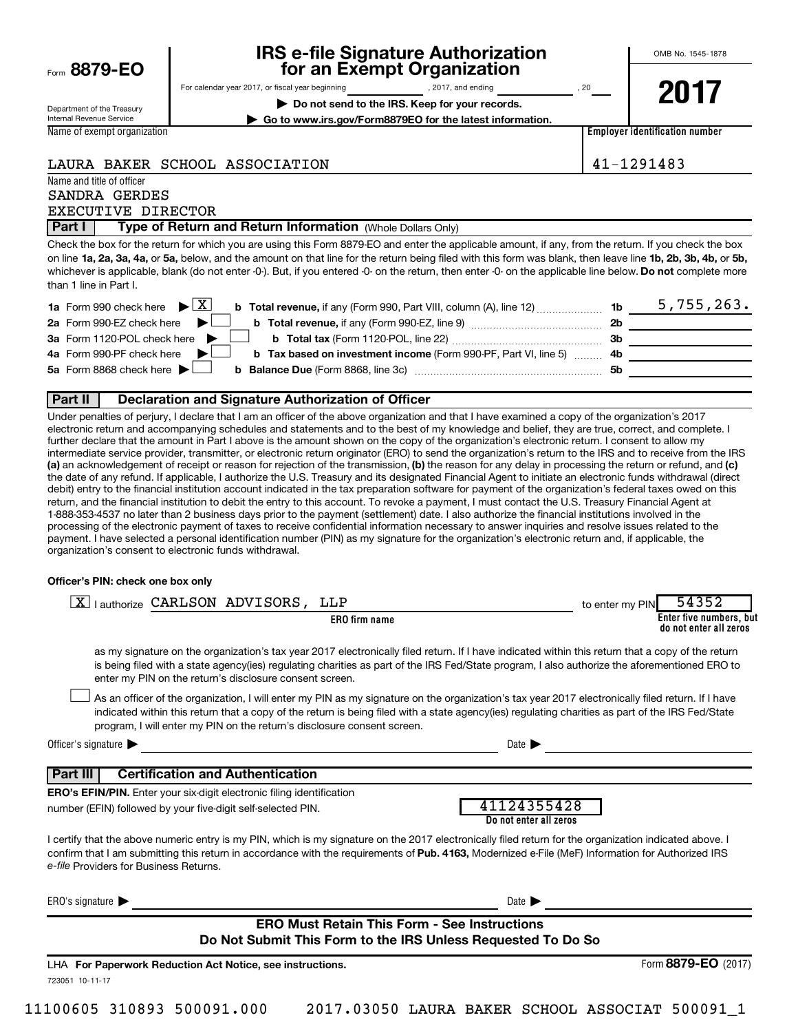Form **8879-EO**

Department of the Treasury
Internal Revenue Service

# IRS e-file Signature Authorization for an Exempt Organization

For calendar year 2017, or fiscal year beginning ____________, 2017, and ending ____________, 20____

▶ **Do not send to the IRS. Keep for your records.**

▶ **Go to www.irs.gov/Form8879EO for the latest information.**

OMB No. 1545-1878

**2017**

Name of exempt organization: LAURA BAKER SCHOOL ASSOCIATION

**Employer identification number:** 41-1291483

Name and title of officer:
SANDRA GERDES
EXECUTIVE DIRECTOR

## Part I — Type of Return and Return Information (Whole Dollars Only)

Check the box for the return for which you are using this Form 8879-EO and enter the applicable amount, if any, from the return. If you check the box on line **1a, 2a, 3a, 4a,** or **5a,** below, and the amount on that line for the return being filed with this form was blank, then leave line **1b, 2b, 3b, 4b,** or **5b,** whichever is applicable, blank (do not enter -0-). But, if you entered -0- on the return, then enter -0- on the applicable line below. **Do not** complete more than 1 line in Part I.

| | | | | |
|---|---|---|---|---|
| **1a** Form 990 check here ▶ [X] | **b** **Total revenue,** if any (Form 990, Part VIII, column (A), line 12) | **1b** | 5,755,263. |
| **2a** Form 990-EZ check here ▶ [ ] | **b** **Total revenue,** if any (Form 990-EZ, line 9) | **2b** | |
| **3a** Form 1120-POL check here ▶ [ ] | **b** **Total tax** (Form 1120-POL, line 22) | **3b** | |
| **4a** Form 990-PF check here ▶ [ ] | **b** **Tax based on investment income** (Form 990-PF, Part VI, line 5) | **4b** | |
| **5a** Form 8868 check here ▶ [ ] | **b** **Balance Due** (Form 8868, line 3c) | **5b** | |

## Part II — Declaration and Signature Authorization of Officer

Under penalties of perjury, I declare that I am an officer of the above organization and that I have examined a copy of the organization's 2017 electronic return and accompanying schedules and statements and to the best of my knowledge and belief, they are true, correct, and complete. I further declare that the amount in Part I above is the amount shown on the copy of the organization's electronic return. I consent to allow my intermediate service provider, transmitter, or electronic return originator (ERO) to send the organization's return to the IRS and to receive from the IRS **(a)** an acknowledgement of receipt or reason for rejection of the transmission, **(b)** the reason for any delay in processing the return or refund, and **(c)** the date of any refund. If applicable, I authorize the U.S. Treasury and its designated Financial Agent to initiate an electronic funds withdrawal (direct debit) entry to the financial institution account indicated in the tax preparation software for payment of the organization's federal taxes owed on this return, and the financial institution to debit the entry to this account. To revoke a payment, I must contact the U.S. Treasury Financial Agent at 1-888-353-4537 no later than 2 business days prior to the payment (settlement) date. I also authorize the financial institutions involved in the processing of the electronic payment of taxes to receive confidential information necessary to answer inquiries and resolve issues related to the payment. I have selected a personal identification number (PIN) as my signature for the organization's electronic return and, if applicable, the organization's consent to electronic funds withdrawal.

**Officer's PIN: check one box only**

[X] I authorize CARLSON ADVISORS, LLP (**ERO firm name**) to enter my PIN 54352 (**Enter five numbers, but do not enter all zeros**)

as my signature on the organization's tax year 2017 electronically filed return. If I have indicated within this return that a copy of the return is being filed with a state agency(ies) regulating charities as part of the IRS Fed/State program, I also authorize the aforementioned ERO to enter my PIN on the return's disclosure consent screen.

[ ] As an officer of the organization, I will enter my PIN as my signature on the organization's tax year 2017 electronically filed return. If I have indicated within this return that a copy of the return is being filed with a state agency(ies) regulating charities as part of the IRS Fed/State program, I will enter my PIN on the return's disclosure consent screen.

Officer's signature ▶ ____________________ Date ▶ ____________

## Part III — Certification and Authentication

**ERO's EFIN/PIN.** Enter your six-digit electronic filing identification number (EFIN) followed by your five-digit self-selected PIN.

41124355428
**Do not enter all zeros**

I certify that the above numeric entry is my PIN, which is my signature on the 2017 electronically filed return for the organization indicated above. I confirm that I am submitting this return in accordance with the requirements of **Pub. 4163,** Modernized e-File (MeF) Information for Authorized IRS *e-file* Providers for Business Returns.

ERO's signature ▶ ____________________ Date ▶ ____________

**ERO Must Retain This Form - See Instructions**
**Do Not Submit This Form to the IRS Unless Requested To Do So**

LHA **For Paperwork Reduction Act Notice, see instructions.**

Form **8879-EO** (2017)

723051 10-11-17

11100605 310893 500091.000 2017.03050 LAURA BAKER SCHOOL ASSOCIAT 500091_1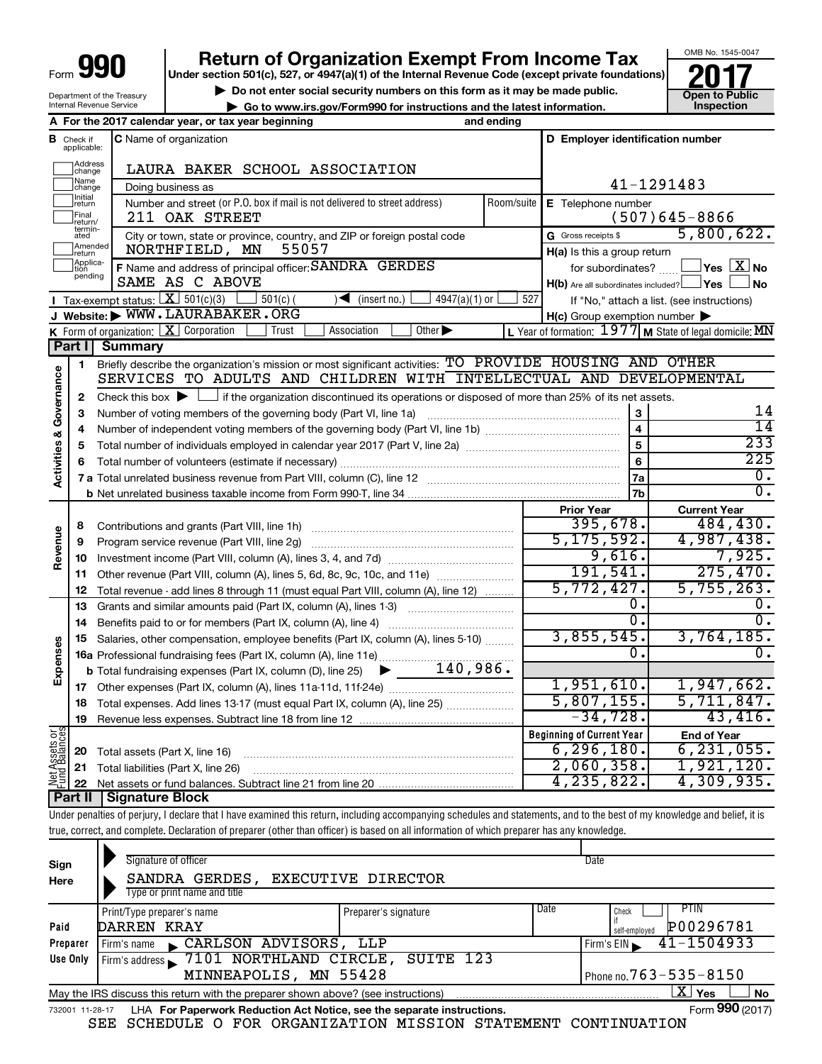# Form 990 — Return of Organization Exempt From Income Tax (2017)

Under section 501(c), 527, or 4947(a)(1) of the Internal Revenue Code (except private foundations)

▶ Do not enter social security numbers on this form as it may be made public.

▶ Go to www.irs.gov/Form990 for instructions and the latest information.

Department of the Treasury, Internal Revenue Service

OMB No. 1545-0047 — **2017** — Open to Public Inspection

**A** For the 2017 calendar year, or tax year beginning and ending

**B** Check if applicable: Address change / Name change / Initial return / Final return/terminated / Amended return / Application pending

**C** Name of organization: LAURA BAKER SCHOOL ASSOCIATION

Doing business as

Number and street (or P.O. box if mail is not delivered to street address): 211 OAK STREET — Room/suite

City or town, state or province, country, and ZIP or foreign postal code: NORTHFIELD, MN 55057

**D** Employer identification number: 41-1291483

**E** Telephone number: (507)645-8866

**G** Gross receipts $ 5,800,622.

**F** Name and address of principal officer: SANDRA GERDES, SAME AS C ABOVE

**H(a)** Is this a group return for subordinates? ☐ Yes ☒ No

**H(b)** Are all subordinates included? ☐ Yes ☐ No — If "No," attach a list. (see instructions)

**H(c)** Group exemption number ▶

**I** Tax-exempt status: ☒ 501(c)(3) ☐ 501(c) ( ) ◀ (insert no.) ☐ 4947(a)(1) or ☐ 527

**J** Website: ▶ WWW.LAURABAKER.ORG

**K** Form of organization: ☒ Corporation ☐ Trust ☐ Association ☐ Other ▶

**L** Year of formation: 1977 **M** State of legal domicile: MN

## Part I Summary

**Activities & Governance**

1. Briefly describe the organization's mission or most significant activities: TO PROVIDE HOUSING AND OTHER SERVICES TO ADULTS AND CHILDREN WITH INTELLECTUAL AND DEVELOPMENTAL
2. Check this box ▶ ☐ if the organization discontinued its operations or disposed of more than 25% of its net assets.

| Line | Description | No. | Value |
|---|---|---|---|
| 3 | Number of voting members of the governing body (Part VI, line 1a) | 3 | 14 |
| 4 | Number of independent voting members of the governing body (Part VI, line 1b) | 4 | 14 |
| 5 | Total number of individuals employed in calendar year 2017 (Part V, line 2a) | 5 | 233 |
| 6 | Total number of volunteers (estimate if necessary) | 6 | 225 |
| 7a | Total unrelated business revenue from Part VIII, column (C), line 12 | 7a | 0. |
| 7b | Net unrelated business taxable income from Form 990-T, line 34 | 7b | 0. |

| Section | Line | Description | Prior Year | Current Year |
|---|---|---|---|---|
| Revenue | 8 | Contributions and grants (Part VIII, line 1h) | 395,678. | 484,430. |
| | 9 | Program service revenue (Part VIII, line 2g) | 5,175,592. | 4,987,438. |
| | 10 | Investment income (Part VIII, column (A), lines 3, 4, and 7d) | 9,616. | 7,925. |
| | 11 | Other revenue (Part VIII, column (A), lines 5, 6d, 8c, 9c, 10c, and 11e) | 191,541. | 275,470. |
| | 12 | Total revenue - add lines 8 through 11 (must equal Part VIII, column (A), line 12) | 5,772,427. | 5,755,263. |
| Expenses | 13 | Grants and similar amounts paid (Part IX, column (A), lines 1-3) | 0. | 0. |
| | 14 | Benefits paid to or for members (Part IX, column (A), line 4) | 0. | 0. |
| | 15 | Salaries, other compensation, employee benefits (Part IX, column (A), lines 5-10) | 3,855,545. | 3,764,185. |
| | 16a | Professional fundraising fees (Part IX, column (A), line 11e) | 0. | 0. |
| | b | Total fundraising expenses (Part IX, column (D), line 25) ▶ 140,986. | | |
| | 17 | Other expenses (Part IX, column (A), lines 11a-11d, 11f-24e) | 1,951,610. | 1,947,662. |
| | 18 | Total expenses. Add lines 13-17 (must equal Part IX, column (A), line 25) | 5,807,155. | 5,711,847. |
| | 19 | Revenue less expenses. Subtract line 18 from line 12 | -34,728. | 43,416. |

| Section | Line | Description | Beginning of Current Year | End of Year |
|---|---|---|---|---|
| Net Assets or Fund Balances | 20 | Total assets (Part X, line 16) | 6,296,180. | 6,231,055. |
| | 21 | Total liabilities (Part X, line 26) | 2,060,358. | 1,921,120. |
| | 22 | Net assets or fund balances. Subtract line 21 from line 20 | 4,235,822. | 4,309,935. |

## Part II Signature Block

Under penalties of perjury, I declare that I have examined this return, including accompanying schedules and statements, and to the best of my knowledge and belief, it is true, correct, and complete. Declaration of preparer (other than officer) is based on all information of which preparer has any knowledge.

**Sign Here**

Signature of officer — Date

SANDRA GERDES, EXECUTIVE DIRECTOR

Type or print name and title

**Paid Preparer Use Only**

Print/Type preparer's name: DARREN KRAY — Preparer's signature — Date — Check ☐ if self-employed — PTIN: P00296781

Firm's name ▶ CARLSON ADVISORS, LLP — Firm's EIN ▶ 41-1504933

Firm's address ▶ 7101 NORTHLAND CIRCLE, SUITE 123, MINNEAPOLIS, MN 55428 — Phone no. 763-535-8150

May the IRS discuss this return with the preparer shown above? (see instructions) ☒ Yes ☐ No

732001 11-28-17 LHA For Paperwork Reduction Act Notice, see the separate instructions. Form **990** (2017)

SEE SCHEDULE O FOR ORGANIZATION MISSION STATEMENT CONTINUATION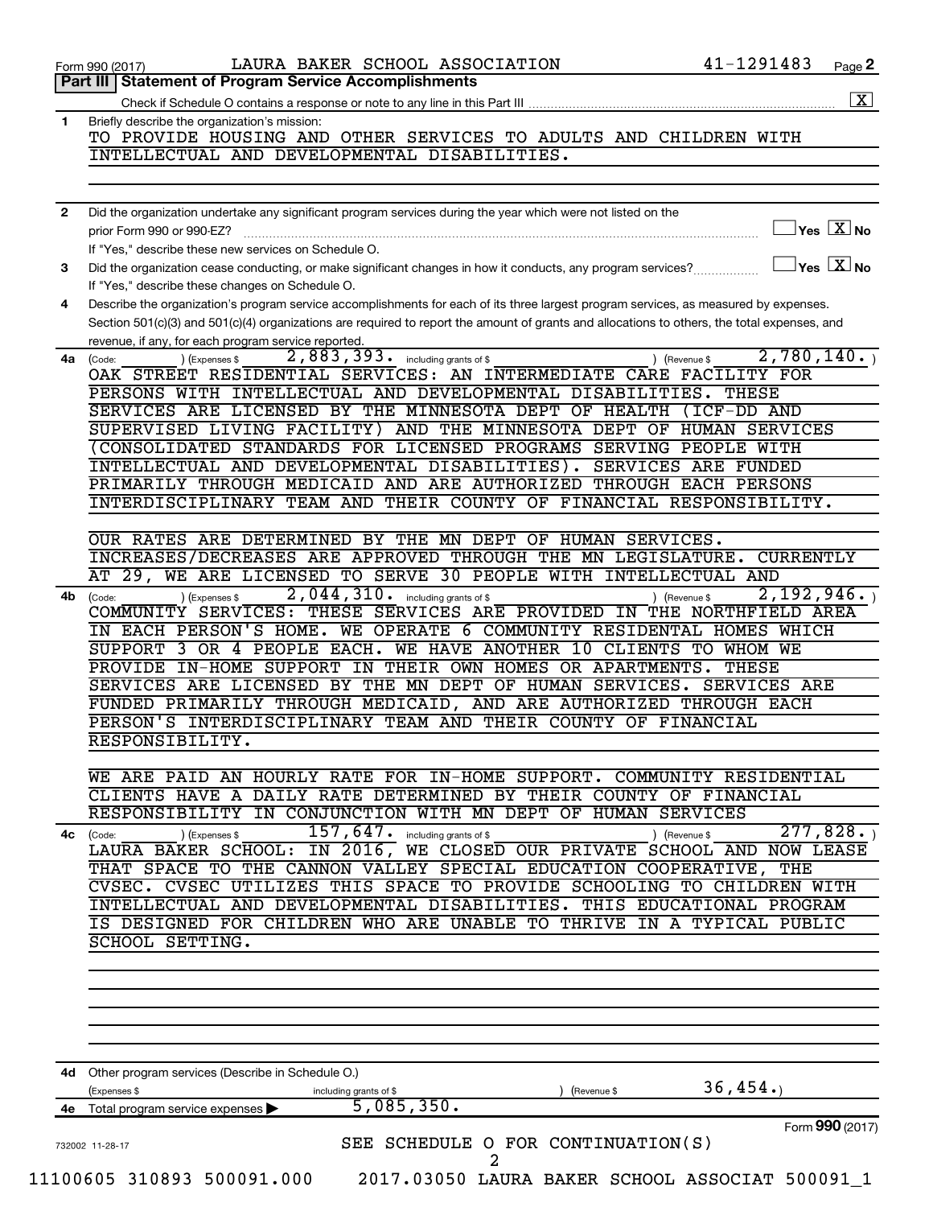Form 990 (2017) LAURA BAKER SCHOOL ASSOCIATION 41-1291483 Page 2

## Part III | Statement of Program Service Accomplishments

Check if Schedule O contains a response or note to any line in this Part III ..... [X]

**1** Briefly describe the organization's mission:

TO PROVIDE HOUSING AND OTHER SERVICES TO ADULTS AND CHILDREN WITH INTELLECTUAL AND DEVELOPMENTAL DISABILITIES.

**2** Did the organization undertake any significant program services during the year which were not listed on the prior Form 990 or 990-EZ? ..... [ ] Yes [X] No

If "Yes," describe these new services on Schedule O.

**3** Did the organization cease conducting, or make significant changes in how it conducts, any program services? ..... [ ] Yes [X] No

If "Yes," describe these changes on Schedule O.

**4** Describe the organization's program service accomplishments for each of its three largest program services, as measured by expenses. Section 501(c)(3) and 501(c)(4) organizations are required to report the amount of grants and allocations to others, the total expenses, and revenue, if any, for each program service reported.

**4a** (Code: ) (Expenses $ 2,883,393. including grants of $ ) (Revenue $ 2,780,140. )

OAK STREET RESIDENTIAL SERVICES: AN INTERMEDIATE CARE FACILITY FOR PERSONS WITH INTELLECTUAL AND DEVELOPMENTAL DISABILITIES. THESE SERVICES ARE LICENSED BY THE MINNESOTA DEPT OF HEALTH (ICF-DD AND SUPERVISED LIVING FACILITY) AND THE MINNESOTA DEPT OF HUMAN SERVICES (CONSOLIDATED STANDARDS FOR LICENSED PROGRAMS SERVING PEOPLE WITH INTELLECTUAL AND DEVELOPMENTAL DISABILITIES). SERVICES ARE FUNDED PRIMARILY THROUGH MEDICAID AND ARE AUTHORIZED THROUGH EACH PERSONS INTERDISCIPLINARY TEAM AND THEIR COUNTY OF FINANCIAL RESPONSIBILITY.

OUR RATES ARE DETERMINED BY THE MN DEPT OF HUMAN SERVICES. INCREASES/DECREASES ARE APPROVED THROUGH THE MN LEGISLATURE. CURRENTLY AT 29, WE ARE LICENSED TO SERVE 30 PEOPLE WITH INTELLECTUAL AND

**4b** (Code: ) (Expenses $ 2,044,310. including grants of $ ) (Revenue $ 2,192,946. )

COMMUNITY SERVICES: THESE SERVICES ARE PROVIDED IN THE NORTHFIELD AREA IN EACH PERSON'S HOME. WE OPERATE 6 COMMUNITY RESIDENTAL HOMES WHICH SUPPORT 3 OR 4 PEOPLE EACH. WE HAVE ANOTHER 10 CLIENTS TO WHOM WE PROVIDE IN-HOME SUPPORT IN THEIR OWN HOMES OR APARTMENTS. THESE SERVICES ARE LICENSED BY THE MN DEPT OF HUMAN SERVICES. SERVICES ARE FUNDED PRIMARILY THROUGH MEDICAID, AND ARE AUTHORIZED THROUGH EACH PERSON'S INTERDISCIPLINARY TEAM AND THEIR COUNTY OF FINANCIAL RESPONSIBILITY.

WE ARE PAID AN HOURLY RATE FOR IN-HOME SUPPORT. COMMUNITY RESIDENTIAL CLIENTS HAVE A DAILY RATE DETERMINED BY THEIR COUNTY OF FINANCIAL RESPONSIBILITY IN CONJUNCTION WITH MN DEPT OF HUMAN SERVICES

**4c** (Code: ) (Expenses $ 157,647. including grants of $ ) (Revenue $ 277,828. )

LAURA BAKER SCHOOL: IN 2016, WE CLOSED OUR PRIVATE SCHOOL AND NOW LEASE THAT SPACE TO THE CANNON VALLEY SPECIAL EDUCATION COOPERATIVE, THE CVSEC. CVSEC UTILIZES THIS SPACE TO PROVIDE SCHOOLING TO CHILDREN WITH INTELLECTUAL AND DEVELOPMENTAL DISABILITIES. THIS EDUCATIONAL PROGRAM IS DESIGNED FOR CHILDREN WHO ARE UNABLE TO THRIVE IN A TYPICAL PUBLIC SCHOOL SETTING.

**4d** Other program services (Describe in Schedule O.)

(Expenses $ including grants of $ ) (Revenue $ 36,454.)

**4e** Total program service expenses ▶ 5,085,350.

Form **990** (2017)

732002 11-28-17

SEE SCHEDULE O FOR CONTINUATION(S)

11100605 310893 500091.000 2017.03050 LAURA BAKER SCHOOL ASSOCIAT 500091_1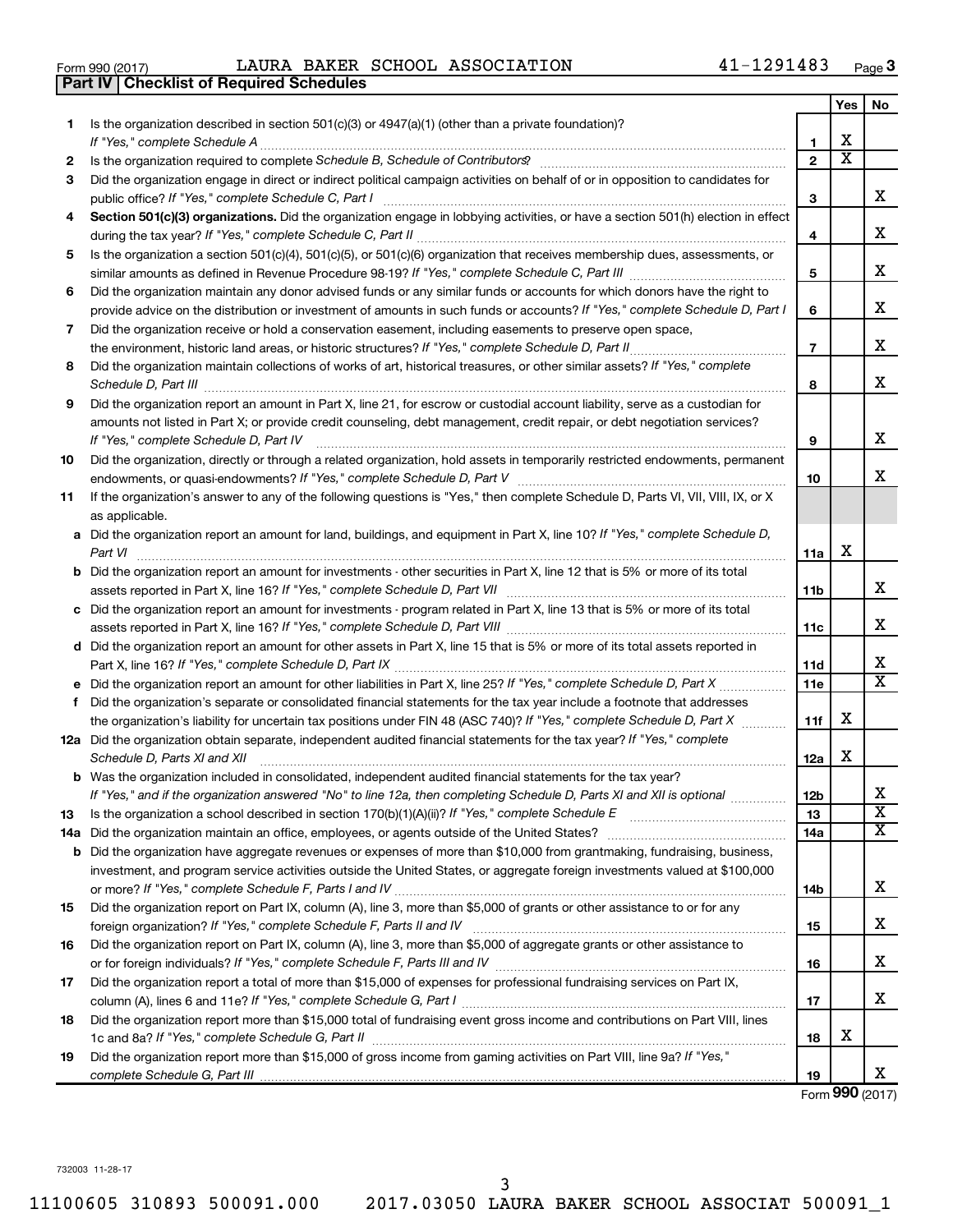Form 990 (2017) LAURA BAKER SCHOOL ASSOCIATION 41-1291483 Page 3

**Part IV | Checklist of Required Schedules**

| | | | Yes | No |
|---|---|---|---|---|
| 1 | Is the organization described in section 501(c)(3) or 4947(a)(1) (other than a private foundation)? *If "Yes," complete Schedule A* | 1 | X | |
| 2 | Is the organization required to complete *Schedule B, Schedule of Contributors*? | 2 | X | |
| 3 | Did the organization engage in direct or indirect political campaign activities on behalf of or in opposition to candidates for public office? *If "Yes," complete Schedule C, Part I* | 3 | | X |
| 4 | **Section 501(c)(3) organizations.** Did the organization engage in lobbying activities, or have a section 501(h) election in effect during the tax year? *If "Yes," complete Schedule C, Part II* | 4 | | X |
| 5 | Is the organization a section 501(c)(4), 501(c)(5), or 501(c)(6) organization that receives membership dues, assessments, or similar amounts as defined in Revenue Procedure 98-19? *If "Yes," complete Schedule C, Part III* | 5 | | X |
| 6 | Did the organization maintain any donor advised funds or any similar funds or accounts for which donors have the right to provide advice on the distribution or investment of amounts in such funds or accounts? *If "Yes," complete Schedule D, Part I* | 6 | | X |
| 7 | Did the organization receive or hold a conservation easement, including easements to preserve open space, the environment, historic land areas, or historic structures? *If "Yes," complete Schedule D, Part II* | 7 | | X |
| 8 | Did the organization maintain collections of works of art, historical treasures, or other similar assets? *If "Yes," complete Schedule D, Part III* | 8 | | X |
| 9 | Did the organization report an amount in Part X, line 21, for escrow or custodial account liability, serve as a custodian for amounts not listed in Part X; or provide credit counseling, debt management, credit repair, or debt negotiation services? *If "Yes," complete Schedule D, Part IV* | 9 | | X |
| 10 | Did the organization, directly or through a related organization, hold assets in temporarily restricted endowments, permanent endowments, or quasi-endowments? *If "Yes," complete Schedule D, Part V* | 10 | | X |
| 11 | If the organization's answer to any of the following questions is "Yes," then complete Schedule D, Parts VI, VII, VIII, IX, or X as applicable. | | | |
| a | Did the organization report an amount for land, buildings, and equipment in Part X, line 10? *If "Yes," complete Schedule D, Part VI* | 11a | X | |
| b | Did the organization report an amount for investments - other securities in Part X, line 12 that is 5% or more of its total assets reported in Part X, line 16? *If "Yes," complete Schedule D, Part VII* | 11b | | X |
| c | Did the organization report an amount for investments - program related in Part X, line 13 that is 5% or more of its total assets reported in Part X, line 16? *If "Yes," complete Schedule D, Part VIII* | 11c | | X |
| d | Did the organization report an amount for other assets in Part X, line 15 that is 5% or more of its total assets reported in Part X, line 16? *If "Yes," complete Schedule D, Part IX* | 11d | | X |
| e | Did the organization report an amount for other liabilities in Part X, line 25? *If "Yes," complete Schedule D, Part X* | 11e | | X |
| f | Did the organization's separate or consolidated financial statements for the tax year include a footnote that addresses the organization's liability for uncertain tax positions under FIN 48 (ASC 740)? *If "Yes," complete Schedule D, Part X* | 11f | X | |
| 12a | Did the organization obtain separate, independent audited financial statements for the tax year? *If "Yes," complete Schedule D, Parts XI and XII* | 12a | X | |
| b | Was the organization included in consolidated, independent audited financial statements for the tax year? *If "Yes," and if the organization answered "No" to line 12a, then completing Schedule D, Parts XI and XII is optional* | 12b | | X |
| 13 | Is the organization a school described in section 170(b)(1)(A)(ii)? *If "Yes," complete Schedule E* | 13 | | X |
| 14a | Did the organization maintain an office, employees, or agents outside of the United States? | 14a | | X |
| b | Did the organization have aggregate revenues or expenses of more than $10,000 from grantmaking, fundraising, business, investment, and program service activities outside the United States, or aggregate foreign investments valued at $100,000 or more? *If "Yes," complete Schedule F, Parts I and IV* | 14b | | X |
| 15 | Did the organization report on Part IX, column (A), line 3, more than $5,000 of grants or other assistance to or for any foreign organization? *If "Yes," complete Schedule F, Parts II and IV* | 15 | | X |
| 16 | Did the organization report on Part IX, column (A), line 3, more than $5,000 of aggregate grants or other assistance to or for foreign individuals? *If "Yes," complete Schedule F, Parts III and IV* | 16 | | X |
| 17 | Did the organization report a total of more than $15,000 of expenses for professional fundraising services on Part IX, column (A), lines 6 and 11e? *If "Yes," complete Schedule G, Part I* | 17 | | X |
| 18 | Did the organization report more than $15,000 total of fundraising event gross income and contributions on Part VIII, lines 1c and 8a? *If "Yes," complete Schedule G, Part II* | 18 | X | |
| 19 | Did the organization report more than $15,000 of gross income from gaming activities on Part VIII, line 9a? *If "Yes," complete Schedule G, Part III* | 19 | | X |

Form **990** (2017)

732003 11-28-17

11100605 310893 500091.000 2017.03050 LAURA BAKER SCHOOL ASSOCIAT 500091_1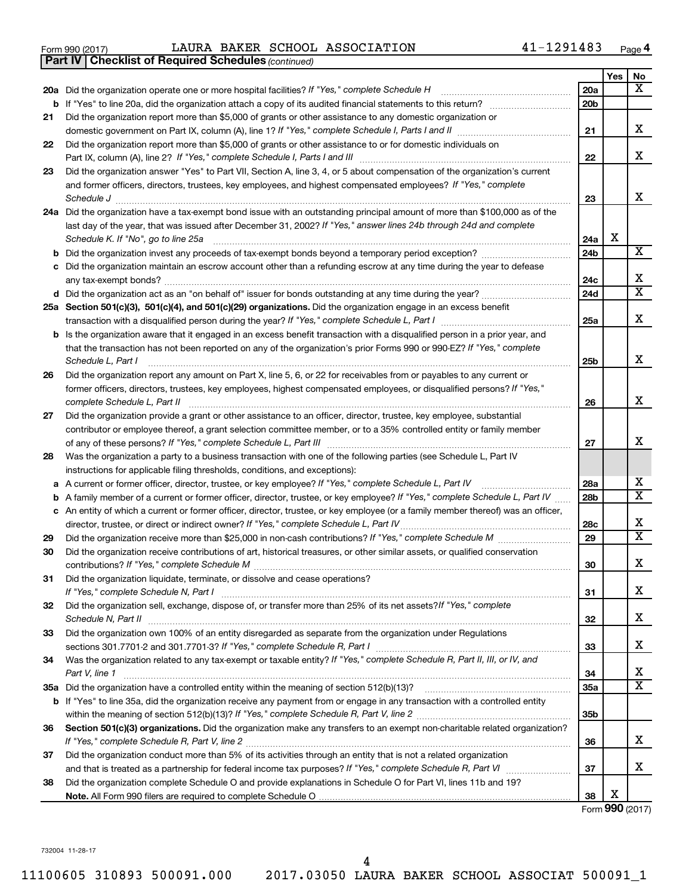Form 990 (2017) LAURA BAKER SCHOOL ASSOCIATION 41-1291483 Page 4

**Part IV | Checklist of Required Schedules** *(continued)*

| | | | Yes | No |
|---|---|---|---|---|
| **20a** | Did the organization operate one or more hospital facilities? *If "Yes," complete Schedule H* | 20a | | X |
| **b** | If "Yes" to line 20a, did the organization attach a copy of its audited financial statements to this return? | 20b | | |
| **21** | Did the organization report more than $5,000 of grants or other assistance to any domestic organization or domestic government on Part IX, column (A), line 1? *If "Yes," complete Schedule I, Parts I and II* | 21 | | X |
| **22** | Did the organization report more than $5,000 of grants or other assistance to or for domestic individuals on Part IX, column (A), line 2? *If "Yes," complete Schedule I, Parts I and III* | 22 | | X |
| **23** | Did the organization answer "Yes" to Part VII, Section A, line 3, 4, or 5 about compensation of the organization's current and former officers, directors, trustees, key employees, and highest compensated employees? *If "Yes," complete Schedule J* | 23 | | X |
| **24a** | Did the organization have a tax-exempt bond issue with an outstanding principal amount of more than $100,000 as of the last day of the year, that was issued after December 31, 2002? *If "Yes," answer lines 24b through 24d and complete Schedule K. If "No", go to line 25a* | 24a | X | |
| **b** | Did the organization invest any proceeds of tax-exempt bonds beyond a temporary period exception? | 24b | | X |
| **c** | Did the organization maintain an escrow account other than a refunding escrow at any time during the year to defease any tax-exempt bonds? | 24c | | X |
| **d** | Did the organization act as an "on behalf of" issuer for bonds outstanding at any time during the year? | 24d | | X |
| **25a** | **Section 501(c)(3), 501(c)(4), and 501(c)(29) organizations.** Did the organization engage in an excess benefit transaction with a disqualified person during the year? *If "Yes," complete Schedule L, Part I* | 25a | | X |
| **b** | Is the organization aware that it engaged in an excess benefit transaction with a disqualified person in a prior year, and that the transaction has not been reported on any of the organization's prior Forms 990 or 990-EZ? *If "Yes," complete Schedule L, Part I* | 25b | | X |
| **26** | Did the organization report any amount on Part X, line 5, 6, or 22 for receivables from or payables to any current or former officers, directors, trustees, key employees, highest compensated employees, or disqualified persons? *If "Yes," complete Schedule L, Part II* | 26 | | X |
| **27** | Did the organization provide a grant or other assistance to an officer, director, trustee, key employee, substantial contributor or employee thereof, a grant selection committee member, or to a 35% controlled entity or family member of any of these persons? *If "Yes," complete Schedule L, Part III* | 27 | | X |
| **28** | Was the organization a party to a business transaction with one of the following parties (see Schedule L, Part IV instructions for applicable filing thresholds, conditions, and exceptions): | | | |
| **a** | A current or former officer, director, trustee, or key employee? *If "Yes," complete Schedule L, Part IV* | 28a | | X |
| **b** | A family member of a current or former officer, director, trustee, or key employee? *If "Yes," complete Schedule L, Part IV* | 28b | | X |
| **c** | An entity of which a current or former officer, director, trustee, or key employee (or a family member thereof) was an officer, director, trustee, or direct or indirect owner? *If "Yes," complete Schedule L, Part IV* | 28c | | X |
| **29** | Did the organization receive more than $25,000 in non-cash contributions? *If "Yes," complete Schedule M* | 29 | | X |
| **30** | Did the organization receive contributions of art, historical treasures, or other similar assets, or qualified conservation contributions? *If "Yes," complete Schedule M* | 30 | | X |
| **31** | Did the organization liquidate, terminate, or dissolve and cease operations? *If "Yes," complete Schedule N, Part I* | 31 | | X |
| **32** | Did the organization sell, exchange, dispose of, or transfer more than 25% of its net assets? *If "Yes," complete Schedule N, Part II* | 32 | | X |
| **33** | Did the organization own 100% of an entity disregarded as separate from the organization under Regulations sections 301.7701-2 and 301.7701-3? *If "Yes," complete Schedule R, Part I* | 33 | | X |
| **34** | Was the organization related to any tax-exempt or taxable entity? *If "Yes," complete Schedule R, Part II, III, or IV, and Part V, line 1* | 34 | | X |
| **35a** | Did the organization have a controlled entity within the meaning of section 512(b)(13)? | 35a | | X |
| **b** | If "Yes" to line 35a, did the organization receive any payment from or engage in any transaction with a controlled entity within the meaning of section 512(b)(13)? *If "Yes," complete Schedule R, Part V, line 2* | 35b | | |
| **36** | **Section 501(c)(3) organizations.** Did the organization make any transfers to an exempt non-charitable related organization? *If "Yes," complete Schedule R, Part V, line 2* | 36 | | X |
| **37** | Did the organization conduct more than 5% of its activities through an entity that is not a related organization and that is treated as a partnership for federal income tax purposes? *If "Yes," complete Schedule R, Part VI* | 37 | | X |
| **38** | Did the organization complete Schedule O and provide explanations in Schedule O for Part VI, lines 11b and 19? **Note.** All Form 990 filers are required to complete Schedule O | 38 | X | |

Form **990** (2017)

732004 11-28-17

11100605 310893 500091.000 2017.03050 LAURA BAKER SCHOOL ASSOCIAT 500091_1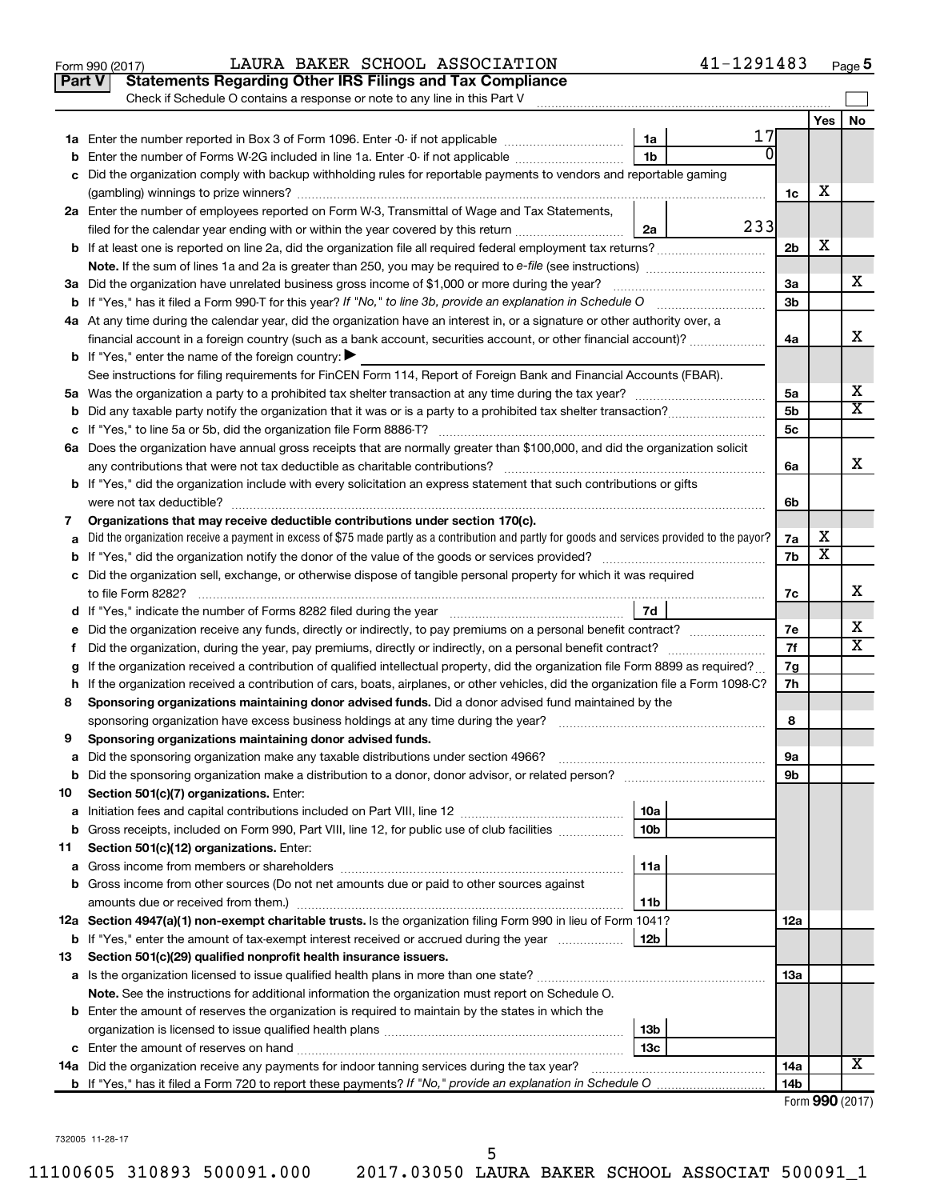Form 990 (2017) LAURA BAKER SCHOOL ASSOCIATION 41-1291483 Page **5**

## Part V Statements Regarding Other IRS Filings and Tax Compliance

Check if Schedule O contains a response or note to any line in this Part V

| | | | | | Yes | No |
|---|---|---|---|---|---|---|
| **1a** | Enter the number reported in Box 3 of Form 1096. Enter -0- if not applicable | 1a | 17 | | | |
| **b** | Enter the number of Forms W-2G included in line 1a. Enter -0- if not applicable | 1b | 0 | | | |
| **c** | Did the organization comply with backup withholding rules for reportable payments to vendors and reportable gaming (gambling) winnings to prize winners? | | | 1c | X | |
| **2a** | Enter the number of employees reported on Form W-3, Transmittal of Wage and Tax Statements, filed for the calendar year ending with or within the year covered by this return | 2a | 233 | | | |
| **b** | If at least one is reported on line 2a, did the organization file all required federal employment tax returns? | | | 2b | X | |
| | **Note.** If the sum of lines 1a and 2a is greater than 250, you may be required to *e-file* (see instructions) | | | | | |
| **3a** | Did the organization have unrelated business gross income of $1,000 or more during the year? | | | 3a | | X |
| **b** | If "Yes," has it filed a Form 990-T for this year? *If "No," to line 3b, provide an explanation in Schedule O* | | | 3b | | |
| **4a** | At any time during the calendar year, did the organization have an interest in, or a signature or other authority over, a financial account in a foreign country (such as a bank account, securities account, or other financial account)? | | | 4a | | X |
| **b** | If "Yes," enter the name of the foreign country: ▶ | | | | | |
| | See instructions for filing requirements for FinCEN Form 114, Report of Foreign Bank and Financial Accounts (FBAR). | | | | | |
| **5a** | Was the organization a party to a prohibited tax shelter transaction at any time during the tax year? | | | 5a | | X |
| **b** | Did any taxable party notify the organization that it was or is a party to a prohibited tax shelter transaction? | | | 5b | | X |
| **c** | If "Yes," to line 5a or 5b, did the organization file Form 8886-T? | | | 5c | | |
| **6a** | Does the organization have annual gross receipts that are normally greater than $100,000, and did the organization solicit any contributions that were not tax deductible as charitable contributions? | | | 6a | | X |
| **b** | If "Yes," did the organization include with every solicitation an express statement that such contributions or gifts were not tax deductible? | | | 6b | | |
| **7** | **Organizations that may receive deductible contributions under section 170(c).** | | | | | |
| **a** | Did the organization receive a payment in excess of $75 made partly as a contribution and partly for goods and services provided to the payor? | | | 7a | X | |
| **b** | If "Yes," did the organization notify the donor of the value of the goods or services provided? | | | 7b | X | |
| **c** | Did the organization sell, exchange, or otherwise dispose of tangible personal property for which it was required to file Form 8282? | | | 7c | | X |
| **d** | If "Yes," indicate the number of Forms 8282 filed during the year | 7d | | | | |
| **e** | Did the organization receive any funds, directly or indirectly, to pay premiums on a personal benefit contract? | | | 7e | | X |
| **f** | Did the organization, during the year, pay premiums, directly or indirectly, on a personal benefit contract? | | | 7f | | X |
| **g** | If the organization received a contribution of qualified intellectual property, did the organization file Form 8899 as required? | | | 7g | | |
| **h** | If the organization received a contribution of cars, boats, airplanes, or other vehicles, did the organization file a Form 1098-C? | | | 7h | | |
| **8** | **Sponsoring organizations maintaining donor advised funds.** Did a donor advised fund maintained by the sponsoring organization have excess business holdings at any time during the year? | | | 8 | | |
| **9** | **Sponsoring organizations maintaining donor advised funds.** | | | | | |
| **a** | Did the sponsoring organization make any taxable distributions under section 4966? | | | 9a | | |
| **b** | Did the sponsoring organization make a distribution to a donor, donor advisor, or related person? | | | 9b | | |
| **10** | **Section 501(c)(7) organizations.** Enter: | | | | | |
| **a** | Initiation fees and capital contributions included on Part VIII, line 12 | 10a | | | | |
| **b** | Gross receipts, included on Form 990, Part VIII, line 12, for public use of club facilities | 10b | | | | |
| **11** | **Section 501(c)(12) organizations.** Enter: | | | | | |
| **a** | Gross income from members or shareholders | 11a | | | | |
| **b** | Gross income from other sources (Do not net amounts due or paid to other sources against amounts due or received from them.) | 11b | | | | |
| **12a** | **Section 4947(a)(1) non-exempt charitable trusts.** Is the organization filing Form 990 in lieu of Form 1041? | | | 12a | | |
| **b** | If "Yes," enter the amount of tax-exempt interest received or accrued during the year | 12b | | | | |
| **13** | **Section 501(c)(29) qualified nonprofit health insurance issuers.** | | | | | |
| **a** | Is the organization licensed to issue qualified health plans in more than one state? | | | 13a | | |
| | **Note.** See the instructions for additional information the organization must report on Schedule O. | | | | | |
| **b** | Enter the amount of reserves the organization is required to maintain by the states in which the organization is licensed to issue qualified health plans | 13b | | | | |
| **c** | Enter the amount of reserves on hand | 13c | | | | |
| **14a** | Did the organization receive any payments for indoor tanning services during the tax year? | | | 14a | | X |
| **b** | If "Yes," has it filed a Form 720 to report these payments? *If "No," provide an explanation in Schedule O* | | | 14b | | |

Form **990** (2017)

732005 11-28-17

11100605 310893 500091.000 2017.03050 LAURA BAKER SCHOOL ASSOCIAT 500091_1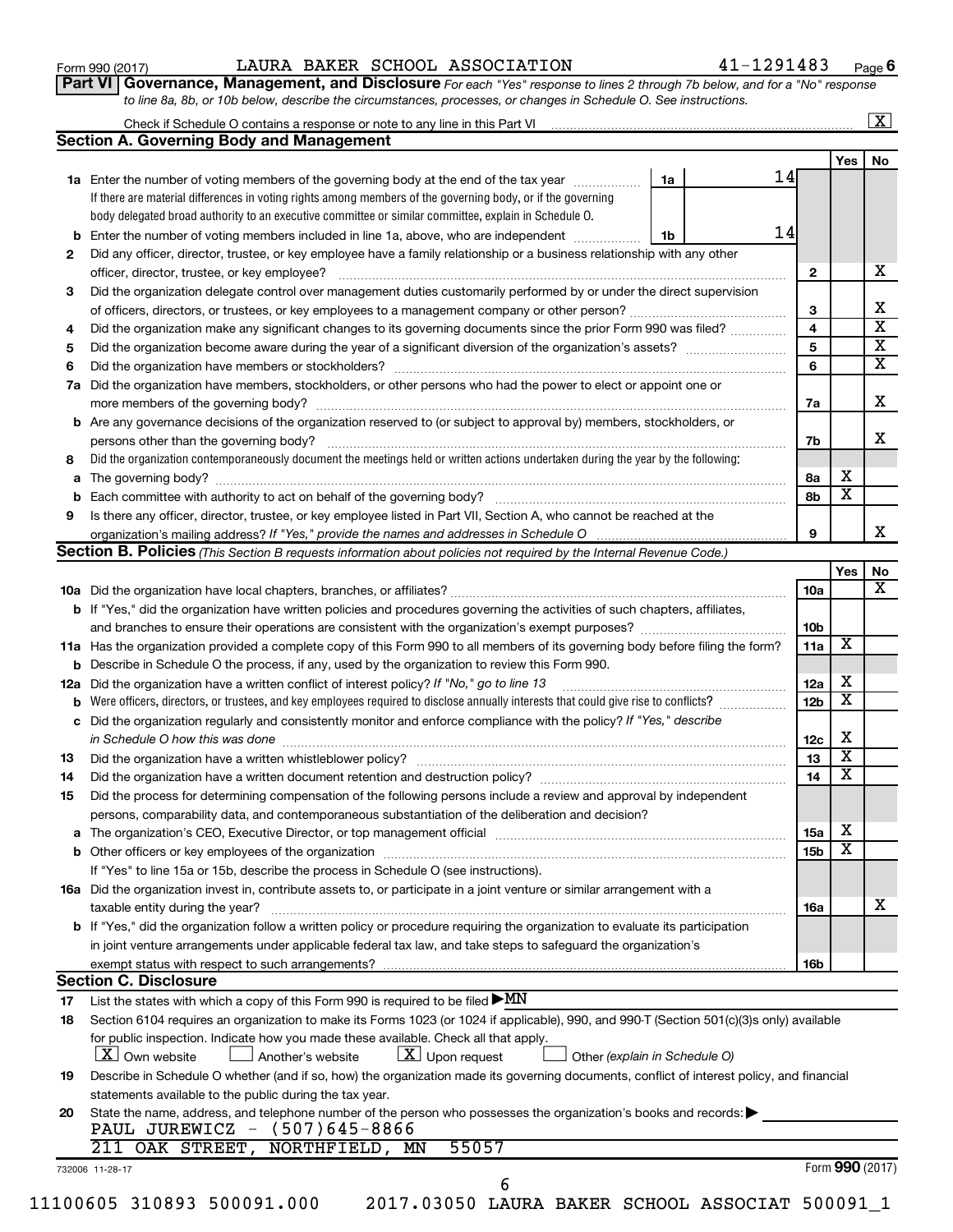Form 990 (2017) LAURA BAKER SCHOOL ASSOCIATION 41-1291483 Page **6**

**Part VI** **Governance, Management, and Disclosure** *For each "Yes" response to lines 2 through 7b below, and for a "No" response to line 8a, 8b, or 10b below, describe the circumstances, processes, or changes in Schedule O. See instructions.*

Check if Schedule O contains a response or note to any line in this Part VI ☒

## Section A. Governing Body and Management

| | | | | Yes | No |
|---|---|---|---|---|---|
| **1a** | Enter the number of voting members of the governing body at the end of the tax year. If there are material differences in voting rights among members of the governing body, or if the governing body delegated broad authority to an executive committee or similar committee, explain in Schedule O. | 1a 14 | | | |
| **b** | Enter the number of voting members included in line 1a, above, who are independent | 1b 14 | | | |
| **2** | Did any officer, director, trustee, or key employee have a family relationship or a business relationship with any other officer, director, trustee, or key employee? | | 2 | | X |
| **3** | Did the organization delegate control over management duties customarily performed by or under the direct supervision of officers, directors, or trustees, or key employees to a management company or other person? | | 3 | | X |
| **4** | Did the organization make any significant changes to its governing documents since the prior Form 990 was filed? | | 4 | | X |
| **5** | Did the organization become aware during the year of a significant diversion of the organization's assets? | | 5 | | X |
| **6** | Did the organization have members or stockholders? | | 6 | | X |
| **7a** | Did the organization have members, stockholders, or other persons who had the power to elect or appoint one or more members of the governing body? | | 7a | | X |
| **b** | Are any governance decisions of the organization reserved to (or subject to approval by) members, stockholders, or persons other than the governing body? | | 7b | | X |
| **8** | Did the organization contemporaneously document the meetings held or written actions undertaken during the year by the following: | | | | |
| **a** | The governing body? | | 8a | X | |
| **b** | Each committee with authority to act on behalf of the governing body? | | 8b | X | |
| **9** | Is there any officer, director, trustee, or key employee listed in Part VII, Section A, who cannot be reached at the organization's mailing address? *If "Yes," provide the names and addresses in Schedule O* | | 9 | | X |

## Section B. Policies *(This Section B requests information about policies not required by the Internal Revenue Code.)*

| | | | Yes | No |
|---|---|---|---|---|
| **10a** | Did the organization have local chapters, branches, or affiliates? | 10a | | X |
| **b** | If "Yes," did the organization have written policies and procedures governing the activities of such chapters, affiliates, and branches to ensure their operations are consistent with the organization's exempt purposes? | 10b | | |
| **11a** | Has the organization provided a complete copy of this Form 990 to all members of its governing body before filing the form? | 11a | X | |
| **b** | Describe in Schedule O the process, if any, used by the organization to review this Form 990. | | | |
| **12a** | Did the organization have a written conflict of interest policy? *If "No," go to line 13* | 12a | X | |
| **b** | Were officers, directors, or trustees, and key employees required to disclose annually interests that could give rise to conflicts? | 12b | X | |
| **c** | Did the organization regularly and consistently monitor and enforce compliance with the policy? *If "Yes," describe in Schedule O how this was done* | 12c | X | |
| **13** | Did the organization have a written whistleblower policy? | 13 | X | |
| **14** | Did the organization have a written document retention and destruction policy? | 14 | X | |
| **15** | Did the process for determining compensation of the following persons include a review and approval by independent persons, comparability data, and contemporaneous substantiation of the deliberation and decision? | | | |
| **a** | The organization's CEO, Executive Director, or top management official | 15a | X | |
| **b** | Other officers or key employees of the organization | 15b | X | |
| | If "Yes" to line 15a or 15b, describe the process in Schedule O (see instructions). | | | |
| **16a** | Did the organization invest in, contribute assets to, or participate in a joint venture or similar arrangement with a taxable entity during the year? | 16a | | X |
| **b** | If "Yes," did the organization follow a written policy or procedure requiring the organization to evaluate its participation in joint venture arrangements under applicable federal tax law, and take steps to safeguard the organization's exempt status with respect to such arrangements? | 16b | | |

## Section C. Disclosure

**17** List the states with which a copy of this Form 990 is required to be filed ▶ MN

**18** Section 6104 requires an organization to make its Forms 1023 (or 1024 if applicable), 990, and 990-T (Section 501(c)(3)s only) available for public inspection. Indicate how you made these available. Check all that apply.

☒ Own website ☐ Another's website ☒ Upon request ☐ Other *(explain in Schedule O)*

**19** Describe in Schedule O whether (and if so, how) the organization made its governing documents, conflict of interest policy, and financial statements available to the public during the tax year.

**20** State the name, address, and telephone number of the person who possesses the organization's books and records: ▶

PAUL JUREWICZ - (507)645-8866
211 OAK STREET, NORTHFIELD, MN 55057

732006 11-28-17 Form **990** (2017)

11100605 310893 500091.000 2017.03050 LAURA BAKER SCHOOL ASSOCIAT 500091_1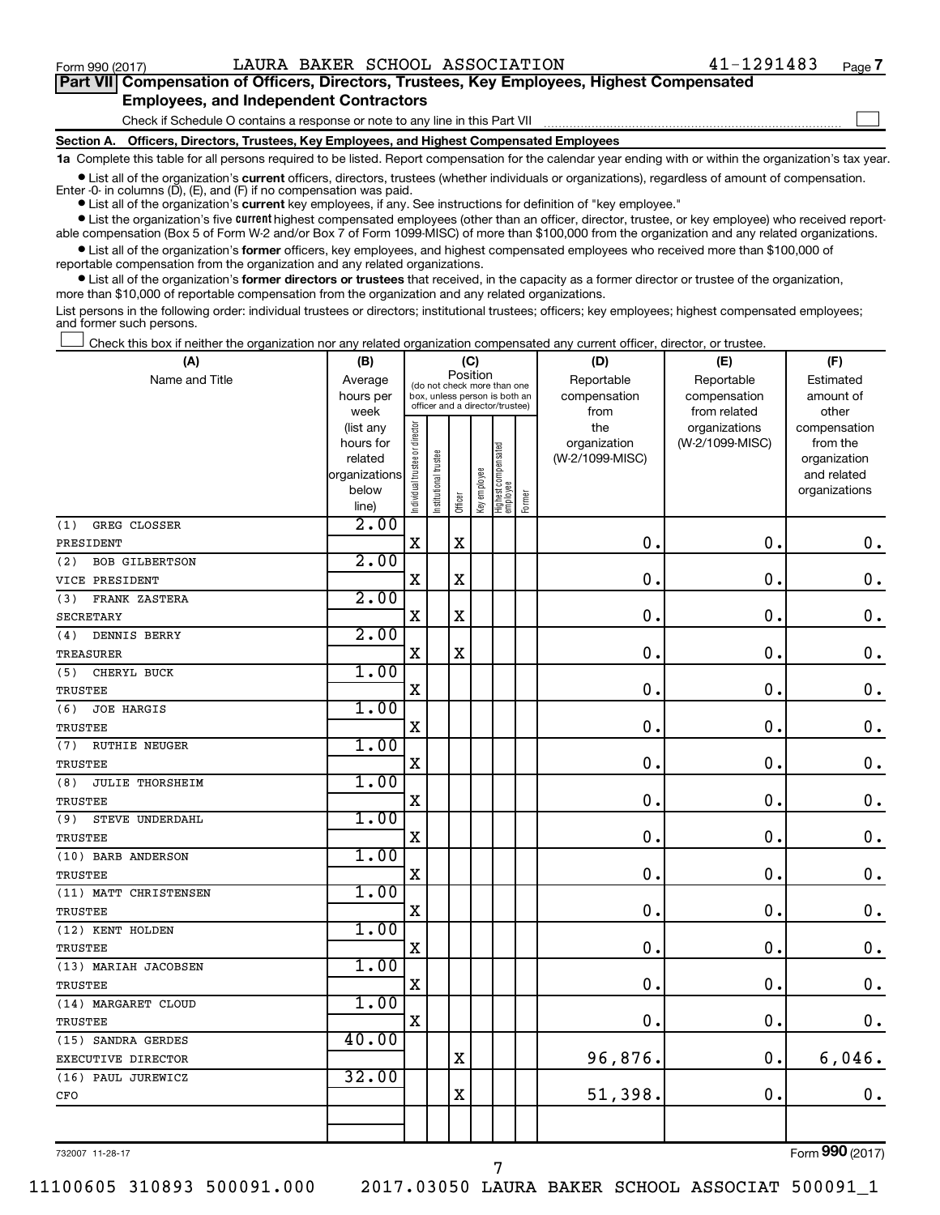Form 990 (2017) LAURA BAKER SCHOOL ASSOCIATION 41-1291483

**Part VII Compensation of Officers, Directors, Trustees, Key Employees, Highest Compensated Employees, and Independent Contractors**

Check if Schedule O contains a response or note to any line in this Part VII ☐

**Section A. Officers, Directors, Trustees, Key Employees, and Highest Compensated Employees**

**1a** Complete this table for all persons required to be listed. Report compensation for the calendar year ending with or within the organization's tax year.

- List all of the organization's **current** officers, directors, trustees (whether individuals or organizations), regardless of amount of compensation. Enter -0- in columns (D), (E), and (F) if no compensation was paid.
- List all of the organization's **current** key employees, if any. See instructions for definition of "key employee."
- List the organization's five **current** highest compensated employees (other than an officer, director, trustee, or key employee) who received reportable compensation (Box 5 of Form W-2 and/or Box 7 of Form 1099-MISC) of more than $100,000 from the organization and any related organizations.
- List all of the organization's **former** officers, key employees, and highest compensated employees who received more than $100,000 of reportable compensation from the organization and any related organizations.
- List all of the organization's **former directors or trustees** that received, in the capacity as a former director or trustee of the organization, more than $10,000 of reportable compensation from the organization and any related organizations.

List persons in the following order: individual trustees or directors; institutional trustees; officers; key employees; highest compensated employees; and former such persons.

☐ Check this box if neither the organization nor any related organization compensated any current officer, director, or trustee.

| (A) Name and Title | (B) Average hours per week (list any hours for related organizations below line) | (C) Position: Individual trustee or director | Institutional trustee | Officer | Key employee | Highest compensated employee | Former | (D) Reportable compensation from the organization (W-2/1099-MISC) | (E) Reportable compensation from related organizations (W-2/1099-MISC) | (F) Estimated amount of other compensation from the organization and related organizations |
|---|---|---|---|---|---|---|---|---|---|---|
| (1) GREG CLOSSER<br>PRESIDENT | 2.00 | X | | X | | | | 0. | 0. | 0. |
| (2) BOB GILBERTSON<br>VICE PRESIDENT | 2.00 | X | | X | | | | 0. | 0. | 0. |
| (3) FRANK ZASTERA<br>SECRETARY | 2.00 | X | | X | | | | 0. | 0. | 0. |
| (4) DENNIS BERRY<br>TREASURER | 2.00 | X | | X | | | | 0. | 0. | 0. |
| (5) CHERYL BUCK<br>TRUSTEE | 1.00 | X | | | | | | 0. | 0. | 0. |
| (6) JOE HARGIS<br>TRUSTEE | 1.00 | X | | | | | | 0. | 0. | 0. |
| (7) RUTHIE NEUGER<br>TRUSTEE | 1.00 | X | | | | | | 0. | 0. | 0. |
| (8) JULIE THORSHEIM<br>TRUSTEE | 1.00 | X | | | | | | 0. | 0. | 0. |
| (9) STEVE UNDERDAHL<br>TRUSTEE | 1.00 | X | | | | | | 0. | 0. | 0. |
| (10) BARB ANDERSON<br>TRUSTEE | 1.00 | X | | | | | | 0. | 0. | 0. |
| (11) MATT CHRISTENSEN<br>TRUSTEE | 1.00 | X | | | | | | 0. | 0. | 0. |
| (12) KENT HOLDEN<br>TRUSTEE | 1.00 | X | | | | | | 0. | 0. | 0. |
| (13) MARIAH JACOBSEN<br>TRUSTEE | 1.00 | X | | | | | | 0. | 0. | 0. |
| (14) MARGARET CLOUD<br>TRUSTEE | 1.00 | X | | | | | | 0. | 0. | 0. |
| (15) SANDRA GERDES<br>EXECUTIVE DIRECTOR | 40.00 | | | X | | | | 96,876. | 0. | 6,046. |
| (16) PAUL JUREWICZ<br>CFO | 32.00 | | | X | | | | 51,398. | 0. | 0. |
| | | | | | | | | | | |

732007 11-28-17 Form **990** (2017)

11100605 310893 500091.000 2017.03050 LAURA BAKER SCHOOL ASSOCIAT 500091_1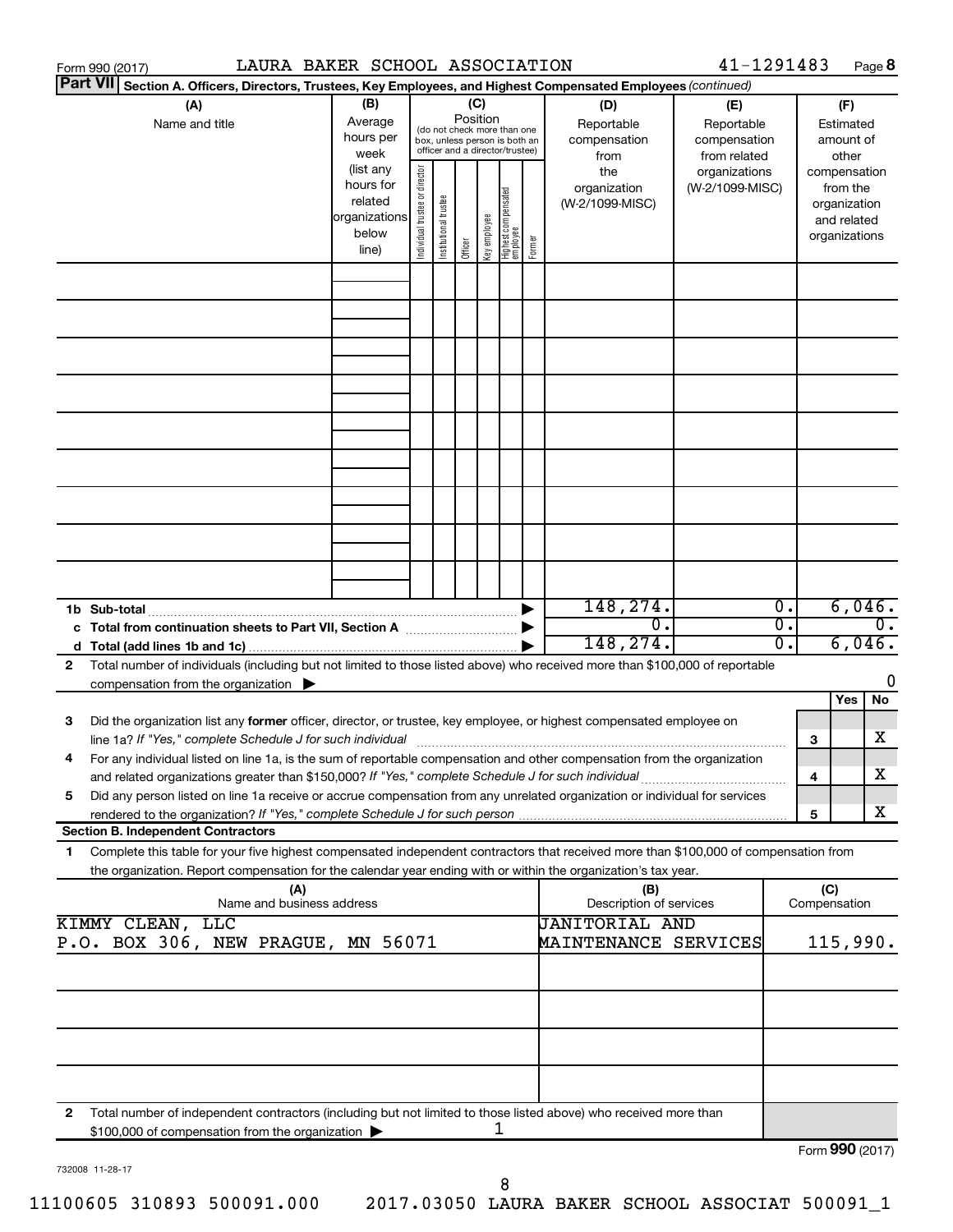Form 990 (2017) LAURA BAKER SCHOOL ASSOCIATION 41-1291483 Page **8**

**Part VII** **Section A. Officers, Directors, Trustees, Key Employees, and Highest Compensated Employees** *(continued)*

| (A) Name and title | (B) Average hours per week (list any hours for related organizations below line) | (C) Position (do not check more than one box, unless person is both an officer and a director/trustee) | | | | | | (D) Reportable compensation from the organization (W-2/1099-MISC) | (E) Reportable compensation from related organizations (W-2/1099-MISC) | (F) Estimated amount of other compensation from the organization and related organizations |
|---|---|---|---|---|---|---|---|---|---|---|
| | | Individual trustee or director | Institutional trustee | Officer | Key employee | Highest compensated employee | Former | | | |
| | | | | | | | | | | |
| **1b Sub-total** | | | | | | | | 148,274. | 0. | 6,046. |
| **c Total from continuation sheets to Part VII, Section A** | | | | | | | | 0. | 0. | 0. |
| **d Total (add lines 1b and 1c)** | | | | | | | | 148,274. | 0. | 6,046. |

**2** Total number of individuals (including but not limited to those listed above) who received more than $100,000 of reportable compensation from the organization ▶ 0

| | | | Yes | No |
|---|---|---|---|---|
| **3** | Did the organization list any **former** officer, director, or trustee, key employee, or highest compensated employee on line 1a? *If "Yes," complete Schedule J for such individual* | **3** | | X |
| **4** | For any individual listed on line 1a, is the sum of reportable compensation and other compensation from the organization and related organizations greater than $150,000? *If "Yes," complete Schedule J for such individual* | **4** | | X |
| **5** | Did any person listed on line 1a receive or accrue compensation from any unrelated organization or individual for services rendered to the organization? *If "Yes," complete Schedule J for such person* | **5** | | X |

**Section B. Independent Contractors**

**1** Complete this table for your five highest compensated independent contractors that received more than $100,000 of compensation from the organization. Report compensation for the calendar year ending with or within the organization's tax year.

| (A) Name and business address | (B) Description of services | (C) Compensation |
|---|---|---|
| KIMMY CLEAN, LLC P.O. BOX 306, NEW PRAGUE, MN 56071 | JANITORIAL AND MAINTENANCE SERVICES | 115,990. |
| | | |
| | | |
| | | |
| | | |

**2** Total number of independent contractors (including but not limited to those listed above) who received more than $100,000 of compensation from the organization ▶ 1

Form **990** (2017)

732008 11-28-17

11100605 310893 500091.000 2017.03050 LAURA BAKER SCHOOL ASSOCIAT 500091_1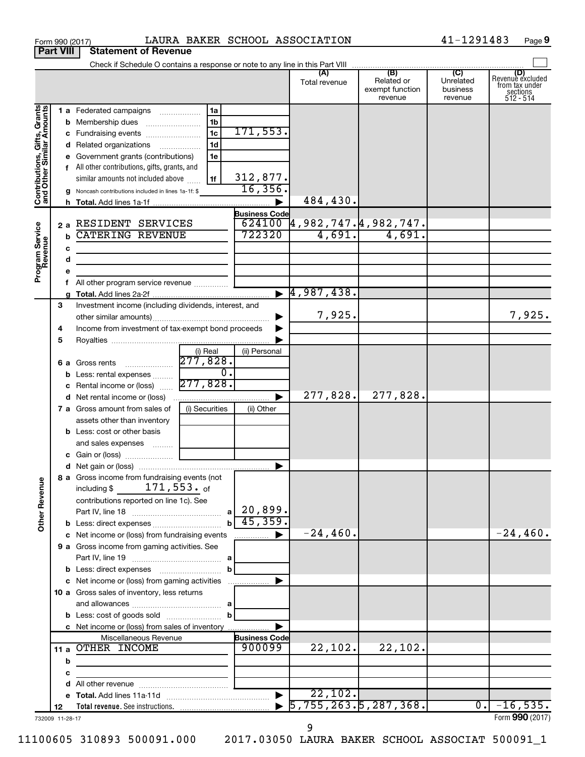Form 990 (2017) LAURA BAKER SCHOOL ASSOCIATION 41-1291483 Page 9

**Part VIII Statement of Revenue**

Check if Schedule O contains a response or note to any line in this Part VIII

| | | | (A) Total revenue | (B) Related or exempt function revenue | (C) Unrelated business revenue | (D) Revenue excluded from tax under sections 512 - 514 |
|---|---|---|---|---|---|---|
| **Contributions, Gifts, Grants and Other Similar Amounts** | 1a Federated campaigns | 1a | | | | |
| | b Membership dues | 1b | | | | |
| | c Fundraising events | 1c 171,553. | | | | |
| | d Related organizations | 1d | | | | |
| | e Government grants (contributions) | 1e | | | | |
| | f All other contributions, gifts, grants, and similar amounts not included above | 1f 312,877. | | | | |
| | g Noncash contributions included in lines 1a-1f: $ 16,356. | | | | | |
| | h Total. Add lines 1a-1f | | 484,430. | | | |
| **Program Service Revenue** | | Business Code | | | | |
| | 2a RESIDENT SERVICES | 624100 | 4,982,747. | 4,982,747. | | |
| | b CATERING REVENUE | 722320 | 4,691. | 4,691. | | |
| | c | | | | | |
| | d | | | | | |
| | e | | | | | |
| | f All other program service revenue | | | | | |
| | g Total. Add lines 2a-2f | | 4,987,438. | | | |
| **Other Revenue** | 3 Investment income (including dividends, interest, and other similar amounts) | | 7,925. | | | 7,925. |
| | 4 Income from investment of tax-exempt bond proceeds | | | | | |
| | 5 Royalties | | | | | |
| | | (i) Real / (ii) Personal | | | | |
| | 6a Gross rents | 277,828. / | | | | |
| | b Less: rental expenses | 0. / | | | | |
| | c Rental income or (loss) | 277,828. / | | | | |
| | d Net rental income or (loss) | | 277,828. | 277,828. | | |
| | 7a Gross amount from sales of assets other than inventory | (i) Securities / (ii) Other | | | | |
| | b Less: cost or other basis and sales expenses | | | | | |
| | c Gain or (loss) | | | | | |
| | d Net gain or (loss) | | | | | |
| | 8a Gross income from fundraising events (not including $ 171,553. of contributions reported on line 1c). See Part IV, line 18 | a 20,899. | | | | |
| | b Less: direct expenses | b 45,359. | | | | |
| | c Net income or (loss) from fundraising events | | -24,460. | | | -24,460. |
| | 9a Gross income from gaming activities. See Part IV, line 19 | a | | | | |
| | b Less: direct expenses | b | | | | |
| | c Net income or (loss) from gaming activities | | | | | |
| | 10a Gross sales of inventory, less returns and allowances | a | | | | |
| | b Less: cost of goods sold | b | | | | |
| | c Net income or (loss) from sales of inventory | | | | | |
| | Miscellaneous Revenue | Business Code | | | | |
| | 11a OTHER INCOME | 900099 | 22,102. | 22,102. | | |
| | b | | | | | |
| | c | | | | | |
| | d All other revenue | | | | | |
| | e Total. Add lines 11a-11d | | 22,102. | | | |
| | 12 Total revenue. See instructions. | | 5,755,263. | 5,287,368. | 0. | -16,535. |

732009 11-28-17 Form **990** (2017)

11100605 310893 500091.000 2017.03050 LAURA BAKER SCHOOL ASSOCIAT 500091_1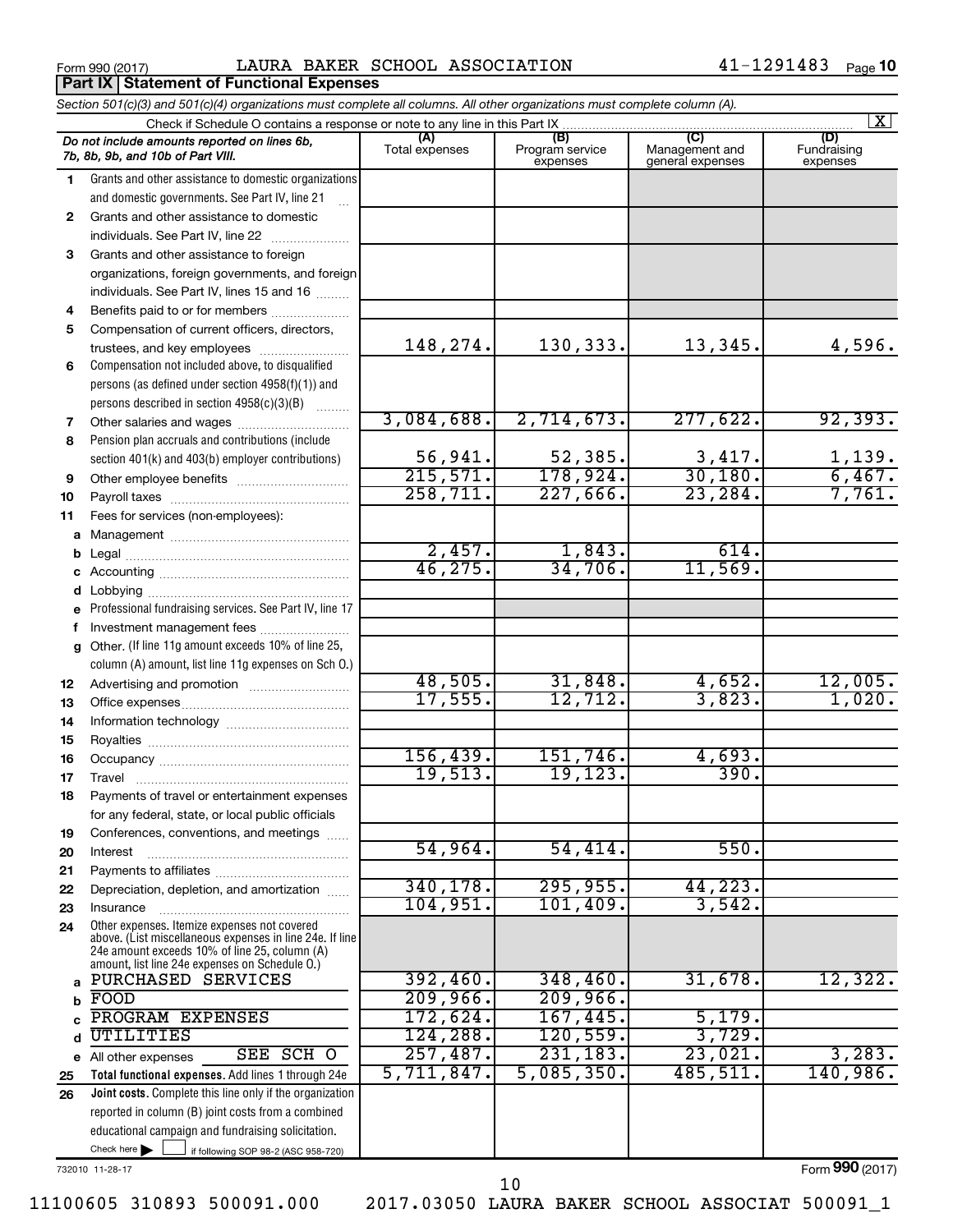Form 990 (2017) LAURA BAKER SCHOOL ASSOCIATION 41-1291483 Page 10

## Part IX Statement of Functional Expenses

*Section 501(c)(3) and 501(c)(4) organizations must complete all columns. All other organizations must complete column (A).*

Check if Schedule O contains a response or note to any line in this Part IX [X]

| | *Do not include amounts reported on lines 6b, 7b, 8b, 9b, and 10b of Part VIII.* | (A) Total expenses | (B) Program service expenses | (C) Management and general expenses | (D) Fundraising expenses |
|---|---|---|---|---|---|
| 1 | Grants and other assistance to domestic organizations and domestic governments. See Part IV, line 21 | | | | |
| 2 | Grants and other assistance to domestic individuals. See Part IV, line 22 | | | | |
| 3 | Grants and other assistance to foreign organizations, foreign governments, and foreign individuals. See Part IV, lines 15 and 16 | | | | |
| 4 | Benefits paid to or for members | | | | |
| 5 | Compensation of current officers, directors, trustees, and key employees | 148,274. | 130,333. | 13,345. | 4,596. |
| 6 | Compensation not included above, to disqualified persons (as defined under section 4958(f)(1)) and persons described in section 4958(c)(3)(B) | | | | |
| 7 | Other salaries and wages | 3,084,688. | 2,714,673. | 277,622. | 92,393. |
| 8 | Pension plan accruals and contributions (include section 401(k) and 403(b) employer contributions) | 56,941. | 52,385. | 3,417. | 1,139. |
| 9 | Other employee benefits | 215,571. | 178,924. | 30,180. | 6,467. |
| 10 | Payroll taxes | 258,711. | 227,666. | 23,284. | 7,761. |
| 11 | Fees for services (non-employees): | | | | |
| a | Management | | | | |
| b | Legal | 2,457. | 1,843. | 614. | |
| c | Accounting | 46,275. | 34,706. | 11,569. | |
| d | Lobbying | | | | |
| e | Professional fundraising services. See Part IV, line 17 | | | | |
| f | Investment management fees | | | | |
| g | Other. (If line 11g amount exceeds 10% of line 25, column (A) amount, list line 11g expenses on Sch O.) | | | | |
| 12 | Advertising and promotion | 48,505. | 31,848. | 4,652. | 12,005. |
| 13 | Office expenses | 17,555. | 12,712. | 3,823. | 1,020. |
| 14 | Information technology | | | | |
| 15 | Royalties | | | | |
| 16 | Occupancy | 156,439. | 151,746. | 4,693. | |
| 17 | Travel | 19,513. | 19,123. | 390. | |
| 18 | Payments of travel or entertainment expenses for any federal, state, or local public officials | | | | |
| 19 | Conferences, conventions, and meetings | | | | |
| 20 | Interest | 54,964. | 54,414. | 550. | |
| 21 | Payments to affiliates | | | | |
| 22 | Depreciation, depletion, and amortization | 340,178. | 295,955. | 44,223. | |
| 23 | Insurance | 104,951. | 101,409. | 3,542. | |
| 24 | Other expenses. Itemize expenses not covered above. (List miscellaneous expenses in line 24e. If line 24e amount exceeds 10% of line 25, column (A) amount, list line 24e expenses on Schedule O.) | | | | |
| a | PURCHASED SERVICES | 392,460. | 348,460. | 31,678. | 12,322. |
| b | FOOD | 209,966. | 209,966. | | |
| c | PROGRAM EXPENSES | 172,624. | 167,445. | 5,179. | |
| d | UTILITIES | 124,288. | 120,559. | 3,729. | |
| e | All other expenses SEE SCH O | 257,487. | 231,183. | 23,021. | 3,283. |
| 25 | **Total functional expenses.** Add lines 1 through 24e | 5,711,847. | 5,085,350. | 485,511. | 140,986. |
| 26 | **Joint costs.** Complete this line only if the organization reported in column (B) joint costs from a combined educational campaign and fundraising solicitation. Check here [ ] if following SOP 98-2 (ASC 958-720) | | | | |

732010 11-28-17

Form **990** (2017)

11100605 310893 500091.000 2017.03050 LAURA BAKER SCHOOL ASSOCIAT 500091_1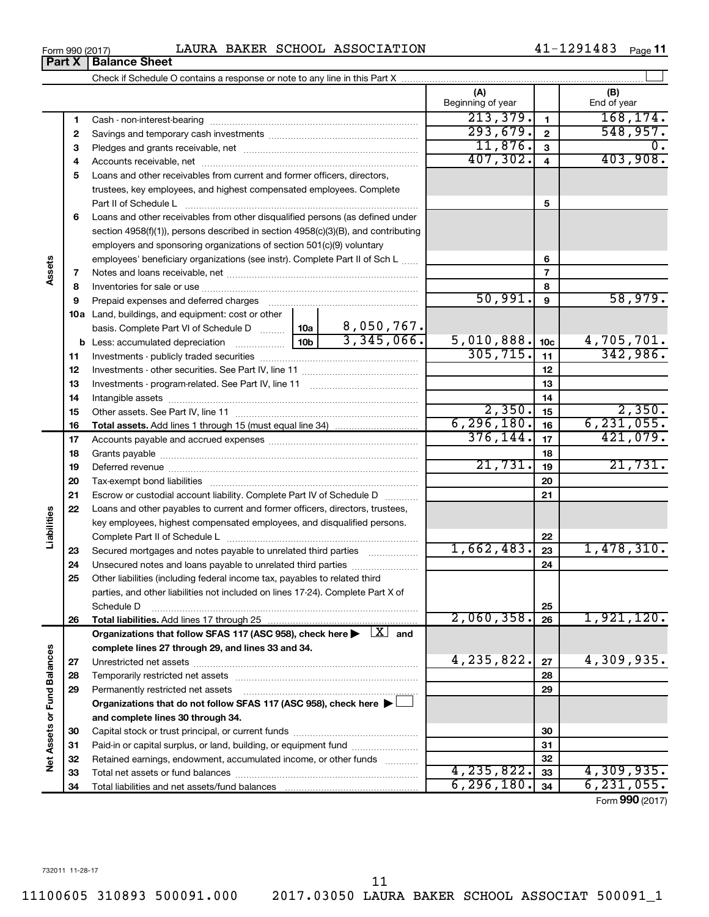Form 990 (2017) LAURA BAKER SCHOOL ASSOCIATION 41-1291483

## Part X | Balance Sheet

Check if Schedule O contains a response or note to any line in this Part X ☐

| | | | | | (A) Beginning of year | | (B) End of year |
|---|---|---|---|---|---|---|---|
| Assets | 1 | Cash - non-interest-bearing | | | 213,379. | 1 | 168,174. |
| | 2 | Savings and temporary cash investments | | | 293,679. | 2 | 548,957. |
| | 3 | Pledges and grants receivable, net | | | 11,876. | 3 | 0. |
| | 4 | Accounts receivable, net | | | 407,302. | 4 | 403,908. |
| | 5 | Loans and other receivables from current and former officers, directors, trustees, key employees, and highest compensated employees. Complete Part II of Schedule L | | | | 5 | |
| | 6 | Loans and other receivables from other disqualified persons (as defined under section 4958(f)(1)), persons described in section 4958(c)(3)(B), and contributing employers and sponsoring organizations of section 501(c)(9) voluntary employees' beneficiary organizations (see instr). Complete Part II of Sch L | | | | 6 | |
| | 7 | Notes and loans receivable, net | | | | 7 | |
| | 8 | Inventories for sale or use | | | | 8 | |
| | 9 | Prepaid expenses and deferred charges | | | 50,991. | 9 | 58,979. |
| | 10a | Land, buildings, and equipment: cost or other basis. Complete Part VI of Schedule D | 10a | 8,050,767. | | | |
| | b | Less: accumulated depreciation | 10b | 3,345,066. | 5,010,888. | 10c | 4,705,701. |
| | 11 | Investments - publicly traded securities | | | 305,715. | 11 | 342,986. |
| | 12 | Investments - other securities. See Part IV, line 11 | | | | 12 | |
| | 13 | Investments - program-related. See Part IV, line 11 | | | | 13 | |
| | 14 | Intangible assets | | | | 14 | |
| | 15 | Other assets. See Part IV, line 11 | | | 2,350. | 15 | 2,350. |
| | 16 | **Total assets.** Add lines 1 through 15 (must equal line 34) | | | 6,296,180. | 16 | 6,231,055. |
| Liabilities | 17 | Accounts payable and accrued expenses | | | 376,144. | 17 | 421,079. |
| | 18 | Grants payable | | | | 18 | |
| | 19 | Deferred revenue | | | 21,731. | 19 | 21,731. |
| | 20 | Tax-exempt bond liabilities | | | | 20 | |
| | 21 | Escrow or custodial account liability. Complete Part IV of Schedule D | | | | 21 | |
| | 22 | Loans and other payables to current and former officers, directors, trustees, key employees, highest compensated employees, and disqualified persons. Complete Part II of Schedule L | | | | 22 | |
| | 23 | Secured mortgages and notes payable to unrelated third parties | | | 1,662,483. | 23 | 1,478,310. |
| | 24 | Unsecured notes and loans payable to unrelated third parties | | | | 24 | |
| | 25 | Other liabilities (including federal income tax, payables to related third parties, and other liabilities not included on lines 17-24). Complete Part X of Schedule D | | | | 25 | |
| | 26 | **Total liabilities.** Add lines 17 through 25 | | | 2,060,358. | 26 | 1,921,120. |
| Net Assets or Fund Balances | | **Organizations that follow SFAS 117 (ASC 958), check here ▶ [X] and complete lines 27 through 29, and lines 33 and 34.** | | | | | |
| | 27 | Unrestricted net assets | | | 4,235,822. | 27 | 4,309,935. |
| | 28 | Temporarily restricted net assets | | | | 28 | |
| | 29 | Permanently restricted net assets | | | | 29 | |
| | | **Organizations that do not follow SFAS 117 (ASC 958), check here ▶ ☐ and complete lines 30 through 34.** | | | | | |
| | 30 | Capital stock or trust principal, or current funds | | | | 30 | |
| | 31 | Paid-in or capital surplus, or land, building, or equipment fund | | | | 31 | |
| | 32 | Retained earnings, endowment, accumulated income, or other funds | | | | 32 | |
| | 33 | Total net assets or fund balances | | | 4,235,822. | 33 | 4,309,935. |
| | 34 | Total liabilities and net assets/fund balances | | | 6,296,180. | 34 | 6,231,055. |

Form **990** (2017)

732011 11-28-17

11100605 310893 500091.000 2017.03050 LAURA BAKER SCHOOL ASSOCIAT 500091_1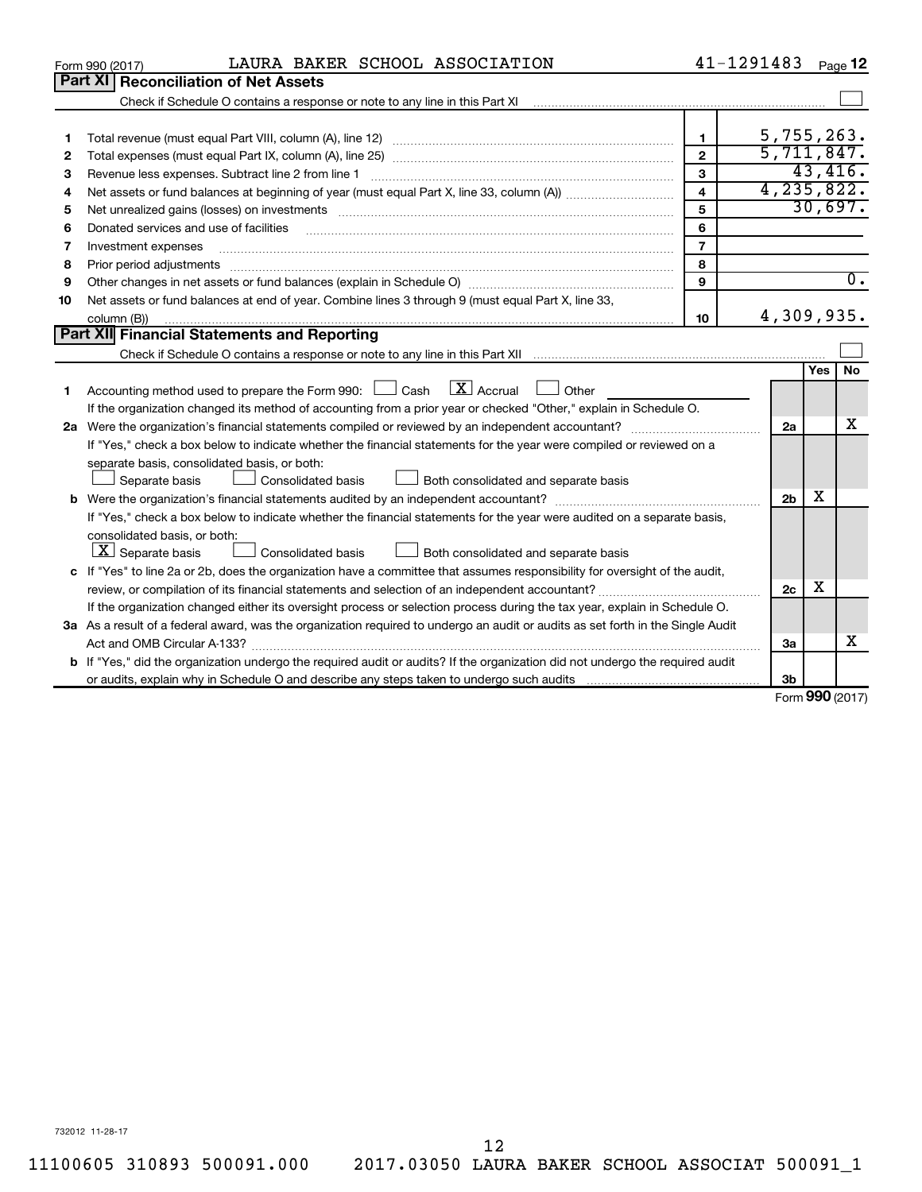Form 990 (2017) LAURA BAKER SCHOOL ASSOCIATION 41-1291483

## Part XI Reconciliation of Net Assets

Check if Schedule O contains a response or note to any line in this Part XI ☐

| | | | |
|---|---|---|---|
| 1 | Total revenue (must equal Part VIII, column (A), line 12) | 1 | 5,755,263. |
| 2 | Total expenses (must equal Part IX, column (A), line 25) | 2 | 5,711,847. |
| 3 | Revenue less expenses. Subtract line 2 from line 1 | 3 | 43,416. |
| 4 | Net assets or fund balances at beginning of year (must equal Part X, line 33, column (A)) | 4 | 4,235,822. |
| 5 | Net unrealized gains (losses) on investments | 5 | 30,697. |
| 6 | Donated services and use of facilities | 6 | |
| 7 | Investment expenses | 7 | |
| 8 | Prior period adjustments | 8 | |
| 9 | Other changes in net assets or fund balances (explain in Schedule O) | 9 | 0. |
| 10 | Net assets or fund balances at end of year. Combine lines 3 through 9 (must equal Part X, line 33, column (B)) | 10 | 4,309,935. |

## Part XII Financial Statements and Reporting

Check if Schedule O contains a response or note to any line in this Part XII ☐

| | | | Yes | No |
|---|---|---|---|---|
| 1 | Accounting method used to prepare the Form 990: ☐ Cash ☒ Accrual ☐ Other<br>If the organization changed its method of accounting from a prior year or checked "Other," explain in Schedule O. | | | |
| 2a | Were the organization's financial statements compiled or reviewed by an independent accountant?<br>If "Yes," check a box below to indicate whether the financial statements for the year were compiled or reviewed on a separate basis, consolidated basis, or both:<br>☐ Separate basis ☐ Consolidated basis ☐ Both consolidated and separate basis | 2a | | X |
| b | Were the organization's financial statements audited by an independent accountant?<br>If "Yes," check a box below to indicate whether the financial statements for the year were audited on a separate basis, consolidated basis, or both:<br>☒ Separate basis ☐ Consolidated basis ☐ Both consolidated and separate basis | 2b | X | |
| c | If "Yes" to line 2a or 2b, does the organization have a committee that assumes responsibility for oversight of the audit, review, or compilation of its financial statements and selection of an independent accountant?<br>If the organization changed either its oversight process or selection process during the tax year, explain in Schedule O. | 2c | X | |
| 3a | As a result of a federal award, was the organization required to undergo an audit or audits as set forth in the Single Audit Act and OMB Circular A-133? | 3a | | X |
| b | If "Yes," did the organization undergo the required audit or audits? If the organization did not undergo the required audit or audits, explain why in Schedule O and describe any steps taken to undergo such audits | 3b | | |

Form 990 (2017)

732012 11-28-17

11100605 310893 500091.000 2017.03050 LAURA BAKER SCHOOL ASSOCIAT 500091_1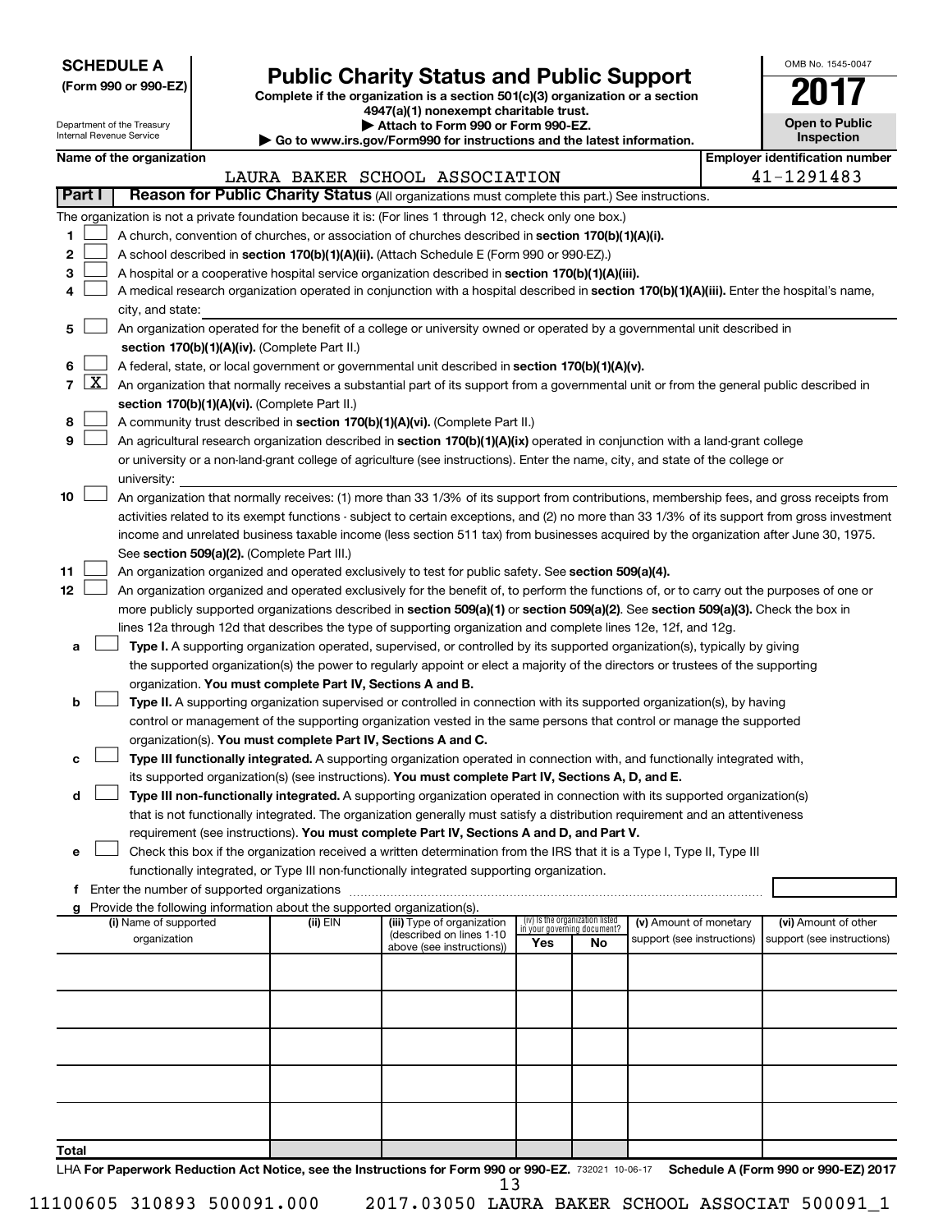**SCHEDULE A**
**(Form 990 or 990-EZ)**

Department of the Treasury
Internal Revenue Service

# Public Charity Status and Public Support

**Complete if the organization is a section 501(c)(3) organization or a section 4947(a)(1) nonexempt charitable trust.**
**▶ Attach to Form 990 or Form 990-EZ.**
**▶ Go to www.irs.gov/Form990 for instructions and the latest information.**

OMB No. 1545-0047
**2017**
**Open to Public Inspection**

| Name of the organization | Employer identification number |
|---|---|
| LAURA BAKER SCHOOL ASSOCIATION | 41-1291483 |

**Part I** **Reason for Public Charity Status** (All organizations must complete this part.) See instructions.

The organization is not a private foundation because it is: (For lines 1 through 12, check only one box.)

1 ☐ A church, convention of churches, or association of churches described in **section 170(b)(1)(A)(i).**

2 ☐ A school described in **section 170(b)(1)(A)(ii).** (Attach Schedule E (Form 990 or 990-EZ).)

3 ☐ A hospital or a cooperative hospital service organization described in **section 170(b)(1)(A)(iii).**

4 ☐ A medical research organization operated in conjunction with a hospital described in **section 170(b)(1)(A)(iii).** Enter the hospital's name, city, and state:

5 ☐ An organization operated for the benefit of a college or university owned or operated by a governmental unit described in **section 170(b)(1)(A)(iv).** (Complete Part II.)

6 ☐ A federal, state, or local government or governmental unit described in **section 170(b)(1)(A)(v).**

7 ☒ An organization that normally receives a substantial part of its support from a governmental unit or from the general public described in **section 170(b)(1)(A)(vi).** (Complete Part II.)

8 ☐ A community trust described in **section 170(b)(1)(A)(vi).** (Complete Part II.)

9 ☐ An agricultural research organization described in **section 170(b)(1)(A)(ix)** operated in conjunction with a land-grant college or university or a non-land-grant college of agriculture (see instructions). Enter the name, city, and state of the college or university:

10 ☐ An organization that normally receives: (1) more than 33 1/3% of its support from contributions, membership fees, and gross receipts from activities related to its exempt functions - subject to certain exceptions, and (2) no more than 33 1/3% of its support from gross investment income and unrelated business taxable income (less section 511 tax) from businesses acquired by the organization after June 30, 1975. See **section 509(a)(2).** (Complete Part III.)

11 ☐ An organization organized and operated exclusively to test for public safety. See **section 509(a)(4).**

12 ☐ An organization organized and operated exclusively for the benefit of, to perform the functions of, or to carry out the purposes of one or more publicly supported organizations described in **section 509(a)(1)** or **section 509(a)(2).** See **section 509(a)(3).** Check the box in lines 12a through 12d that describes the type of supporting organization and complete lines 12e, 12f, and 12g.

a ☐ **Type I.** A supporting organization operated, supervised, or controlled by its supported organization(s), typically by giving the supported organization(s) the power to regularly appoint or elect a majority of the directors or trustees of the supporting organization. **You must complete Part IV, Sections A and B.**

b ☐ **Type II.** A supporting organization supervised or controlled in connection with its supported organization(s), by having control or management of the supporting organization vested in the same persons that control or manage the supported organization(s). **You must complete Part IV, Sections A and C.**

c ☐ **Type III functionally integrated.** A supporting organization operated in connection with, and functionally integrated with, its supported organization(s) (see instructions). **You must complete Part IV, Sections A, D, and E.**

d ☐ **Type III non-functionally integrated.** A supporting organization operated in connection with its supported organization(s) that is not functionally integrated. The organization generally must satisfy a distribution requirement and an attentiveness requirement (see instructions). **You must complete Part IV, Sections A and D, and Part V.**

e ☐ Check this box if the organization received a written determination from the IRS that it is a Type I, Type II, Type III functionally integrated, or Type III non-functionally integrated supporting organization.

f Enter the number of supported organizations

g Provide the following information about the supported organization(s).

| (i) Name of supported organization | (ii) EIN | (iii) Type of organization (described on lines 1-10 above (see instructions)) | (iv) Is the organization listed in your governing document? Yes | No | (v) Amount of monetary support (see instructions) | (vi) Amount of other support (see instructions) |
|---|---|---|---|---|---|---|
| | | | | | | |
| | | | | | | |
| | | | | | | |
| | | | | | | |
| | | | | | | |
| **Total** | | | | | | |

LHA **For Paperwork Reduction Act Notice, see the Instructions for Form 990 or 990-EZ.** 732021 10-06-17 **Schedule A (Form 990 or 990-EZ) 2017**

11100605 310893 500091.000 2017.03050 LAURA BAKER SCHOOL ASSOCIAT 500091_1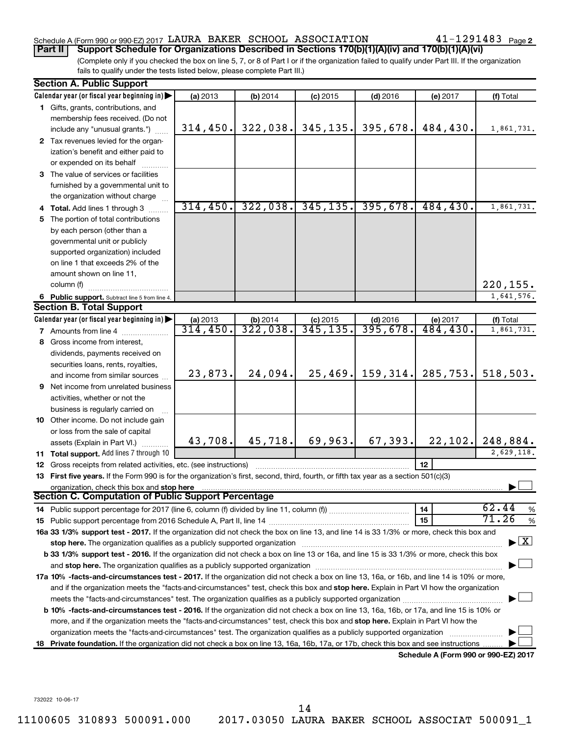Schedule A (Form 990 or 990-EZ) 2017 LAURA BAKER SCHOOL ASSOCIATION 41-1291483 Page 2

**Part II Support Schedule for Organizations Described in Sections 170(b)(1)(A)(iv) and 170(b)(1)(A)(vi)**

(Complete only if you checked the box on line 5, 7, or 8 of Part I or if the organization failed to qualify under Part III. If the organization fails to qualify under the tests listed below, please complete Part III.)

### Section A. Public Support

| Calendar year (or fiscal year beginning in) | (a) 2013 | (b) 2014 | (c) 2015 | (d) 2016 | (e) 2017 | (f) Total |
|---|---|---|---|---|---|---|
| 1 Gifts, grants, contributions, and membership fees received. (Do not include any "unusual grants.") | 314,450. | 322,038. | 345,135. | 395,678. | 484,430. | 1,861,731. |
| 2 Tax revenues levied for the organization's benefit and either paid to or expended on its behalf | | | | | | |
| 3 The value of services or facilities furnished by a governmental unit to the organization without charge | | | | | | |
| 4 Total. Add lines 1 through 3 | 314,450. | 322,038. | 345,135. | 395,678. | 484,430. | 1,861,731. |
| 5 The portion of total contributions by each person (other than a governmental unit or publicly supported organization) included on line 1 that exceeds 2% of the amount shown on line 11, column (f) | | | | | | 220,155. |
| 6 Public support. Subtract line 5 from line 4. | | | | | | 1,641,576. |

### Section B. Total Support

| Calendar year (or fiscal year beginning in) | (a) 2013 | (b) 2014 | (c) 2015 | (d) 2016 | (e) 2017 | (f) Total |
|---|---|---|---|---|---|---|
| 7 Amounts from line 4 | 314,450. | 322,038. | 345,135. | 395,678. | 484,430. | 1,861,731. |
| 8 Gross income from interest, dividends, payments received on securities loans, rents, royalties, and income from similar sources | 23,873. | 24,094. | 25,469. | 159,314. | 285,753. | 518,503. |
| 9 Net income from unrelated business activities, whether or not the business is regularly carried on | | | | | | |
| 10 Other income. Do not include gain or loss from the sale of capital assets (Explain in Part VI.) | 43,708. | 45,718. | 69,963. | 67,393. | 22,102. | 248,884. |
| 11 Total support. Add lines 7 through 10 | | | | | | 2,629,118. |

12 Gross receipts from related activities, etc. (see instructions) | 12 |

13 **First five years.** If the Form 990 is for the organization's first, second, third, fourth, or fifth tax year as a section 501(c)(3) organization, check this box and **stop here** ☐

### Section C. Computation of Public Support Percentage

14 Public support percentage for 2017 (line 6, column (f) divided by line 11, column (f)) | 14 | 62.44 %

15 Public support percentage from 2016 Schedule A, Part II, line 14 | 15 | 71.26 %

**16a 33 1/3% support test - 2017.** If the organization did not check the box on line 13, and line 14 is 33 1/3% or more, check this box and **stop here.** The organization qualifies as a publicly supported organization ☒

**b 33 1/3% support test - 2016.** If the organization did not check a box on line 13 or 16a, and line 15 is 33 1/3% or more, check this box and **stop here.** The organization qualifies as a publicly supported organization ☐

**17a 10% -facts-and-circumstances test - 2017.** If the organization did not check a box on line 13, 16a, or 16b, and line 14 is 10% or more, and if the organization meets the "facts-and-circumstances" test, check this box and **stop here.** Explain in Part VI how the organization meets the "facts-and-circumstances" test. The organization qualifies as a publicly supported organization ☐

**b 10% -facts-and-circumstances test - 2016.** If the organization did not check a box on line 13, 16a, 16b, or 17a, and line 15 is 10% or more, and if the organization meets the "facts-and-circumstances" test, check this box and **stop here.** Explain in Part VI how the organization meets the "facts-and-circumstances" test. The organization qualifies as a publicly supported organization ☐

**18 Private foundation.** If the organization did not check a box on line 13, 16a, 16b, 17a, or 17b, check this box and see instructions ☐

**Schedule A (Form 990 or 990-EZ) 2017**

732022 10-06-17

11100605 310893 500091.000 2017.03050 LAURA BAKER SCHOOL ASSOCIAT 500091_1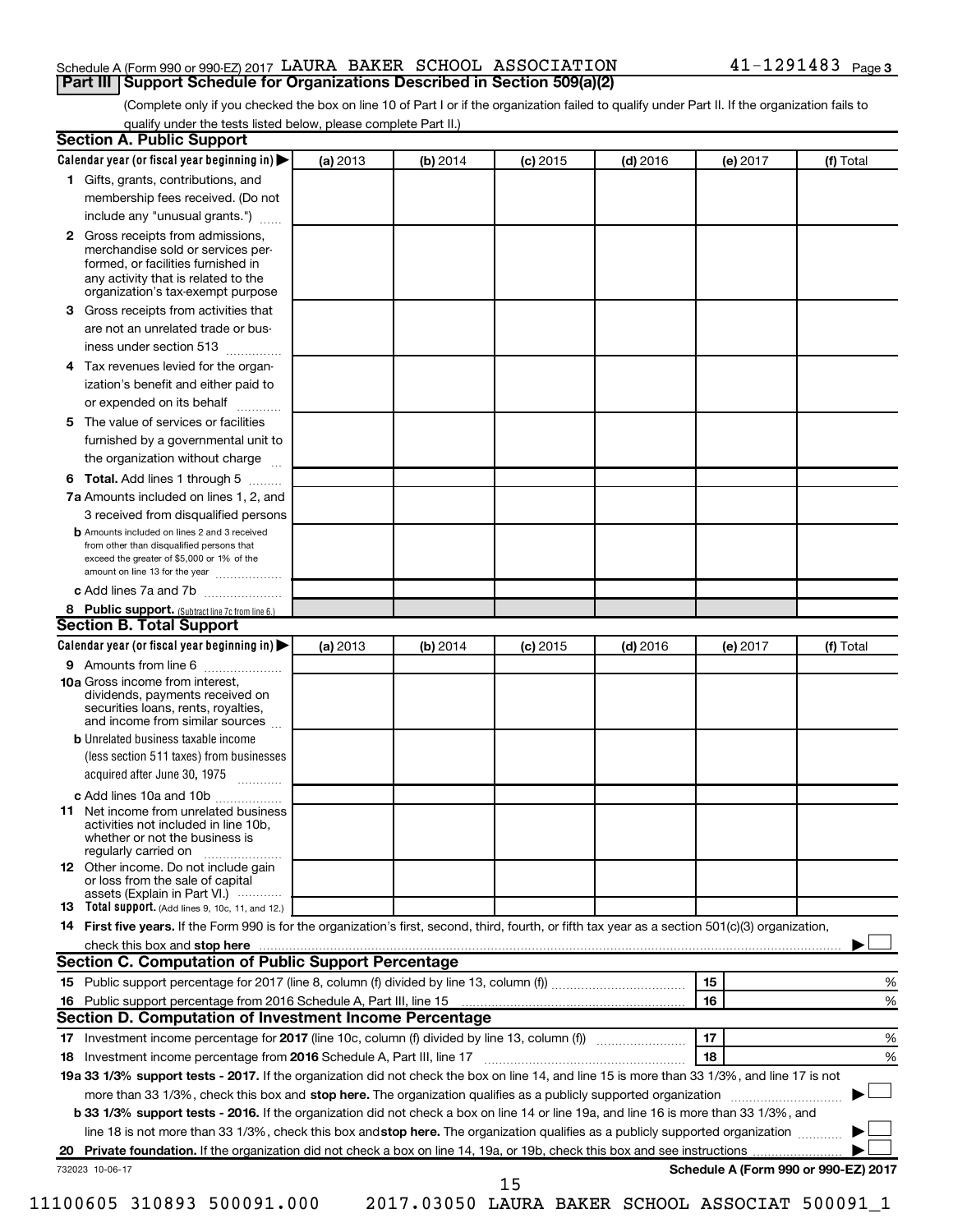Schedule A (Form 990 or 990-EZ) 2017 LAURA BAKER SCHOOL ASSOCIATION 41-1291483 Page 3

**Part III | Support Schedule for Organizations Described in Section 509(a)(2)**

(Complete only if you checked the box on line 10 of Part I or if the organization failed to qualify under Part II. If the organization fails to qualify under the tests listed below, please complete Part II.)

**Section A. Public Support**

| Calendar year (or fiscal year beginning in) ▶ | (a) 2013 | (b) 2014 | (c) 2015 | (d) 2016 | (e) 2017 | (f) Total |
|---|---|---|---|---|---|---|
| **1** Gifts, grants, contributions, and membership fees received. (Do not include any "unusual grants.") | | | | | | |
| **2** Gross receipts from admissions, merchandise sold or services performed, or facilities furnished in any activity that is related to the organization's tax-exempt purpose | | | | | | |
| **3** Gross receipts from activities that are not an unrelated trade or business under section 513 | | | | | | |
| **4** Tax revenues levied for the organization's benefit and either paid to or expended on its behalf | | | | | | |
| **5** The value of services or facilities furnished by a governmental unit to the organization without charge | | | | | | |
| **6 Total.** Add lines 1 through 5 | | | | | | |
| **7a** Amounts included on lines 1, 2, and 3 received from disqualified persons | | | | | | |
| **b** Amounts included on lines 2 and 3 received from other than disqualified persons that exceed the greater of $5,000 or 1% of the amount on line 13 for the year | | | | | | |
| **c** Add lines 7a and 7b | | | | | | |
| **8 Public support.** (Subtract line 7c from line 6.) | | | | | | |

**Section B. Total Support**

| Calendar year (or fiscal year beginning in) ▶ | (a) 2013 | (b) 2014 | (c) 2015 | (d) 2016 | (e) 2017 | (f) Total |
|---|---|---|---|---|---|---|
| **9** Amounts from line 6 | | | | | | |
| **10a** Gross income from interest, dividends, payments received on securities loans, rents, royalties, and income from similar sources | | | | | | |
| **b** Unrelated business taxable income (less section 511 taxes) from businesses acquired after June 30, 1975 | | | | | | |
| **c** Add lines 10a and 10b | | | | | | |
| **11** Net income from unrelated business activities not included in line 10b, whether or not the business is regularly carried on | | | | | | |
| **12** Other income. Do not include gain or loss from the sale of capital assets (Explain in Part VI.) | | | | | | |
| **13 Total support.** (Add lines 9, 10c, 11, and 12.) | | | | | | |

**14 First five years.** If the Form 990 is for the organization's first, second, third, fourth, or fifth tax year as a section 501(c)(3) organization, check this box and **stop here** ▶ ☐

**Section C. Computation of Public Support Percentage**

| | | | |
|---|---|---|---|
| **15** Public support percentage for 2017 (line 8, column (f) divided by line 13, column (f)) | 15 | | % |
| **16** Public support percentage from 2016 Schedule A, Part III, line 15 | 16 | | % |

**Section D. Computation of Investment Income Percentage**

| | | | |
|---|---|---|---|
| **17** Investment income percentage for **2017** (line 10c, column (f) divided by line 13, column (f)) | 17 | | % |
| **18** Investment income percentage from **2016** Schedule A, Part III, line 17 | 18 | | % |

**19a 33 1/3% support tests - 2017.** If the organization did not check the box on line 14, and line 15 is more than 33 1/3%, and line 17 is not more than 33 1/3%, check this box and **stop here.** The organization qualifies as a publicly supported organization ▶ ☐

**b 33 1/3% support tests - 2016.** If the organization did not check a box on line 14 or line 19a, and line 16 is more than 33 1/3%, and line 18 is not more than 33 1/3%, check this box and **stop here.** The organization qualifies as a publicly supported organization ▶ ☐

**20 Private foundation.** If the organization did not check a box on line 14, 19a, or 19b, check this box and see instructions ▶ ☐

732023 10-06-17 **Schedule A (Form 990 or 990-EZ) 2017**

11100605 310893 500091.000 2017.03050 LAURA BAKER SCHOOL ASSOCIAT 500091_1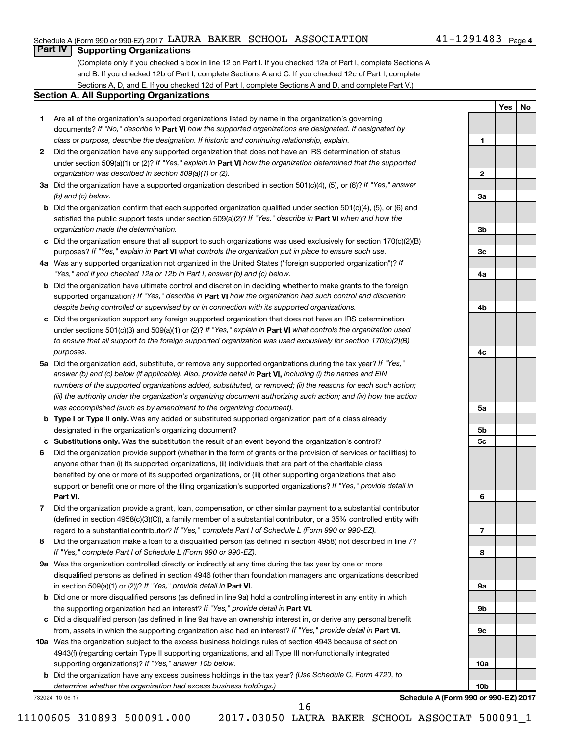Schedule A (Form 990 or 990-EZ) 2017 LAURA BAKER SCHOOL ASSOCIATION 41-1291483 Page 4

## Part IV Supporting Organizations

(Complete only if you checked a box in line 12 on Part I. If you checked 12a of Part I, complete Sections A and B. If you checked 12b of Part I, complete Sections A and C. If you checked 12c of Part I, complete Sections A, D, and E. If you checked 12d of Part I, complete Sections A and D, and complete Part V.)

### Section A. All Supporting Organizations

| | | | Yes | No |
|---|---|---|---|---|
| **1** | Are all of the organization's supported organizations listed by name in the organization's governing documents? *If "No," describe in* **Part VI** *how the supported organizations are designated. If designated by class or purpose, describe the designation. If historic and continuing relationship, explain.* | **1** | | |
| **2** | Did the organization have any supported organization that does not have an IRS determination of status under section 509(a)(1) or (2)? *If "Yes," explain in* **Part VI** *how the organization determined that the supported organization was described in section 509(a)(1) or (2).* | **2** | | |
| **3a** | Did the organization have a supported organization described in section 501(c)(4), (5), or (6)? *If "Yes," answer (b) and (c) below.* | **3a** | | |
| **b** | Did the organization confirm that each supported organization qualified under section 501(c)(4), (5), or (6) and satisfied the public support tests under section 509(a)(2)? *If "Yes," describe in* **Part VI** *when and how the organization made the determination.* | **3b** | | |
| **c** | Did the organization ensure that all support to such organizations was used exclusively for section 170(c)(2)(B) purposes? *If "Yes," explain in* **Part VI** *what controls the organization put in place to ensure such use.* | **3c** | | |
| **4a** | Was any supported organization not organized in the United States ("foreign supported organization")? *If "Yes," and if you checked 12a or 12b in Part I, answer (b) and (c) below.* | **4a** | | |
| **b** | Did the organization have ultimate control and discretion in deciding whether to make grants to the foreign supported organization? *If "Yes," describe in* **Part VI** *how the organization had such control and discretion despite being controlled or supervised by or in connection with its supported organizations.* | **4b** | | |
| **c** | Did the organization support any foreign supported organization that does not have an IRS determination under sections 501(c)(3) and 509(a)(1) or (2)? *If "Yes," explain in* **Part VI** *what controls the organization used to ensure that all support to the foreign supported organization was used exclusively for section 170(c)(2)(B) purposes.* | **4c** | | |
| **5a** | Did the organization add, substitute, or remove any supported organizations during the tax year? *If "Yes," answer (b) and (c) below (if applicable). Also, provide detail in* **Part VI,** *including (i) the names and EIN numbers of the supported organizations added, substituted, or removed; (ii) the reasons for each such action; (iii) the authority under the organization's organizing document authorizing such action; and (iv) how the action was accomplished (such as by amendment to the organizing document).* | **5a** | | |
| **b** | **Type I or Type II only.** Was any added or substituted supported organization part of a class already designated in the organization's organizing document? | **5b** | | |
| **c** | **Substitutions only.** Was the substitution the result of an event beyond the organization's control? | **5c** | | |
| **6** | Did the organization provide support (whether in the form of grants or the provision of services or facilities) to anyone other than (i) its supported organizations, (ii) individuals that are part of the charitable class benefited by one or more of its supported organizations, or (iii) other supporting organizations that also support or benefit one or more of the filing organization's supported organizations? *If "Yes," provide detail in* **Part VI.** | **6** | | |
| **7** | Did the organization provide a grant, loan, compensation, or other similar payment to a substantial contributor (defined in section 4958(c)(3)(C)), a family member of a substantial contributor, or a 35% controlled entity with regard to a substantial contributor? *If "Yes," complete Part I of Schedule L (Form 990 or 990-EZ).* | **7** | | |
| **8** | Did the organization make a loan to a disqualified person (as defined in section 4958) not described in line 7? *If "Yes," complete Part I of Schedule L (Form 990 or 990-EZ).* | **8** | | |
| **9a** | Was the organization controlled directly or indirectly at any time during the tax year by one or more disqualified persons as defined in section 4946 (other than foundation managers and organizations described in section 509(a)(1) or (2))? *If "Yes," provide detail in* **Part VI.** | **9a** | | |
| **b** | Did one or more disqualified persons (as defined in line 9a) hold a controlling interest in any entity in which the supporting organization had an interest? *If "Yes," provide detail in* **Part VI.** | **9b** | | |
| **c** | Did a disqualified person (as defined in line 9a) have an ownership interest in, or derive any personal benefit from, assets in which the supporting organization also had an interest? *If "Yes," provide detail in* **Part VI.** | **9c** | | |
| **10a** | Was the organization subject to the excess business holdings rules of section 4943 because of section 4943(f) (regarding certain Type II supporting organizations, and all Type III non-functionally integrated supporting organizations)? *If "Yes," answer 10b below.* | **10a** | | |
| **b** | Did the organization have any excess business holdings in the tax year? *(Use Schedule C, Form 4720, to determine whether the organization had excess business holdings.)* | **10b** | | |

732024 10-06-17 **Schedule A (Form 990 or 990-EZ) 2017**

11100605 310893 500091.000 2017.03050 LAURA BAKER SCHOOL ASSOCIAT 500091_1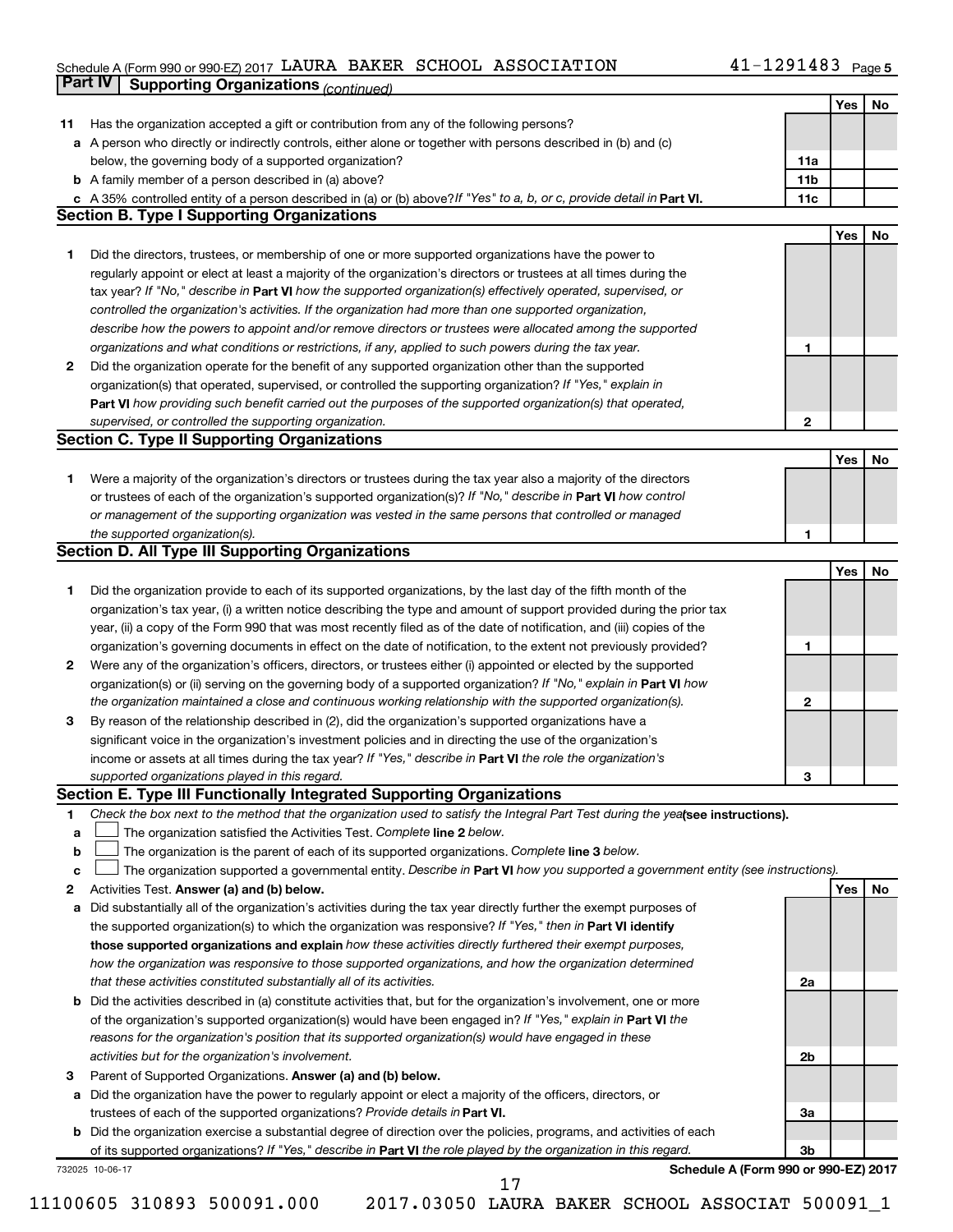Schedule A (Form 990 or 990-EZ) 2017 LAURA BAKER SCHOOL ASSOCIATION 41-1291483 Page 5

**Part IV | Supporting Organizations** *(continued)*

| | | | Yes | No |
|---|---|---|---|---|
| **11** | Has the organization accepted a gift or contribution from any of the following persons? | | | |
| **a** | A person who directly or indirectly controls, either alone or together with persons described in (b) and (c) below, the governing body of a supported organization? | **11a** | | |
| **b** | A family member of a person described in (a) above? | **11b** | | |
| **c** | A 35% controlled entity of a person described in (a) or (b) above? *If "Yes" to a, b, or c, provide detail in* **Part VI.** | **11c** | | |

**Section B. Type I Supporting Organizations**

| | | | Yes | No |
|---|---|---|---|---|
| **1** | Did the directors, trustees, or membership of one or more supported organizations have the power to regularly appoint or elect at least a majority of the organization's directors or trustees at all times during the tax year? *If "No," describe in* **Part VI** *how the supported organization(s) effectively operated, supervised, or controlled the organization's activities. If the organization had more than one supported organization, describe how the powers to appoint and/or remove directors or trustees were allocated among the supported organizations and what conditions or restrictions, if any, applied to such powers during the tax year.* | **1** | | |
| **2** | Did the organization operate for the benefit of any supported organization other than the supported organization(s) that operated, supervised, or controlled the supporting organization? *If "Yes," explain in* **Part VI** *how providing such benefit carried out the purposes of the supported organization(s) that operated, supervised, or controlled the supporting organization.* | **2** | | |

**Section C. Type II Supporting Organizations**

| | | | Yes | No |
|---|---|---|---|---|
| **1** | Were a majority of the organization's directors or trustees during the tax year also a majority of the directors or trustees of each of the organization's supported organization(s)? *If "No," describe in* **Part VI** *how control or management of the supporting organization was vested in the same persons that controlled or managed the supported organization(s).* | **1** | | |

**Section D. All Type III Supporting Organizations**

| | | | Yes | No |
|---|---|---|---|---|
| **1** | Did the organization provide to each of its supported organizations, by the last day of the fifth month of the organization's tax year, (i) a written notice describing the type and amount of support provided during the prior tax year, (ii) a copy of the Form 990 that was most recently filed as of the date of notification, and (iii) copies of the organization's governing documents in effect on the date of notification, to the extent not previously provided? | **1** | | |
| **2** | Were any of the organization's officers, directors, or trustees either (i) appointed or elected by the supported organization(s) or (ii) serving on the governing body of a supported organization? *If "No," explain in* **Part VI** *how the organization maintained a close and continuous working relationship with the supported organization(s).* | **2** | | |
| **3** | By reason of the relationship described in (2), did the organization's supported organizations have a significant voice in the organization's investment policies and in directing the use of the organization's income or assets at all times during the tax year? *If "Yes," describe in* **Part VI** *the role the organization's supported organizations played in this regard.* | **3** | | |

**Section E. Type III Functionally Integrated Supporting Organizations**

**1** *Check the box next to the method that the organization used to satisfy the Integral Part Test during the year* **(see instructions).**

- **a** ☐ The organization satisfied the Activities Test. *Complete* **line 2** *below.*
- **b** ☐ The organization is the parent of each of its supported organizations. *Complete* **line 3** *below.*
- **c** ☐ The organization supported a governmental entity. *Describe in* **Part VI** *how you supported a government entity (see instructions).*

| | | | Yes | No |
|---|---|---|---|---|
| **2** | Activities Test. **Answer (a) and (b) below.** | | | |
| **a** | Did substantially all of the organization's activities during the tax year directly further the exempt purposes of the supported organization(s) to which the organization was responsive? *If "Yes," then in* **Part VI identify those supported organizations and explain** *how these activities directly furthered their exempt purposes, how the organization was responsive to those supported organizations, and how the organization determined that these activities constituted substantially all of its activities.* | **2a** | | |
| **b** | Did the activities described in (a) constitute activities that, but for the organization's involvement, one or more of the organization's supported organization(s) would have been engaged in? *If "Yes," explain in* **Part VI** *the reasons for the organization's position that its supported organization(s) would have engaged in these activities but for the organization's involvement.* | **2b** | | |
| **3** | Parent of Supported Organizations. **Answer (a) and (b) below.** | | | |
| **a** | Did the organization have the power to regularly appoint or elect a majority of the officers, directors, or trustees of each of the supported organizations? *Provide details in* **Part VI.** | **3a** | | |
| **b** | Did the organization exercise a substantial degree of direction over the policies, programs, and activities of each of its supported organizations? *If "Yes," describe in* **Part VI** *the role played by the organization in this regard.* | **3b** | | |

732025 10-06-17 **Schedule A (Form 990 or 990-EZ) 2017**

11100605 310893 500091.000 2017.03050 LAURA BAKER SCHOOL ASSOCIAT 500091_1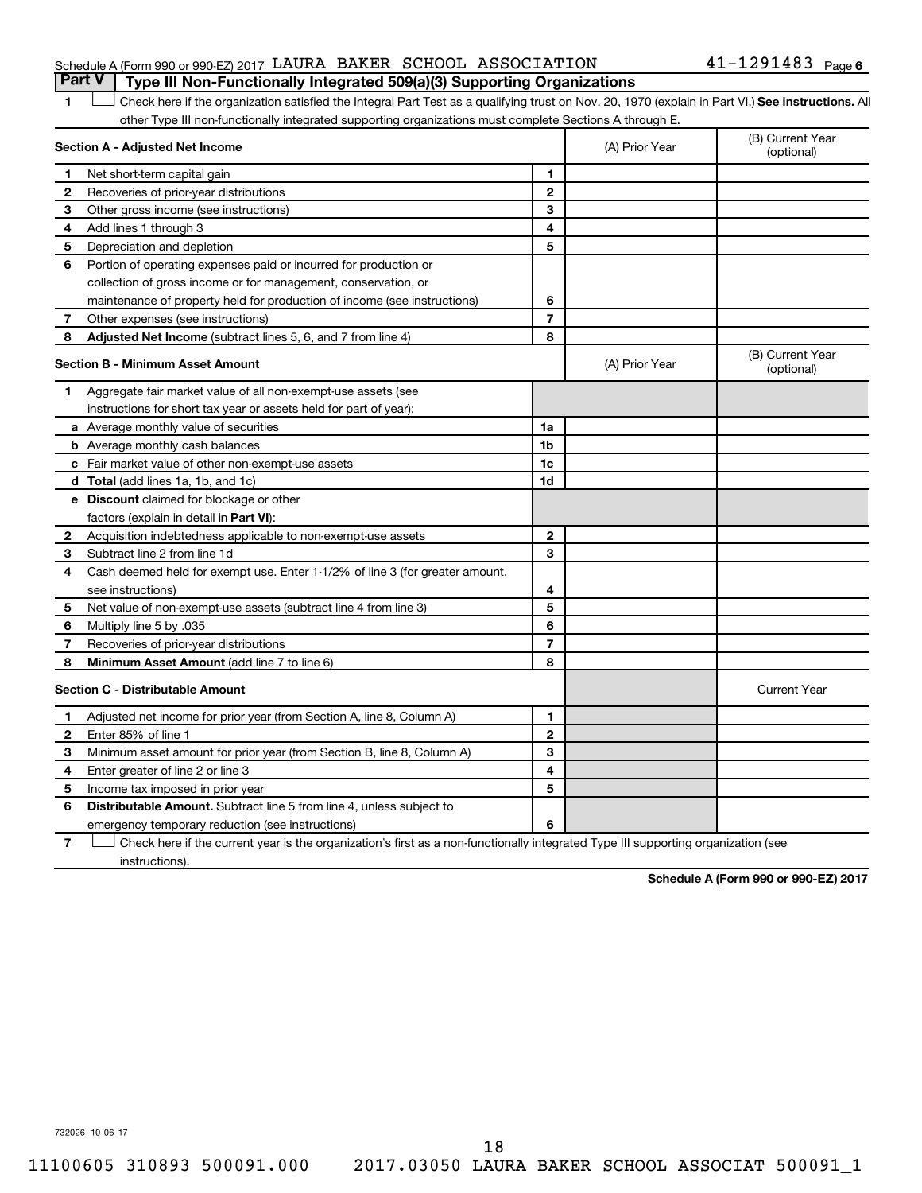## Part V Type III Non-Functionally Integrated 509(a)(3) Supporting Organizations

1 ☐ Check here if the organization satisfied the Integral Part Test as a qualifying trust on Nov. 20, 1970 (explain in Part VI.) **See instructions.** All other Type III non-functionally integrated supporting organizations must complete Sections A through E.

| **Section A - Adjusted Net Income** | | (A) Prior Year | (B) Current Year (optional) |
|---|---|---|---|
| **1** Net short-term capital gain | 1 | | |
| **2** Recoveries of prior-year distributions | 2 | | |
| **3** Other gross income (see instructions) | 3 | | |
| **4** Add lines 1 through 3 | 4 | | |
| **5** Depreciation and depletion | 5 | | |
| **6** Portion of operating expenses paid or incurred for production or collection of gross income or for management, conservation, or maintenance of property held for production of income (see instructions) | 6 | | |
| **7** Other expenses (see instructions) | 7 | | |
| **8** **Adjusted Net Income** (subtract lines 5, 6, and 7 from line 4) | 8 | | |

| **Section B - Minimum Asset Amount** | | (A) Prior Year | (B) Current Year (optional) |
|---|---|---|---|
| **1** Aggregate fair market value of all non-exempt-use assets (see instructions for short tax year or assets held for part of year): | | | |
| **a** Average monthly value of securities | 1a | | |
| **b** Average monthly cash balances | 1b | | |
| **c** Fair market value of other non-exempt-use assets | 1c | | |
| **d** **Total** (add lines 1a, 1b, and 1c) | 1d | | |
| **e** **Discount** claimed for blockage or other factors (explain in detail in **Part VI**): | | | |
| **2** Acquisition indebtedness applicable to non-exempt-use assets | 2 | | |
| **3** Subtract line 2 from line 1d | 3 | | |
| **4** Cash deemed held for exempt use. Enter 1-1/2% of line 3 (for greater amount, see instructions) | 4 | | |
| **5** Net value of non-exempt-use assets (subtract line 4 from line 3) | 5 | | |
| **6** Multiply line 5 by .035 | 6 | | |
| **7** Recoveries of prior-year distributions | 7 | | |
| **8** **Minimum Asset Amount** (add line 7 to line 6) | 8 | | |

| **Section C - Distributable Amount** | | | Current Year |
|---|---|---|---|
| **1** Adjusted net income for prior year (from Section A, line 8, Column A) | 1 | | |
| **2** Enter 85% of line 1 | 2 | | |
| **3** Minimum asset amount for prior year (from Section B, line 8, Column A) | 3 | | |
| **4** Enter greater of line 2 or line 3 | 4 | | |
| **5** Income tax imposed in prior year | 5 | | |
| **6** **Distributable Amount.** Subtract line 5 from line 4, unless subject to emergency temporary reduction (see instructions) | 6 | | |

7 ☐ Check here if the current year is the organization's first as a non-functionally integrated Type III supporting organization (see instructions).

**Schedule A (Form 990 or 990-EZ) 2017**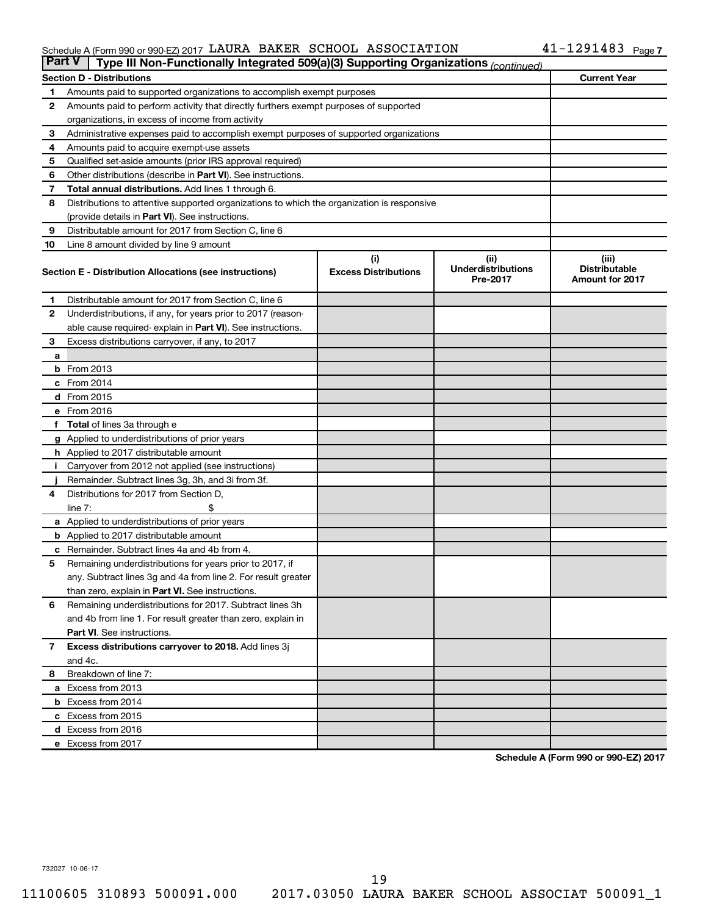Schedule A (Form 990 or 990-EZ) 2017 LAURA BAKER SCHOOL ASSOCIATION 41-1291483

## Part V Type III Non-Functionally Integrated 509(a)(3) Supporting Organizations *(continued)*

| | Section D - Distributions | Current Year |
|---|---|---|
| 1 | Amounts paid to supported organizations to accomplish exempt purposes | |
| 2 | Amounts paid to perform activity that directly furthers exempt purposes of supported organizations, in excess of income from activity | |
| 3 | Administrative expenses paid to accomplish exempt purposes of supported organizations | |
| 4 | Amounts paid to acquire exempt-use assets | |
| 5 | Qualified set-aside amounts (prior IRS approval required) | |
| 6 | Other distributions (describe in **Part VI**). See instructions. | |
| 7 | **Total annual distributions.** Add lines 1 through 6. | |
| 8 | Distributions to attentive supported organizations to which the organization is responsive (provide details in **Part VI**). See instructions. | |
| 9 | Distributable amount for 2017 from Section C, line 6 | |
| 10 | Line 8 amount divided by line 9 amount | |

| | Section E - Distribution Allocations (see instructions) | (i) Excess Distributions | (ii) Underdistributions Pre-2017 | (iii) Distributable Amount for 2017 |
|---|---|---|---|---|
| 1 | Distributable amount for 2017 from Section C, line 6 | | | |
| 2 | Underdistributions, if any, for years prior to 2017 (reasonable cause required- explain in **Part VI**). See instructions. | | | |
| 3 | Excess distributions carryover, if any, to 2017 | | | |
| a | | | | |
| b | From 2013 | | | |
| c | From 2014 | | | |
| d | From 2015 | | | |
| e | From 2016 | | | |
| f | **Total** of lines 3a through e | | | |
| g | Applied to underdistributions of prior years | | | |
| h | Applied to 2017 distributable amount | | | |
| i | Carryover from 2012 not applied (see instructions) | | | |
| j | Remainder. Subtract lines 3g, 3h, and 3i from 3f. | | | |
| 4 | Distributions for 2017 from Section D, line 7: $ | | | |
| a | Applied to underdistributions of prior years | | | |
| b | Applied to 2017 distributable amount | | | |
| c | Remainder. Subtract lines 4a and 4b from 4. | | | |
| 5 | Remaining underdistributions for years prior to 2017, if any. Subtract lines 3g and 4a from line 2. For result greater than zero, explain in **Part VI.** See instructions. | | | |
| 6 | Remaining underdistributions for 2017. Subtract lines 3h and 4b from line 1. For result greater than zero, explain in **Part VI**. See instructions. | | | |
| 7 | **Excess distributions carryover to 2018.** Add lines 3j and 4c. | | | |
| 8 | Breakdown of line 7: | | | |
| a | Excess from 2013 | | | |
| b | Excess from 2014 | | | |
| c | Excess from 2015 | | | |
| d | Excess from 2016 | | | |
| e | Excess from 2017 | | | |

**Schedule A (Form 990 or 990-EZ) 2017**

732027 10-06-17

11100605 310893 500091.000 2017.03050 LAURA BAKER SCHOOL ASSOCIAT 500091_1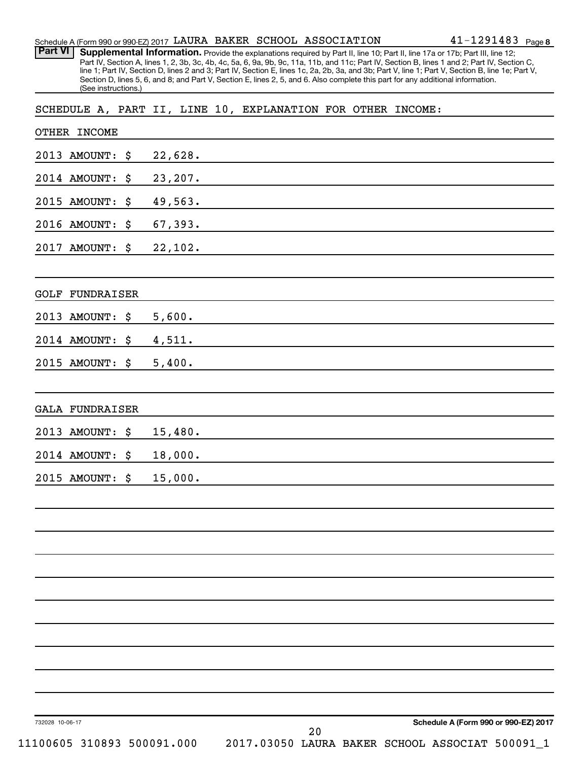Schedule A (Form 990 or 990-EZ) 2017 LAURA BAKER SCHOOL ASSOCIATION 41-1291483 Page 8

**Part VI** **Supplemental Information.** Provide the explanations required by Part II, line 10; Part II, line 17a or 17b; Part III, line 12; Part IV, Section A, lines 1, 2, 3b, 3c, 4b, 4c, 5a, 6, 9a, 9b, 9c, 11a, 11b, and 11c; Part IV, Section B, lines 1 and 2; Part IV, Section C, line 1; Part IV, Section D, lines 2 and 3; Part IV, Section E, lines 1c, 2a, 2b, 3a, and 3b; Part V, line 1; Part V, Section B, line 1e; Part V, Section D, lines 5, 6, and 8; and Part V, Section E, lines 2, 5, and 6. Also complete this part for any additional information. (See instructions.)

SCHEDULE A, PART II, LINE 10, EXPLANATION FOR OTHER INCOME:

OTHER INCOME

2013 AMOUNT: $ 22,628.

2014 AMOUNT: $ 23,207.

2015 AMOUNT: $ 49,563.

2016 AMOUNT: $ 67,393.

2017 AMOUNT: $ 22,102.

GOLF FUNDRAISER

2013 AMOUNT: $ 5,600.

2014 AMOUNT: $ 4,511.

2015 AMOUNT: $ 5,400.

GALA FUNDRAISER

2013 AMOUNT: $ 15,480.

2014 AMOUNT: $ 18,000.

2015 AMOUNT: $ 15,000.

732028 10-06-17 **Schedule A (Form 990 or 990-EZ) 2017**

11100605 310893 500091.000 2017.03050 LAURA BAKER SCHOOL ASSOCIAT 500091_1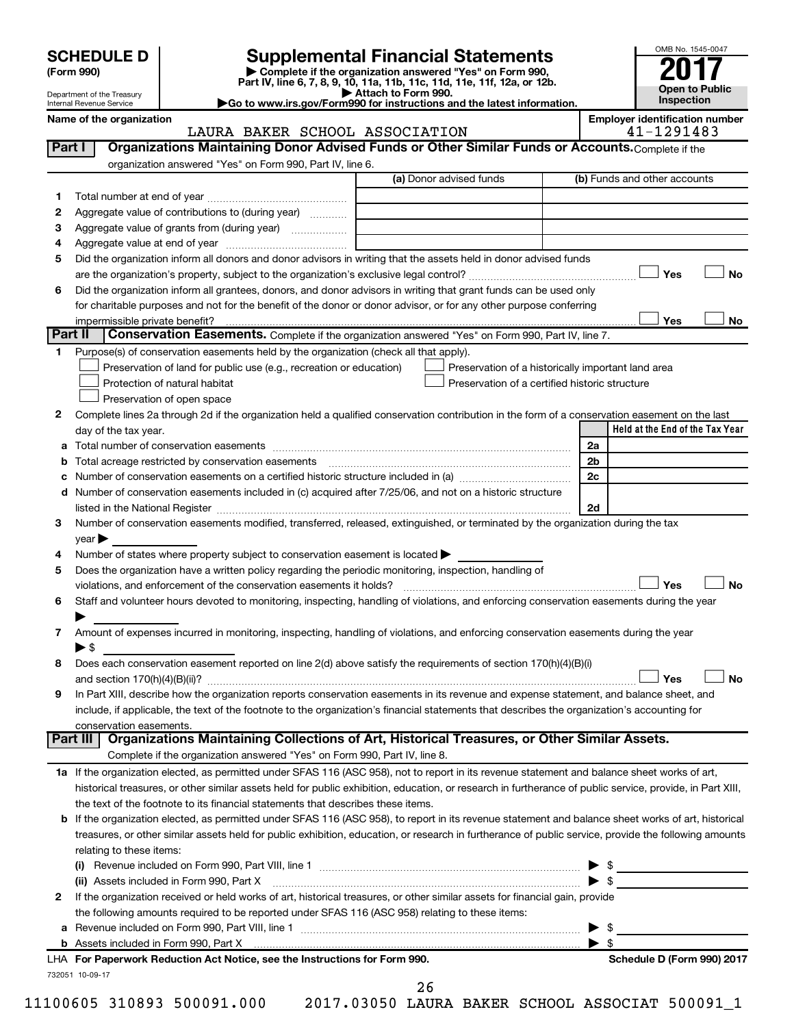# SCHEDULE D (Form 990)

Department of the Treasury
Internal Revenue Service

## Supplemental Financial Statements

▶ Complete if the organization answered "Yes" on Form 990, Part IV, line 6, 7, 8, 9, 10, 11a, 11b, 11c, 11d, 11e, 11f, 12a, or 12b.
▶ Attach to Form 990.
▶Go to www.irs.gov/Form990 for instructions and the latest information.

OMB No. 1545-0047

**2017**

**Open to Public Inspection**

Name of the organization: LAURA BAKER SCHOOL ASSOCIATION

Employer identification number: 41-1291483

### Part I — Organizations Maintaining Donor Advised Funds or Other Similar Funds or Accounts.

Complete if the organization answered "Yes" on Form 990, Part IV, line 6.

| | | (a) Donor advised funds | (b) Funds and other accounts |
|---|---|---|---|
| 1 | Total number at end of year | | |
| 2 | Aggregate value of contributions to (during year) | | |
| 3 | Aggregate value of grants from (during year) | | |
| 4 | Aggregate value at end of year | | |

5 Did the organization inform all donors and donor advisors in writing that the assets held in donor advised funds are the organization's property, subject to the organization's exclusive legal control? ☐ Yes ☐ No

6 Did the organization inform all grantees, donors, and donor advisors in writing that grant funds can be used only for charitable purposes and not for the benefit of the donor or donor advisor, or for any other purpose conferring impermissible private benefit? ☐ Yes ☐ No

### Part II — Conservation Easements.

Complete if the organization answered "Yes" on Form 990, Part IV, line 7.

1 Purpose(s) of conservation easements held by the organization (check all that apply).

- ☐ Preservation of land for public use (e.g., recreation or education)
- ☐ Preservation of a historically important land area
- ☐ Protection of natural habitat
- ☐ Preservation of a certified historic structure
- ☐ Preservation of open space

2 Complete lines 2a through 2d if the organization held a qualified conservation contribution in the form of a conservation easement on the last day of the tax year.

| | | | Held at the End of the Tax Year |
|---|---|---|---|
| a | Total number of conservation easements | 2a | |
| b | Total acreage restricted by conservation easements | 2b | |
| c | Number of conservation easements on a certified historic structure included in (a) | 2c | |
| d | Number of conservation easements included in (c) acquired after 7/25/06, and not on a historic structure listed in the National Register | 2d | |

3 Number of conservation easements modified, transferred, released, extinguished, or terminated by the organization during the tax year ▶

4 Number of states where property subject to conservation easement is located ▶

5 Does the organization have a written policy regarding the periodic monitoring, inspection, handling of violations, and enforcement of the conservation easements it holds? ☐ Yes ☐ No

6 Staff and volunteer hours devoted to monitoring, inspecting, handling of violations, and enforcing conservation easements during the year ▶

7 Amount of expenses incurred in monitoring, inspecting, handling of violations, and enforcing conservation easements during the year ▶ $

8 Does each conservation easement reported on line 2(d) above satisfy the requirements of section 170(h)(4)(B)(i) and section 170(h)(4)(B)(ii)? ☐ Yes ☐ No

9 In Part XIII, describe how the organization reports conservation easements in its revenue and expense statement, and balance sheet, and include, if applicable, the text of the footnote to the organization's financial statements that describes the organization's accounting for conservation easements.

### Part III — Organizations Maintaining Collections of Art, Historical Treasures, or Other Similar Assets.

Complete if the organization answered "Yes" on Form 990, Part IV, line 8.

1a If the organization elected, as permitted under SFAS 116 (ASC 958), not to report in its revenue statement and balance sheet works of art, historical treasures, or other similar assets held for public exhibition, education, or research in furtherance of public service, provide, in Part XIII, the text of the footnote to its financial statements that describes these items.

b If the organization elected, as permitted under SFAS 116 (ASC 958), to report in its revenue statement and balance sheet works of art, historical treasures, or other similar assets held for public exhibition, education, or research in furtherance of public service, provide the following amounts relating to these items:

(i) Revenue included on Form 990, Part VIII, line 1 ▶ $

(ii) Assets included in Form 990, Part X ▶ $

2 If the organization received or held works of art, historical treasures, or other similar assets for financial gain, provide the following amounts required to be reported under SFAS 116 (ASC 958) relating to these items:

a Revenue included on Form 990, Part VIII, line 1 ▶ $

b Assets included in Form 990, Part X ▶ $

LHA For Paperwork Reduction Act Notice, see the Instructions for Form 990. Schedule D (Form 990) 2017

732051 10-09-17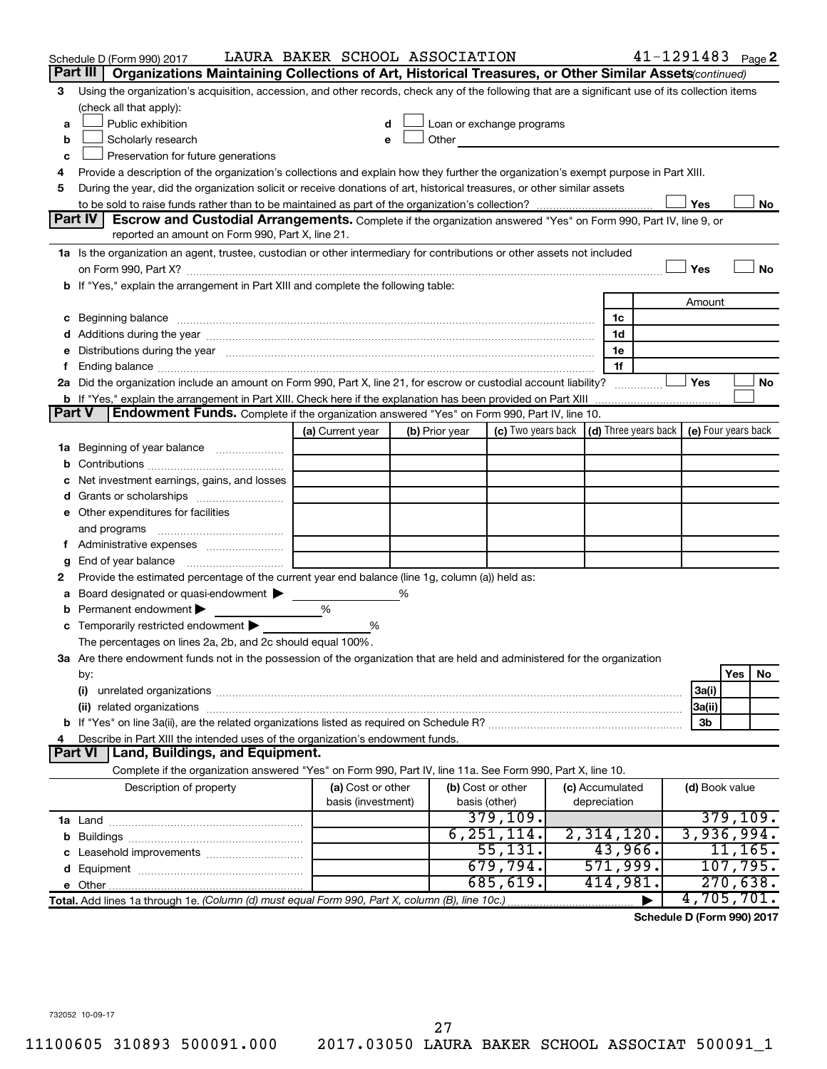Schedule D (Form 990) 2017 LAURA BAKER SCHOOL ASSOCIATION 41-1291483 Page 2

## Part III Organizations Maintaining Collections of Art, Historical Treasures, or Other Similar Assets (continued)

3 Using the organization's acquisition, accession, and other records, check any of the following that are a significant use of its collection items (check all that apply):

a ☐ Public exhibition
b ☐ Scholarly research
c ☐ Preservation for future generations
d ☐ Loan or exchange programs
e ☐ Other

4 Provide a description of the organization's collections and explain how they further the organization's exempt purpose in Part XIII.

5 During the year, did the organization solicit or receive donations of art, historical treasures, or other similar assets to be sold to raise funds rather than to be maintained as part of the organization's collection? ☐ Yes ☐ No

## Part IV Escrow and Custodial Arrangements.

Complete if the organization answered "Yes" on Form 990, Part IV, line 9, or reported an amount on Form 990, Part X, line 21.

1a Is the organization an agent, trustee, custodian or other intermediary for contributions or other assets not included on Form 990, Part X? ☐ Yes ☐ No

b If "Yes," explain the arrangement in Part XIII and complete the following table:

| | | Amount |
|---|---|---|
| c Beginning balance | 1c | |
| d Additions during the year | 1d | |
| e Distributions during the year | 1e | |
| f Ending balance | 1f | |

2a Did the organization include an amount on Form 990, Part X, line 21, for escrow or custodial account liability? ☐ Yes ☐ No

b If "Yes," explain the arrangement in Part XIII. Check here if the explanation has been provided on Part XIII ☐

## Part V Endowment Funds.

Complete if the organization answered "Yes" on Form 990, Part IV, line 10.

| | (a) Current year | (b) Prior year | (c) Two years back | (d) Three years back | (e) Four years back |
|---|---|---|---|---|---|
| 1a Beginning of year balance | | | | | |
| b Contributions | | | | | |
| c Net investment earnings, gains, and losses | | | | | |
| d Grants or scholarships | | | | | |
| e Other expenditures for facilities and programs | | | | | |
| f Administrative expenses | | | | | |
| g End of year balance | | | | | |

2 Provide the estimated percentage of the current year end balance (line 1g, column (a)) held as:

a Board designated or quasi-endowment ▶ %
b Permanent endowment ▶ %
c Temporarily restricted endowment ▶ %

The percentages on lines 2a, 2b, and 2c should equal 100%.

3a Are there endowment funds not in the possession of the organization that are held and administered for the organization by:

| | | Yes | No |
|---|---|---|---|
| (i) unrelated organizations | 3a(i) | | |
| (ii) related organizations | 3a(ii) | | |
| b If "Yes" on line 3a(ii), are the related organizations listed as required on Schedule R? | 3b | | |

4 Describe in Part XIII the intended uses of the organization's endowment funds.

## Part VI Land, Buildings, and Equipment.

Complete if the organization answered "Yes" on Form 990, Part IV, line 11a. See Form 990, Part X, line 10.

| Description of property | (a) Cost or other basis (investment) | (b) Cost or other basis (other) | (c) Accumulated depreciation | (d) Book value |
|---|---|---|---|---|
| 1a Land | | 379,109. | | 379,109. |
| b Buildings | | 6,251,114. | 2,314,120. | 3,936,994. |
| c Leasehold improvements | | 55,131. | 43,966. | 11,165. |
| d Equipment | | 679,794. | 571,999. | 107,795. |
| e Other | | 685,619. | 414,981. | 270,638. |
| Total. Add lines 1a through 1e. (Column (d) must equal Form 990, Part X, column (B), line 10c.) ▶ | | | | 4,705,701. |

Schedule D (Form 990) 2017

732052 10-09-17

11100605 310893 500091.000 2017.03050 LAURA BAKER SCHOOL ASSOCIAT 500091_1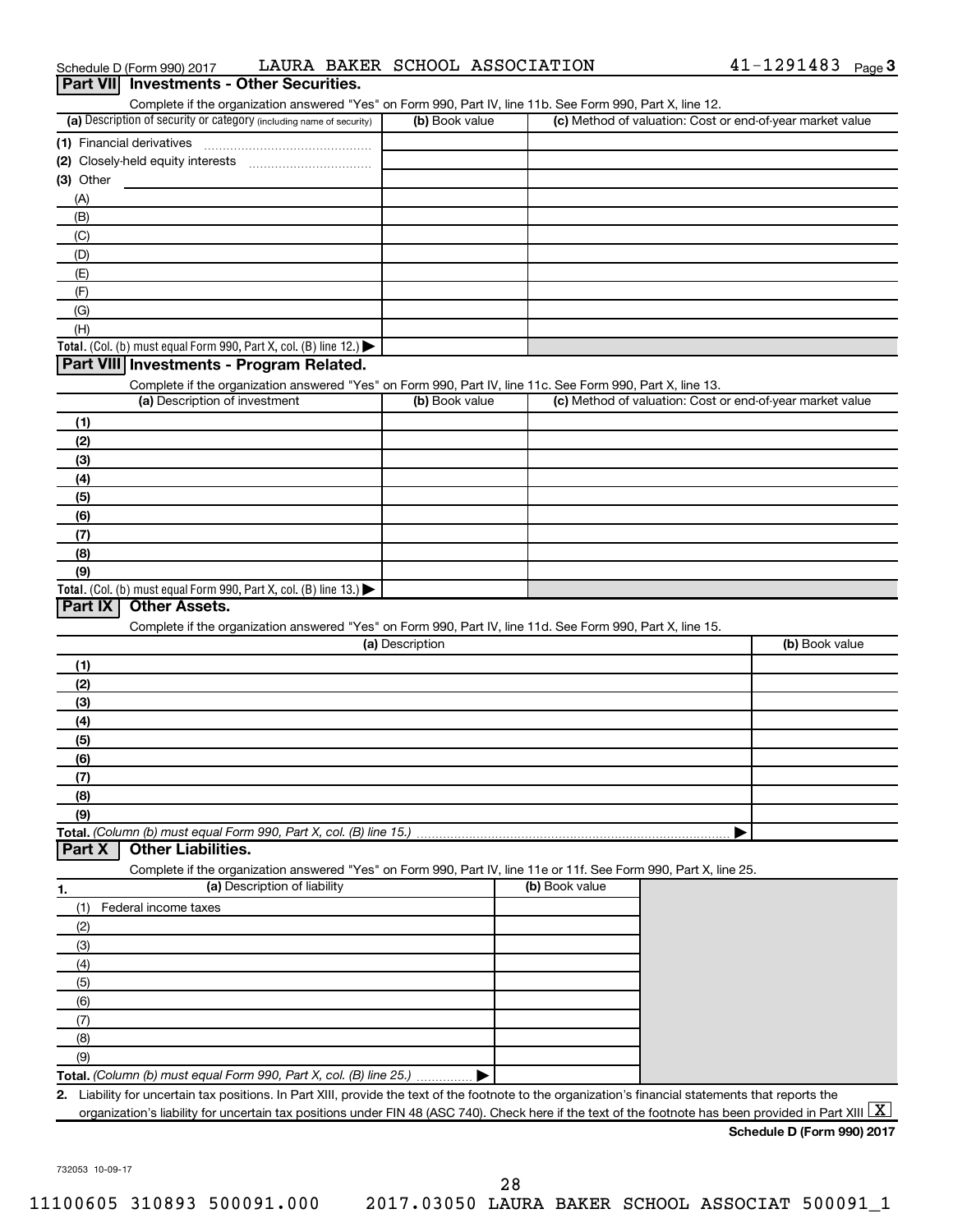Schedule D (Form 990) 2017 LAURA BAKER SCHOOL ASSOCIATION 41-1291483 Page 3

## Part VII Investments - Other Securities.

Complete if the organization answered "Yes" on Form 990, Part IV, line 11b. See Form 990, Part X, line 12.

| (a) Description of security or category (including name of security) | (b) Book value | (c) Method of valuation: Cost or end-of-year market value |
|---|---|---|
| (1) Financial derivatives | | |
| (2) Closely-held equity interests | | |
| (3) Other | | |
| (A) | | |
| (B) | | |
| (C) | | |
| (D) | | |
| (E) | | |
| (F) | | |
| (G) | | |
| (H) | | |
| **Total.** (Col. (b) must equal Form 990, Part X, col. (B) line 12.) ▶ | | |

## Part VIII Investments - Program Related.

Complete if the organization answered "Yes" on Form 990, Part IV, line 11c. See Form 990, Part X, line 13.

| (a) Description of investment | (b) Book value | (c) Method of valuation: Cost or end-of-year market value |
|---|---|---|
| (1) | | |
| (2) | | |
| (3) | | |
| (4) | | |
| (5) | | |
| (6) | | |
| (7) | | |
| (8) | | |
| (9) | | |
| **Total.** (Col. (b) must equal Form 990, Part X, col. (B) line 13.) ▶ | | |

## Part IX Other Assets.

Complete if the organization answered "Yes" on Form 990, Part IV, line 11d. See Form 990, Part X, line 15.

| (a) Description | (b) Book value |
|---|---|
| (1) | |
| (2) | |
| (3) | |
| (4) | |
| (5) | |
| (6) | |
| (7) | |
| (8) | |
| (9) | |
| **Total.** *(Column (b) must equal Form 990, Part X, col. (B) line 15.)* ▶ | |

## Part X Other Liabilities.

Complete if the organization answered "Yes" on Form 990, Part IV, line 11e or 11f. See Form 990, Part X, line 25.

| 1. (a) Description of liability | (b) Book value |
|---|---|
| (1) Federal income taxes | |
| (2) | |
| (3) | |
| (4) | |
| (5) | |
| (6) | |
| (7) | |
| (8) | |
| (9) | |
| **Total.** *(Column (b) must equal Form 990, Part X, col. (B) line 25.)* ▶ | |

2. Liability for uncertain tax positions. In Part XIII, provide the text of the footnote to the organization's financial statements that reports the organization's liability for uncertain tax positions under FIN 48 (ASC 740). Check here if the text of the footnote has been provided in Part XIII [X]

**Schedule D (Form 990) 2017**

732053 10-09-17

11100605 310893 500091.000 2017.03050 LAURA BAKER SCHOOL ASSOCIAT 500091_1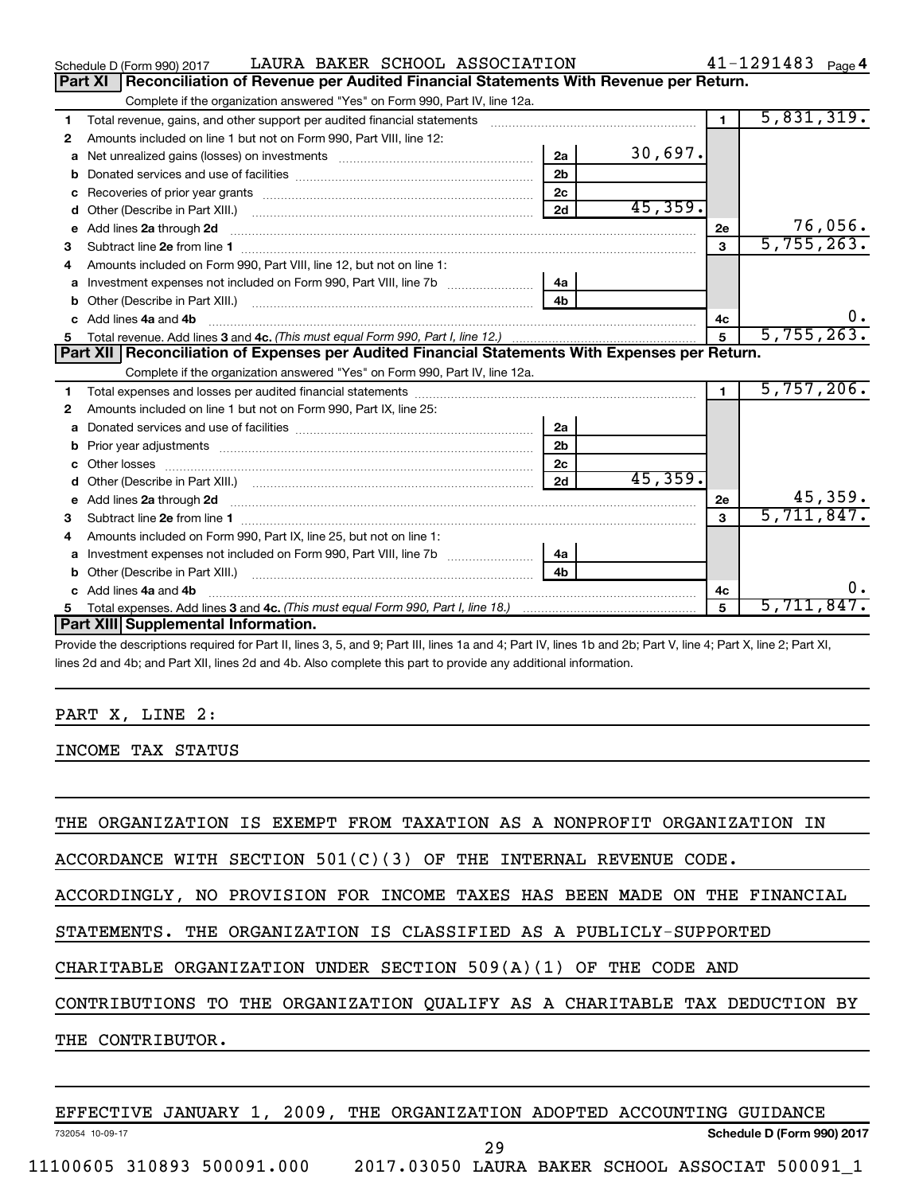Schedule D (Form 990) 2017 LAURA BAKER SCHOOL ASSOCIATION 41-1291483 Page 4

## Part XI Reconciliation of Revenue per Audited Financial Statements With Revenue per Return.

Complete if the organization answered "Yes" on Form 990, Part IV, line 12a.

| | | | | | |
|---|---|---|---|---|---|
| 1 | Total revenue, gains, and other support per audited financial statements | | | 1 | 5,831,319. |
| 2 | Amounts included on line 1 but not on Form 990, Part VIII, line 12: | | | | |
| a | Net unrealized gains (losses) on investments | 2a | 30,697. | | |
| b | Donated services and use of facilities | 2b | | | |
| c | Recoveries of prior year grants | 2c | | | |
| d | Other (Describe in Part XIII.) | 2d | 45,359. | | |
| e | Add lines 2a through 2d | | | 2e | 76,056. |
| 3 | Subtract line 2e from line 1 | | | 3 | 5,755,263. |
| 4 | Amounts included on Form 990, Part VIII, line 12, but not on line 1: | | | | |
| a | Investment expenses not included on Form 990, Part VIII, line 7b | 4a | | | |
| b | Other (Describe in Part XIII.) | 4b | | | |
| c | Add lines 4a and 4b | | | 4c | 0. |
| 5 | Total revenue. Add lines 3 and 4c. *(This must equal Form 990, Part I, line 12.)* | | | 5 | 5,755,263. |

## Part XII Reconciliation of Expenses per Audited Financial Statements With Expenses per Return.

Complete if the organization answered "Yes" on Form 990, Part IV, line 12a.

| | | | | | |
|---|---|---|---|---|---|
| 1 | Total expenses and losses per audited financial statements | | | 1 | 5,757,206. |
| 2 | Amounts included on line 1 but not on Form 990, Part IX, line 25: | | | | |
| a | Donated services and use of facilities | 2a | | | |
| b | Prior year adjustments | 2b | | | |
| c | Other losses | 2c | | | |
| d | Other (Describe in Part XIII.) | 2d | 45,359. | | |
| e | Add lines 2a through 2d | | | 2e | 45,359. |
| 3 | Subtract line 2e from line 1 | | | 3 | 5,711,847. |
| 4 | Amounts included on Form 990, Part IX, line 25, but not on line 1: | | | | |
| a | Investment expenses not included on Form 990, Part VIII, line 7b | 4a | | | |
| b | Other (Describe in Part XIII.) | 4b | | | |
| c | Add lines 4a and 4b | | | 4c | 0. |
| 5 | Total expenses. Add lines 3 and 4c. *(This must equal Form 990, Part I, line 18.)* | | | 5 | 5,711,847. |

## Part XIII Supplemental Information.

Provide the descriptions required for Part II, lines 3, 5, and 9; Part III, lines 1a and 4; Part IV, lines 1b and 2b; Part V, line 4; Part X, line 2; Part XI, lines 2d and 4b; and Part XII, lines 2d and 4b. Also complete this part to provide any additional information.

PART X, LINE 2:

INCOME TAX STATUS

THE ORGANIZATION IS EXEMPT FROM TAXATION AS A NONPROFIT ORGANIZATION IN ACCORDANCE WITH SECTION 501(C)(3) OF THE INTERNAL REVENUE CODE. ACCORDINGLY, NO PROVISION FOR INCOME TAXES HAS BEEN MADE ON THE FINANCIAL STATEMENTS. THE ORGANIZATION IS CLASSIFIED AS A PUBLICLY-SUPPORTED CHARITABLE ORGANIZATION UNDER SECTION 509(A)(1) OF THE CODE AND CONTRIBUTIONS TO THE ORGANIZATION QUALIFY AS A CHARITABLE TAX DEDUCTION BY THE CONTRIBUTOR.

EFFECTIVE JANUARY 1, 2009, THE ORGANIZATION ADOPTED ACCOUNTING GUIDANCE

732054 10-09-17 Schedule D (Form 990) 2017

11100605 310893 500091.000 2017.03050 LAURA BAKER SCHOOL ASSOCIAT 500091_1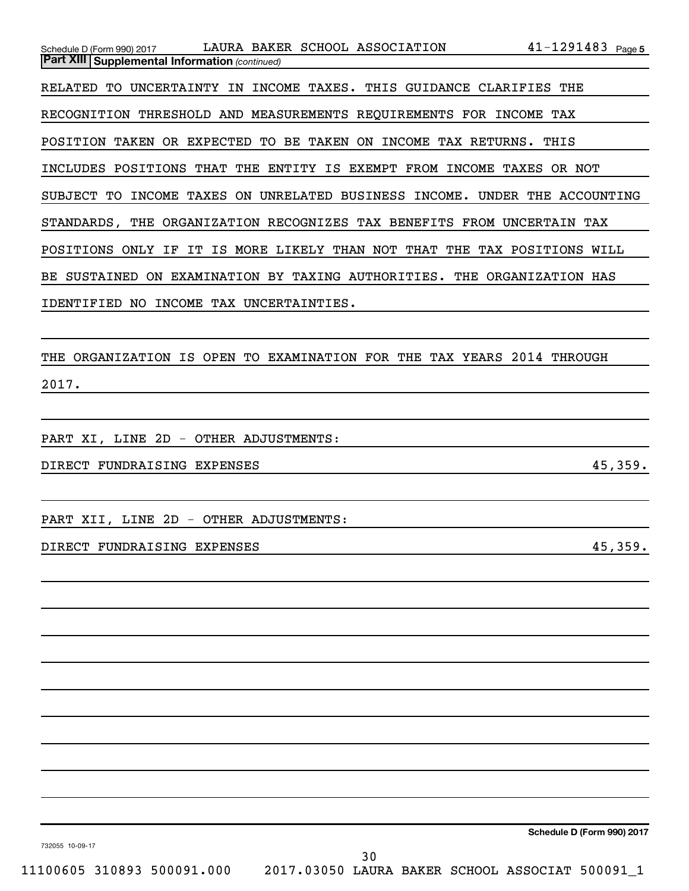**Part XIII | Supplemental Information** *(continued)*

RELATED TO UNCERTAINTY IN INCOME TAXES. THIS GUIDANCE CLARIFIES THE RECOGNITION THRESHOLD AND MEASUREMENTS REQUIREMENTS FOR INCOME TAX POSITION TAKEN OR EXPECTED TO BE TAKEN ON INCOME TAX RETURNS. THIS INCLUDES POSITIONS THAT THE ENTITY IS EXEMPT FROM INCOME TAXES OR NOT SUBJECT TO INCOME TAXES ON UNRELATED BUSINESS INCOME. UNDER THE ACCOUNTING STANDARDS, THE ORGANIZATION RECOGNIZES TAX BENEFITS FROM UNCERTAIN TAX POSITIONS ONLY IF IT IS MORE LIKELY THAN NOT THAT THE TAX POSITIONS WILL BE SUSTAINED ON EXAMINATION BY TAXING AUTHORITIES. THE ORGANIZATION HAS IDENTIFIED NO INCOME TAX UNCERTAINTIES.

THE ORGANIZATION IS OPEN TO EXAMINATION FOR THE TAX YEARS 2014 THROUGH 2017.

PART XI, LINE 2D - OTHER ADJUSTMENTS:

| | |
|---|---|
| DIRECT FUNDRAISING EXPENSES | 45,359. |

PART XII, LINE 2D - OTHER ADJUSTMENTS:

| | |
|---|---|
| DIRECT FUNDRAISING EXPENSES | 45,359. |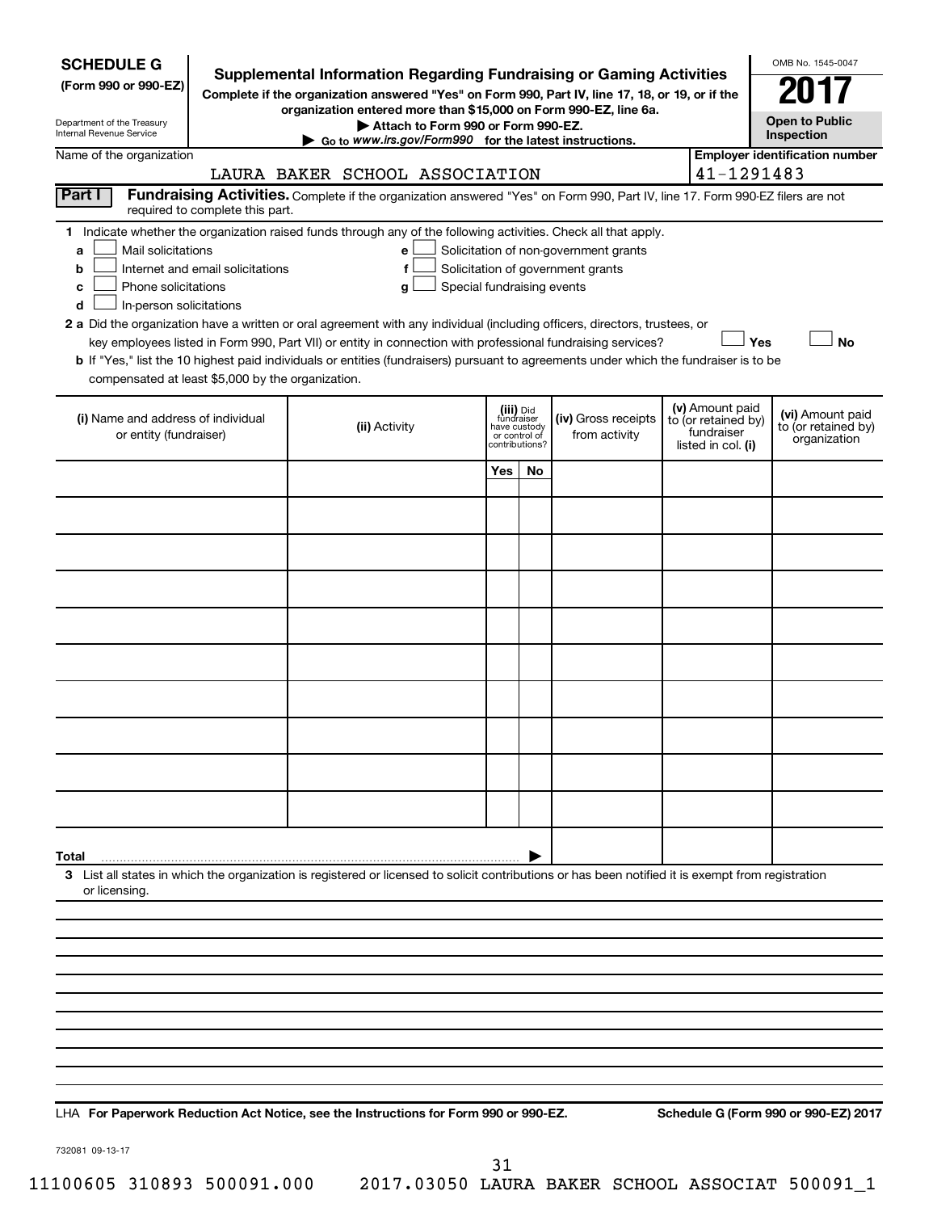**SCHEDULE G**
**(Form 990 or 990-EZ)**

Department of the Treasury
Internal Revenue Service

# Supplemental Information Regarding Fundraising or Gaming Activities

**Complete if the organization answered "Yes" on Form 990, Part IV, line 17, 18, or 19, or if the organization entered more than $15,000 on Form 990-EZ, line 6a.**

▶ **Attach to Form 990 or Form 990-EZ.**

▶ Go to *www.irs.gov/Form990* for the latest instructions.

OMB No. 1545-0047

**2017**

**Open to Public Inspection**

Name of the organization: LAURA BAKER SCHOOL ASSOCIATION

**Employer identification number:** 41-1291483

**Part I** **Fundraising Activities.** Complete if the organization answered "Yes" on Form 990, Part IV, line 17. Form 990-EZ filers are not required to complete this part.

**1** Indicate whether the organization raised funds through any of the following activities. Check all that apply.

- **a** ☐ Mail solicitations
- **b** ☐ Internet and email solicitations
- **c** ☐ Phone solicitations
- **d** ☐ In-person solicitations
- **e** ☐ Solicitation of non-government grants
- **f** ☐ Solicitation of government grants
- **g** ☐ Special fundraising events

**2 a** Did the organization have a written or oral agreement with any individual (including officers, directors, trustees, or key employees listed in Form 990, Part VII) or entity in connection with professional fundraising services? ☐ **Yes** ☐ **No**

**b** If "Yes," list the 10 highest paid individuals or entities (fundraisers) pursuant to agreements under which the fundraiser is to be compensated at least $5,000 by the organization.

| (i) Name and address of individual or entity (fundraiser) | (ii) Activity | (iii) Did fundraiser have custody or control of contributions? | | (iv) Gross receipts from activity | (v) Amount paid to (or retained by) fundraiser listed in col. (i) | (vi) Amount paid to (or retained by) organization |
|---|---|---|---|---|---|---|
| | | Yes | No | | | |
| | | | | | | |
| | | | | | | |
| | | | | | | |
| | | | | | | |
| | | | | | | |
| | | | | | | |
| | | | | | | |
| | | | | | | |
| | | | | | | |
| | | | | | | |
| **Total** ▶ | | | | | | |

**3** List all states in which the organization is registered or licensed to solicit contributions or has been notified it is exempt from registration or licensing.

LHA **For Paperwork Reduction Act Notice, see the Instructions for Form 990 or 990-EZ.** **Schedule G (Form 990 or 990-EZ) 2017**

732081 09-13-17

11100605 310893 500091.000 2017.03050 LAURA BAKER SCHOOL ASSOCIAT 500091_1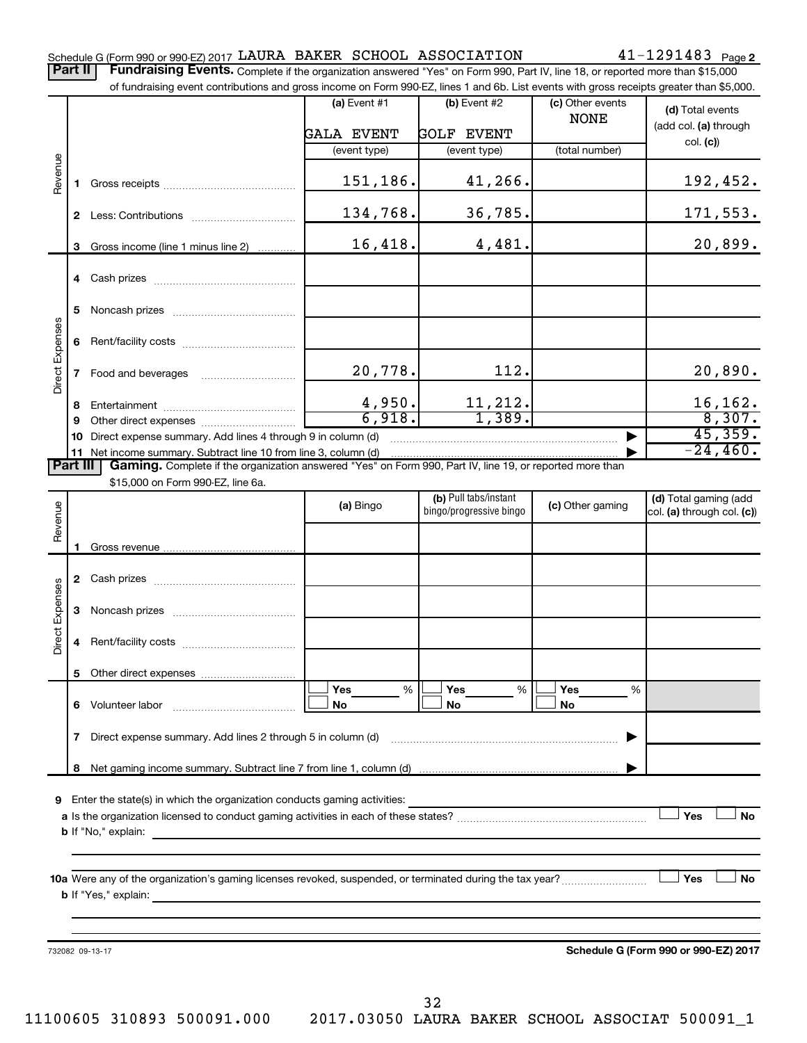Schedule G (Form 990 or 990-EZ) 2017 LAURA BAKER SCHOOL ASSOCIATION 41-1291483 Page 2

**Part II** **Fundraising Events.** Complete if the organization answered "Yes" on Form 990, Part IV, line 18, or reported more than $15,000 of fundraising event contributions and gross income on Form 990-EZ, lines 1 and 6b. List events with gross receipts greater than $5,000.

| | | (a) Event #1 | (b) Event #2 | (c) Other events | (d) Total events (add col. (a) through col. (c)) |
|---|---|---|---|---|---|
| | | GALA EVENT | GOLF EVENT | NONE | |
| | | (event type) | (event type) | (total number) | |
| Revenue | 1 Gross receipts | 151,186. | 41,266. | | 192,452. |
| | 2 Less: Contributions | 134,768. | 36,785. | | 171,553. |
| | 3 Gross income (line 1 minus line 2) | 16,418. | 4,481. | | 20,899. |
| Direct Expenses | 4 Cash prizes | | | | |
| | 5 Noncash prizes | | | | |
| | 6 Rent/facility costs | | | | |
| | 7 Food and beverages | 20,778. | 112. | | 20,890. |
| | 8 Entertainment | 4,950. | 11,212. | | 16,162. |
| | 9 Other direct expenses | 6,918. | 1,389. | | 8,307. |
| | 10 Direct expense summary. Add lines 4 through 9 in column (d) | | | | 45,359. |
| | 11 Net income summary. Subtract line 10 from line 3, column (d) | | | | -24,460. |

**Part III** **Gaming.** Complete if the organization answered "Yes" on Form 990, Part IV, line 19, or reported more than $15,000 on Form 990-EZ, line 6a.

| | | (a) Bingo | (b) Pull tabs/instant bingo/progressive bingo | (c) Other gaming | (d) Total gaming (add col. (a) through col. (c)) |
|---|---|---|---|---|---|
| Revenue | 1 Gross revenue | | | | |
| Direct Expenses | 2 Cash prizes | | | | |
| | 3 Noncash prizes | | | | |
| | 4 Rent/facility costs | | | | |
| | 5 Other direct expenses | | | | |
| | 6 Volunteer labor | ☐ Yes ___ % ☐ No | ☐ Yes ___ % ☐ No | ☐ Yes ___ % ☐ No | |
| | 7 Direct expense summary. Add lines 2 through 5 in column (d) | | | | |
| | 8 Net gaming income summary. Subtract line 7 from line 1, column (d) | | | | |

9 Enter the state(s) in which the organization conducts gaming activities: ______

a Is the organization licensed to conduct gaming activities in each of these states? ☐ Yes ☐ No

b If "No," explain: ______

10a Were any of the organization's gaming licenses revoked, suspended, or terminated during the tax year? ☐ Yes ☐ No

b If "Yes," explain: ______

732082 09-13-17

**Schedule G (Form 990 or 990-EZ) 2017**

11100605 310893 500091.000 2017.03050 LAURA BAKER SCHOOL ASSOCIAT 500091_1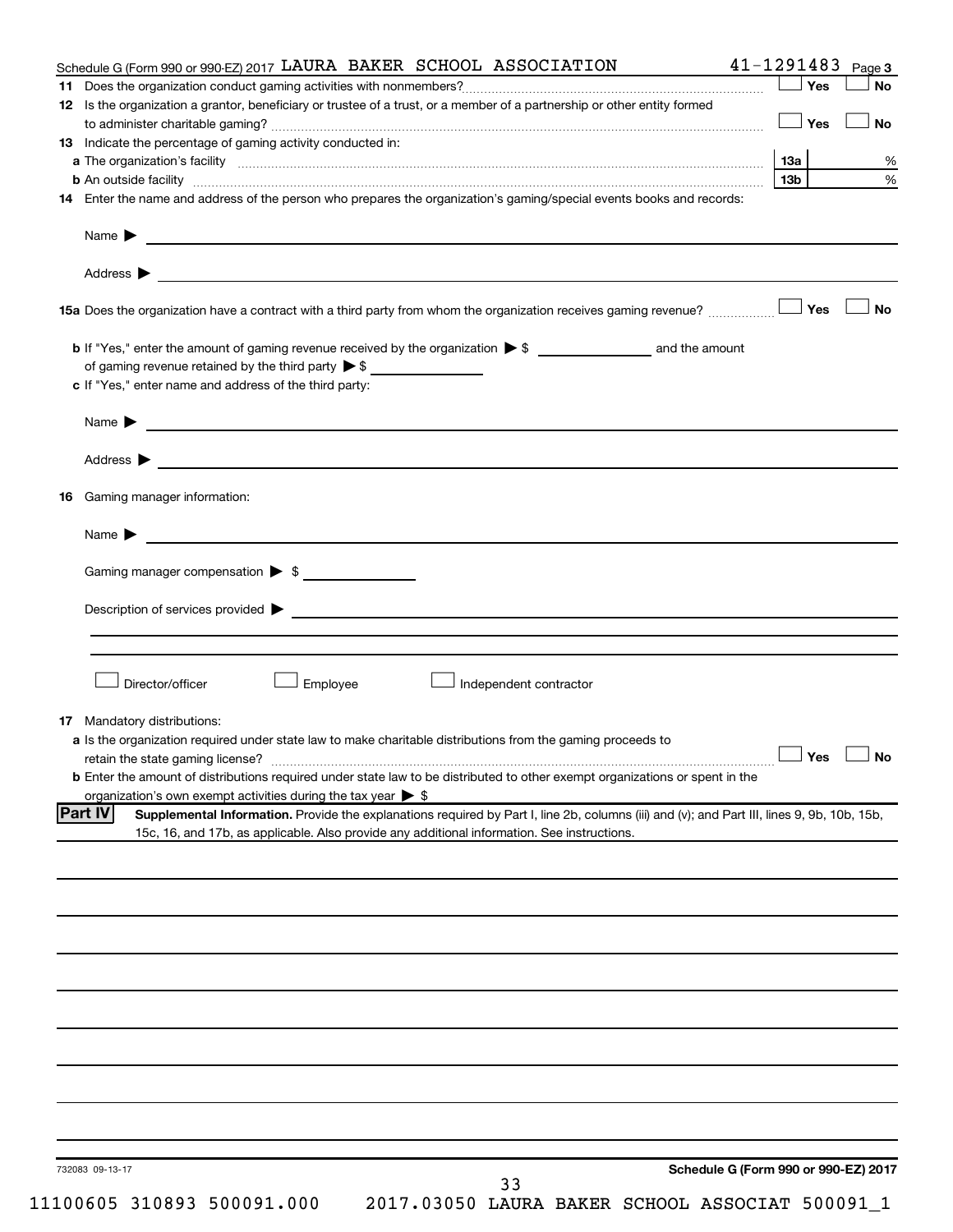Schedule G (Form 990 or 990-EZ) 2017 LAURA BAKER SCHOOL ASSOCIATION 41-1291483 Page 3

**11** Does the organization conduct gaming activities with nonmembers? ☐ Yes ☐ No

**12** Is the organization a grantor, beneficiary or trustee of a trust, or a member of a partnership or other entity formed to administer charitable gaming? ☐ Yes ☐ No

**13** Indicate the percentage of gaming activity conducted in:

**a** The organization's facility **13a** %

**b** An outside facility **13b** %

**14** Enter the name and address of the person who prepares the organization's gaming/special events books and records:

Name ▶

Address ▶

**15a** Does the organization have a contract with a third party from whom the organization receives gaming revenue? ☐ Yes ☐ No

**b** If "Yes," enter the amount of gaming revenue received by the organization ▶ $ __________ and the amount of gaming revenue retained by the third party ▶ $ __________

**c** If "Yes," enter name and address of the third party:

Name ▶

Address ▶

**16** Gaming manager information:

Name ▶

Gaming manager compensation ▶ $

Description of services provided ▶

☐ Director/officer ☐ Employee ☐ Independent contractor

**17** Mandatory distributions:

**a** Is the organization required under state law to make charitable distributions from the gaming proceeds to retain the state gaming license? ☐ Yes ☐ No

**b** Enter the amount of distributions required under state law to be distributed to other exempt organizations or spent in the organization's own exempt activities during the tax year ▶ $

## Part IV Supplemental Information.

Provide the explanations required by Part I, line 2b, columns (iii) and (v); and Part III, lines 9, 9b, 10b, 15b, 15c, 16, and 17b, as applicable. Also provide any additional information. See instructions.

732083 09-13-17 **Schedule G (Form 990 or 990-EZ) 2017**

11100605 310893 500091.000 2017.03050 LAURA BAKER SCHOOL ASSOCIAT 500091_1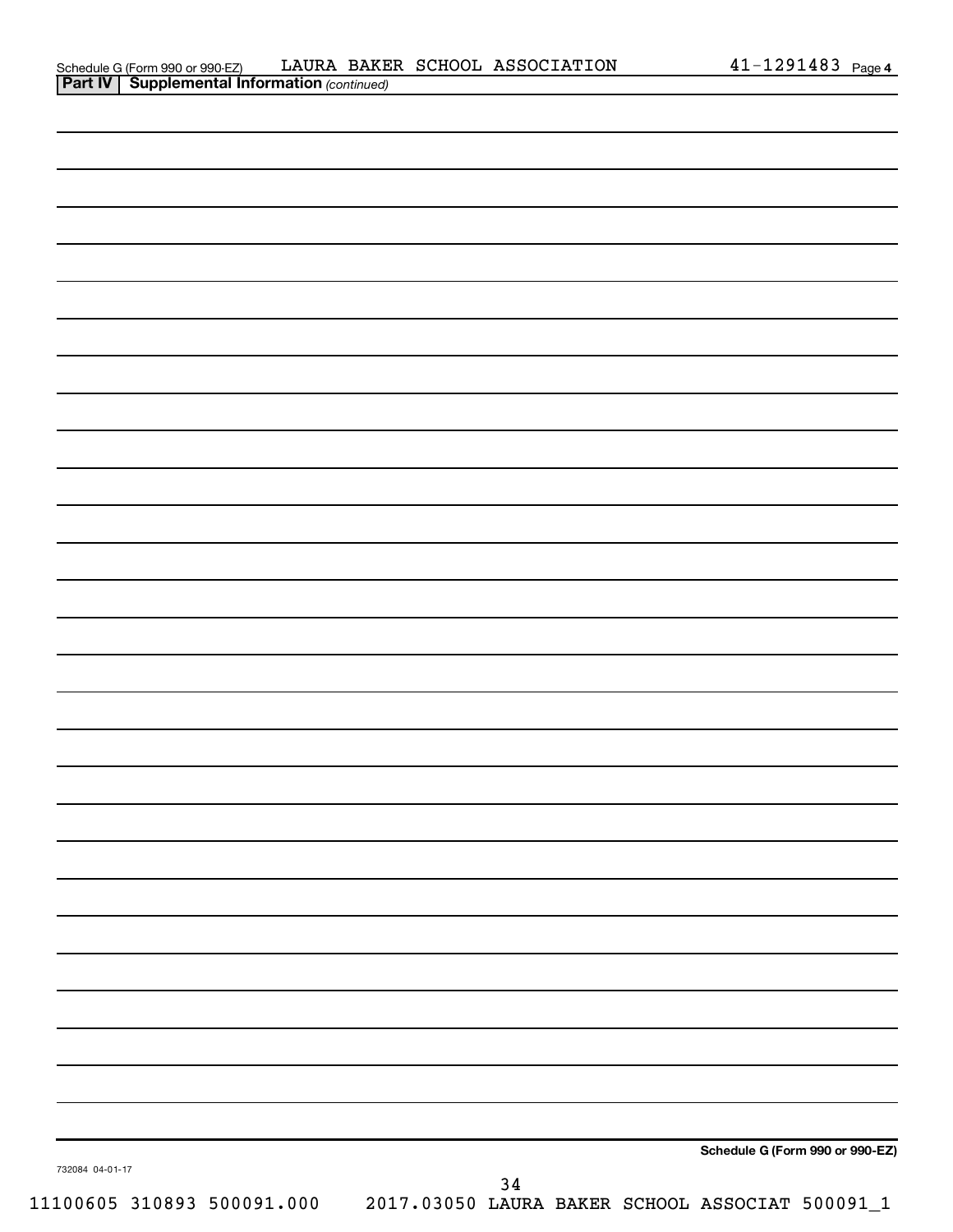Schedule G (Form 990 or 990-EZ) LAURA BAKER SCHOOL ASSOCIATION 41-1291483 Page 4

**Part IV | Supplemental Information** *(continued)*

**Schedule G (Form 990 or 990-EZ)**

732084 04-01-17

11100605 310893 500091.000 2017.03050 LAURA BAKER SCHOOL ASSOCIAT 500091_1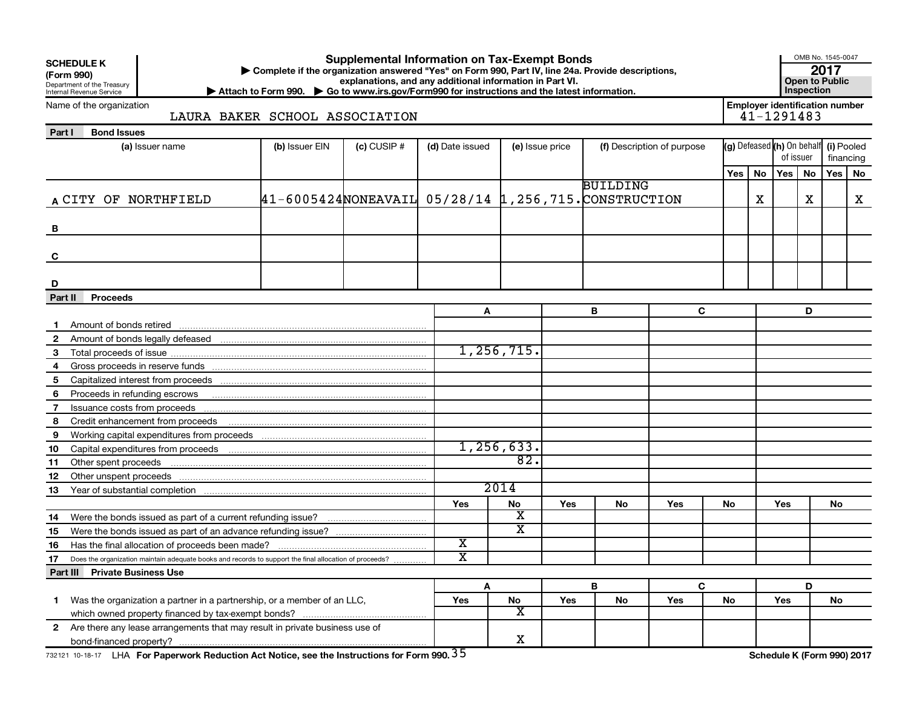**SCHEDULE K (Form 990)**
Department of the Treasury
Internal Revenue Service

# Supplemental Information on Tax-Exempt Bonds

▶ Complete if the organization answered "Yes" on Form 990, Part IV, line 24a. Provide descriptions, explanations, and any additional information in Part VI.
▶ Attach to Form 990. ▶ Go to www.irs.gov/Form990 for instructions and the latest information.

OMB No. 1545-0047
**2017**
**Open to Public Inspection**

Name of the organization: LAURA BAKER SCHOOL ASSOCIATION
Employer identification number: 41-1291483

## Part I Bond Issues

| | (a) Issuer name | (b) Issuer EIN | (c) CUSIP # | (d) Date issued | (e) Issue price | (f) Description of purpose | (g) Defeased Yes | (g) Defeased No | (h) On behalf of issuer Yes | (h) On behalf of issuer No | (i) Pooled financing Yes | (i) Pooled financing No |
|---|---|---|---|---|---|---|---|---|---|---|---|---|
| A | CITY OF NORTHFIELD | 41-6005424 | NONEAVAIL | 05/28/14 | 1,256,715. | BUILDING CONSTRUCTION | | X | | X | | X |
| B | | | | | | | | | | | | |
| C | | | | | | | | | | | | |
| D | | | | | | | | | | | | |

## Part II Proceeds

| | | A | | B | | C | | D | |
|---|---|---|---|---|---|---|---|---|---|
| 1 | Amount of bonds retired | | | | | | | | |
| 2 | Amount of bonds legally defeased | | | | | | | | |
| 3 | Total proceeds of issue | 1,256,715. | | | | | | | |
| 4 | Gross proceeds in reserve funds | | | | | | | | |
| 5 | Capitalized interest from proceeds | | | | | | | | |
| 6 | Proceeds in refunding escrows | | | | | | | | |
| 7 | Issuance costs from proceeds | | | | | | | | |
| 8 | Credit enhancement from proceeds | | | | | | | | |
| 9 | Working capital expenditures from proceeds | | | | | | | | |
| 10 | Capital expenditures from proceeds | 1,256,633. | | | | | | | |
| 11 | Other spent proceeds | 82. | | | | | | | |
| 12 | Other unspent proceeds | | | | | | | | |
| 13 | Year of substantial completion | 2014 | | | | | | | |
| | | Yes | No | Yes | No | Yes | No | Yes | No |
| 14 | Were the bonds issued as part of a current refunding issue? | | X | | | | | | |
| 15 | Were the bonds issued as part of an advance refunding issue? | | X | | | | | | |
| 16 | Has the final allocation of proceeds been made? | X | | | | | | | |
| 17 | Does the organization maintain adequate books and records to support the final allocation of proceeds? | X | | | | | | | |

## Part III Private Business Use

| | | A Yes | A No | B Yes | B No | C Yes | C No | D Yes | D No |
|---|---|---|---|---|---|---|---|---|---|
| 1 | Was the organization a partner in a partnership, or a member of an LLC, which owned property financed by tax-exempt bonds? | | X | | | | | | |
| 2 | Are there any lease arrangements that may result in private business use of bond-financed property? | | X | | | | | | |

732121 10-18-17 LHA For Paperwork Reduction Act Notice, see the Instructions for Form 990.

Schedule K (Form 990) 2017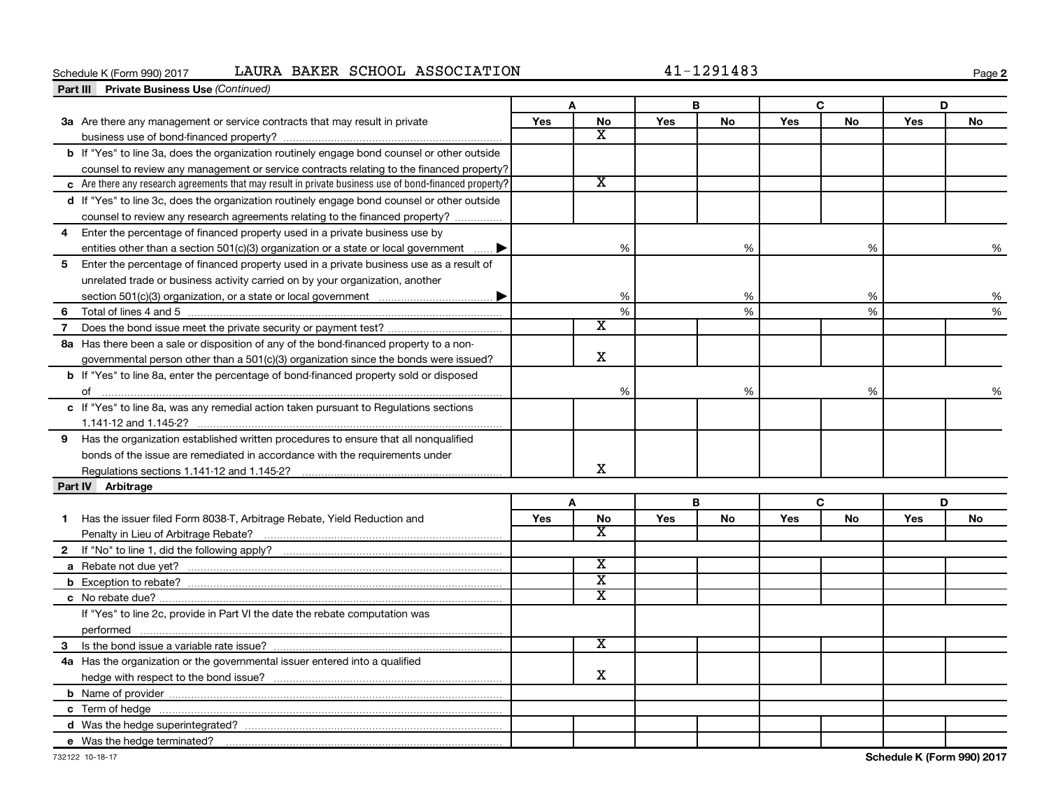Schedule K (Form 990) 2017 LAURA BAKER SCHOOL ASSOCIATION 41-1291483

**Part III Private Business Use** *(Continued)*

| | A | | B | | C | | D | |
|---|---|---|---|---|---|---|---|---|
| | Yes | No | Yes | No | Yes | No | Yes | No |
| **3a** Are there any management or service contracts that may result in private business use of bond-financed property? | | X | | | | | | |
| **b** If "Yes" to line 3a, does the organization routinely engage bond counsel or other outside counsel to review any management or service contracts relating to the financed property? | | | | | | | | |
| **c** Are there any research agreements that may result in private business use of bond-financed property? | | X | | | | | | |
| **d** If "Yes" to line 3c, does the organization routinely engage bond counsel or other outside counsel to review any research agreements relating to the financed property? | | | | | | | | |
| **4** Enter the percentage of financed property used in a private business use by entities other than a section 501(c)(3) organization or a state or local government ▶ | | % | | % | | % | | % |
| **5** Enter the percentage of financed property used in a private business use as a result of unrelated trade or business activity carried on by your organization, another section 501(c)(3) organization, or a state or local government ▶ | | % | | % | | % | | % |
| **6** Total of lines 4 and 5 | | % | | % | | % | | % |
| **7** Does the bond issue meet the private security or payment test? | | X | | | | | | |
| **8a** Has there been a sale or disposition of any of the bond-financed property to a non-governmental person other than a 501(c)(3) organization since the bonds were issued? | | X | | | | | | |
| **b** If "Yes" to line 8a, enter the percentage of bond-financed property sold or disposed of | | % | | % | | % | | % |
| **c** If "Yes" to line 8a, was any remedial action taken pursuant to Regulations sections 1.141-12 and 1.145-2? | | | | | | | | |
| **9** Has the organization established written procedures to ensure that all nonqualified bonds of the issue are remediated in accordance with the requirements under Regulations sections 1.141-12 and 1.145-2? | | X | | | | | | |

**Part IV Arbitrage**

| | A | | B | | C | | D | |
|---|---|---|---|---|---|---|---|---|
| | Yes | No | Yes | No | Yes | No | Yes | No |
| **1** Has the issuer filed Form 8038-T, Arbitrage Rebate, Yield Reduction and Penalty in Lieu of Arbitrage Rebate? | | X | | | | | | |
| **2** If "No" to line 1, did the following apply? | | | | | | | | |
| **a** Rebate not due yet? | | X | | | | | | |
| **b** Exception to rebate? | | X | | | | | | |
| **c** No rebate due? | | X | | | | | | |
| If "Yes" to line 2c, provide in Part VI the date the rebate computation was performed | | | | | | | | |
| **3** Is the bond issue a variable rate issue? | | X | | | | | | |
| **4a** Has the organization or the governmental issuer entered into a qualified hedge with respect to the bond issue? | | X | | | | | | |
| **b** Name of provider | | | | | | | | |
| **c** Term of hedge | | | | | | | | |
| **d** Was the hedge superintegrated? | | | | | | | | |
| **e** Was the hedge terminated? | | | | | | | | |

732122 10-18-17 Schedule K (Form 990) 2017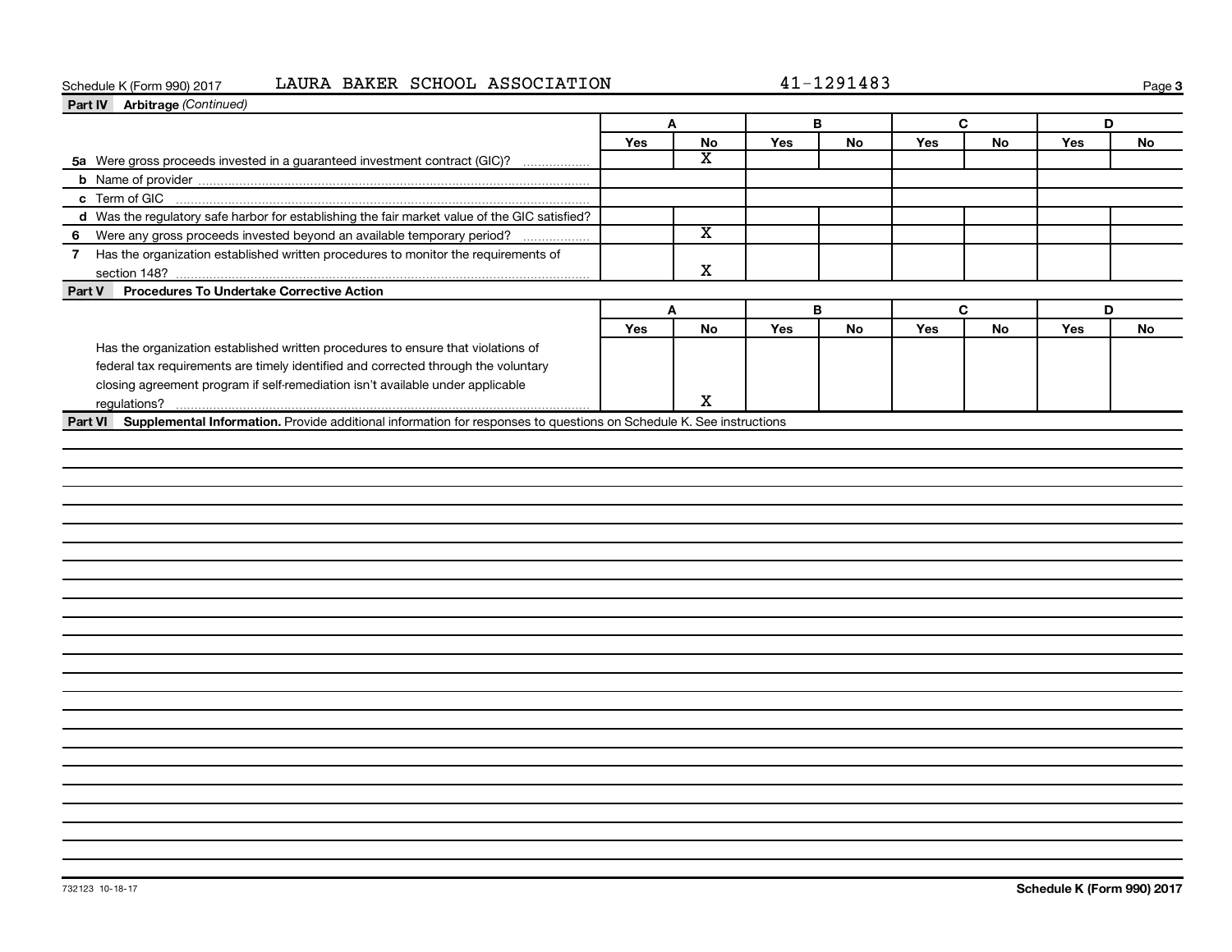Schedule K (Form 990) 2017 LAURA BAKER SCHOOL ASSOCIATION 41-1291483

**Part IV Arbitrage** *(Continued)*

| | A | | B | | C | | D | |
|---|---|---|---|---|---|---|---|---|
| | Yes | No | Yes | No | Yes | No | Yes | No |
| **5a** Were gross proceeds invested in a guaranteed investment contract (GIC)? | | X | | | | | | |
| **b** Name of provider | | | | | | | | |
| **c** Term of GIC | | | | | | | | |
| **d** Was the regulatory safe harbor for establishing the fair market value of the GIC satisfied? | | | | | | | | |
| **6** Were any gross proceeds invested beyond an available temporary period? | | X | | | | | | |
| **7** Has the organization established written procedures to monitor the requirements of section 148? | | X | | | | | | |

**Part V Procedures To Undertake Corrective Action**

| | A | | B | | C | | D | |
|---|---|---|---|---|---|---|---|---|
| | Yes | No | Yes | No | Yes | No | Yes | No |
| Has the organization established written procedures to ensure that violations of federal tax requirements are timely identified and corrected through the voluntary closing agreement program if self-remediation isn't available under applicable regulations? | | X | | | | | | |

**Part VI Supplemental Information.** Provide additional information for responses to questions on Schedule K. See instructions

732123 10-18-17

**Schedule K (Form 990) 2017**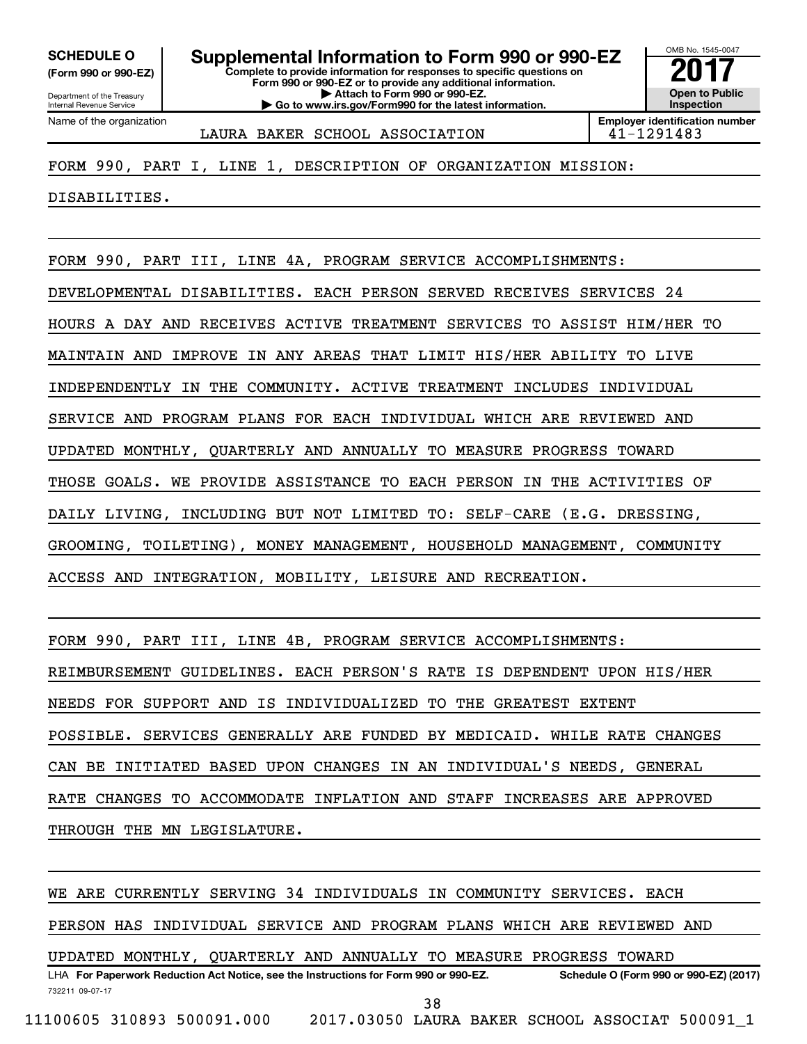**SCHEDULE O (Form 990 or 990-EZ)**

Department of the Treasury
Internal Revenue Service

# Supplemental Information to Form 990 or 990-EZ

**Complete to provide information for responses to specific questions on Form 990 or 990-EZ or to provide any additional information.**
**▶ Attach to Form 990 or 990-EZ.**
**▶ Go to www.irs.gov/Form990 for the latest information.**

OMB No. 1545-0047

**2017**

**Open to Public Inspection**

Name of the organization: LAURA BAKER SCHOOL ASSOCIATION

**Employer identification number:** 41-1291483

FORM 990, PART I, LINE 1, DESCRIPTION OF ORGANIZATION MISSION:

DISABILITIES.

FORM 990, PART III, LINE 4A, PROGRAM SERVICE ACCOMPLISHMENTS:

DEVELOPMENTAL DISABILITIES. EACH PERSON SERVED RECEIVES SERVICES 24 HOURS A DAY AND RECEIVES ACTIVE TREATMENT SERVICES TO ASSIST HIM/HER TO MAINTAIN AND IMPROVE IN ANY AREAS THAT LIMIT HIS/HER ABILITY TO LIVE INDEPENDENTLY IN THE COMMUNITY. ACTIVE TREATMENT INCLUDES INDIVIDUAL SERVICE AND PROGRAM PLANS FOR EACH INDIVIDUAL WHICH ARE REVIEWED AND UPDATED MONTHLY, QUARTERLY AND ANNUALLY TO MEASURE PROGRESS TOWARD THOSE GOALS. WE PROVIDE ASSISTANCE TO EACH PERSON IN THE ACTIVITIES OF DAILY LIVING, INCLUDING BUT NOT LIMITED TO: SELF-CARE (E.G. DRESSING, GROOMING, TOILETING), MONEY MANAGEMENT, HOUSEHOLD MANAGEMENT, COMMUNITY ACCESS AND INTEGRATION, MOBILITY, LEISURE AND RECREATION.

FORM 990, PART III, LINE 4B, PROGRAM SERVICE ACCOMPLISHMENTS:

REIMBURSEMENT GUIDELINES. EACH PERSON'S RATE IS DEPENDENT UPON HIS/HER NEEDS FOR SUPPORT AND IS INDIVIDUALIZED TO THE GREATEST EXTENT POSSIBLE. SERVICES GENERALLY ARE FUNDED BY MEDICAID. WHILE RATE CHANGES CAN BE INITIATED BASED UPON CHANGES IN AN INDIVIDUAL'S NEEDS, GENERAL RATE CHANGES TO ACCOMMODATE INFLATION AND STAFF INCREASES ARE APPROVED THROUGH THE MN LEGISLATURE.

WE ARE CURRENTLY SERVING 34 INDIVIDUALS IN COMMUNITY SERVICES. EACH PERSON HAS INDIVIDUAL SERVICE AND PROGRAM PLANS WHICH ARE REVIEWED AND UPDATED MONTHLY, QUARTERLY AND ANNUALLY TO MEASURE PROGRESS TOWARD

LHA **For Paperwork Reduction Act Notice, see the Instructions for Form 990 or 990-EZ.** **Schedule O (Form 990 or 990-EZ) (2017)**

732211 09-07-17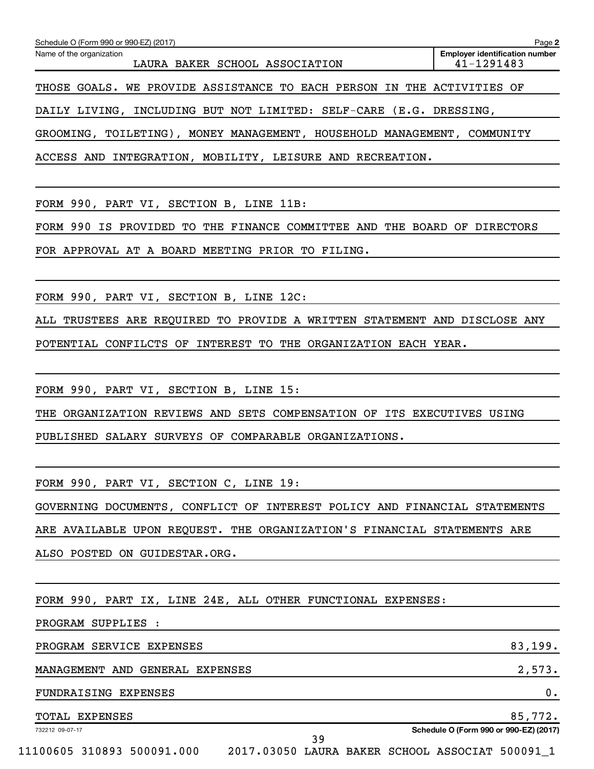Schedule O (Form 990 or 990-EZ) (2017) Page 2

Name of the organization: LAURA BAKER SCHOOL ASSOCIATION

Employer identification number: 41-1291483

THOSE GOALS. WE PROVIDE ASSISTANCE TO EACH PERSON IN THE ACTIVITIES OF DAILY LIVING, INCLUDING BUT NOT LIMITED: SELF-CARE (E.G. DRESSING, GROOMING, TOILETING), MONEY MANAGEMENT, HOUSEHOLD MANAGEMENT, COMMUNITY ACCESS AND INTEGRATION, MOBILITY, LEISURE AND RECREATION.

FORM 990, PART VI, SECTION B, LINE 11B:

FORM 990 IS PROVIDED TO THE FINANCE COMMITTEE AND THE BOARD OF DIRECTORS FOR APPROVAL AT A BOARD MEETING PRIOR TO FILING.

FORM 990, PART VI, SECTION B, LINE 12C:

ALL TRUSTEES ARE REQUIRED TO PROVIDE A WRITTEN STATEMENT AND DISCLOSE ANY POTENTIAL CONFILCTS OF INTEREST TO THE ORGANIZATION EACH YEAR.

FORM 990, PART VI, SECTION B, LINE 15:

THE ORGANIZATION REVIEWS AND SETS COMPENSATION OF ITS EXECUTIVES USING PUBLISHED SALARY SURVEYS OF COMPARABLE ORGANIZATIONS.

FORM 990, PART VI, SECTION C, LINE 19:

GOVERNING DOCUMENTS, CONFLICT OF INTEREST POLICY AND FINANCIAL STATEMENTS ARE AVAILABLE UPON REQUEST. THE ORGANIZATION'S FINANCIAL STATEMENTS ARE ALSO POSTED ON GUIDESTAR.ORG.

FORM 990, PART IX, LINE 24E, ALL OTHER FUNCTIONAL EXPENSES:

PROGRAM SUPPLIES :

| | |
|---|---|
| PROGRAM SERVICE EXPENSES | 83,199. |
| MANAGEMENT AND GENERAL EXPENSES | 2,573. |
| FUNDRAISING EXPENSES | 0. |
| TOTAL EXPENSES | 85,772. |

732212 09-07-17 Schedule O (Form 990 or 990-EZ) (2017)

11100605 310893 500091.000 2017.03050 LAURA BAKER SCHOOL ASSOCIAT 500091_1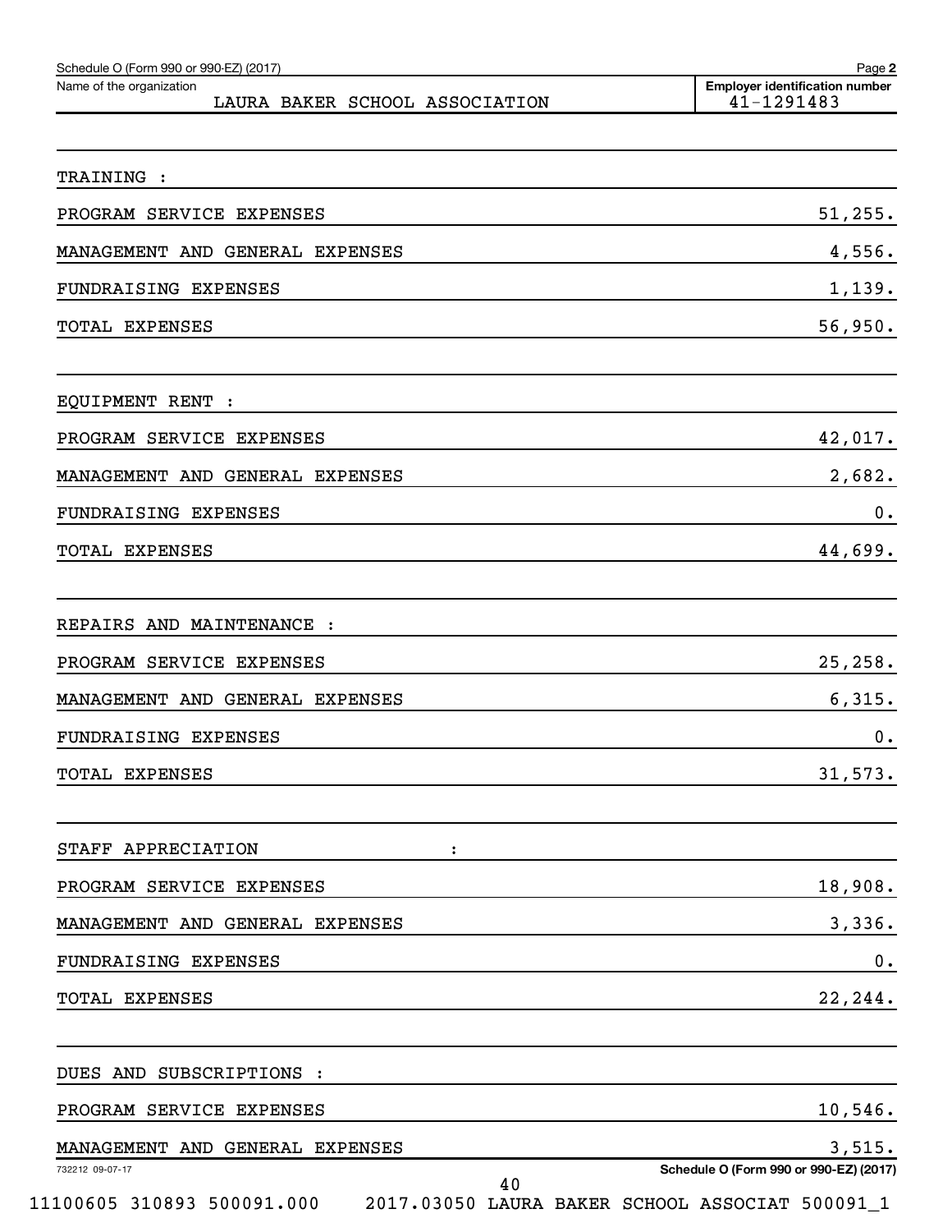Schedule O (Form 990 or 990-EZ) (2017)

Name of the organization: LAURA BAKER SCHOOL ASSOCIATION

Employer identification number: 41-1291483

| | |
|---|---|
| TRAINING : | |
| PROGRAM SERVICE EXPENSES | 51,255. |
| MANAGEMENT AND GENERAL EXPENSES | 4,556. |
| FUNDRAISING EXPENSES | 1,139. |
| TOTAL EXPENSES | 56,950. |
| | |
| EQUIPMENT RENT : | |
| PROGRAM SERVICE EXPENSES | 42,017. |
| MANAGEMENT AND GENERAL EXPENSES | 2,682. |
| FUNDRAISING EXPENSES | 0. |
| TOTAL EXPENSES | 44,699. |
| | |
| REPAIRS AND MAINTENANCE : | |
| PROGRAM SERVICE EXPENSES | 25,258. |
| MANAGEMENT AND GENERAL EXPENSES | 6,315. |
| FUNDRAISING EXPENSES | 0. |
| TOTAL EXPENSES | 31,573. |
| | |
| STAFF APPRECIATION : | |
| PROGRAM SERVICE EXPENSES | 18,908. |
| MANAGEMENT AND GENERAL EXPENSES | 3,336. |
| FUNDRAISING EXPENSES | 0. |
| TOTAL EXPENSES | 22,244. |
| | |
| DUES AND SUBSCRIPTIONS : | |
| PROGRAM SERVICE EXPENSES | 10,546. |
| MANAGEMENT AND GENERAL EXPENSES | 3,515. |

732212 09-07-17

Schedule O (Form 990 or 990-EZ) (2017)

11100605 310893 500091.000 2017.03050 LAURA BAKER SCHOOL ASSOCIAT 500091_1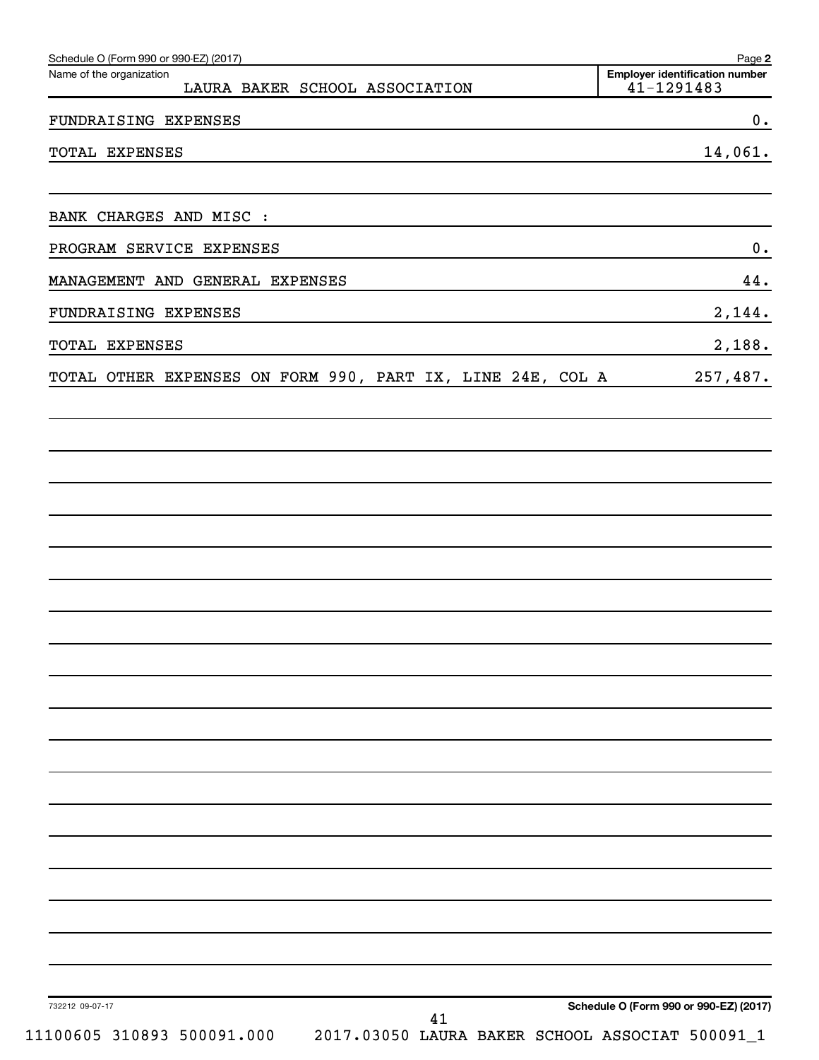Schedule O (Form 990 or 990-EZ) (2017) Page **2**

| Name of the organization | Employer identification number |
| --- | --- |
| LAURA BAKER SCHOOL ASSOCIATION | 41-1291483 |

| | |
| --- | --- |
| FUNDRAISING EXPENSES | 0. |
| TOTAL EXPENSES | 14,061. |
| | |
| BANK CHARGES AND MISC : | |
| PROGRAM SERVICE EXPENSES | 0. |
| MANAGEMENT AND GENERAL EXPENSES | 44. |
| FUNDRAISING EXPENSES | 2,144. |
| TOTAL EXPENSES | 2,188. |
| TOTAL OTHER EXPENSES ON FORM 990, PART IX, LINE 24E, COL A | 257,487. |

732212 09-07-17

Schedule O (Form 990 or 990-EZ) (2017)

11100605 310893 500091.000 2017.03050 LAURA BAKER SCHOOL ASSOCIAT 500091_1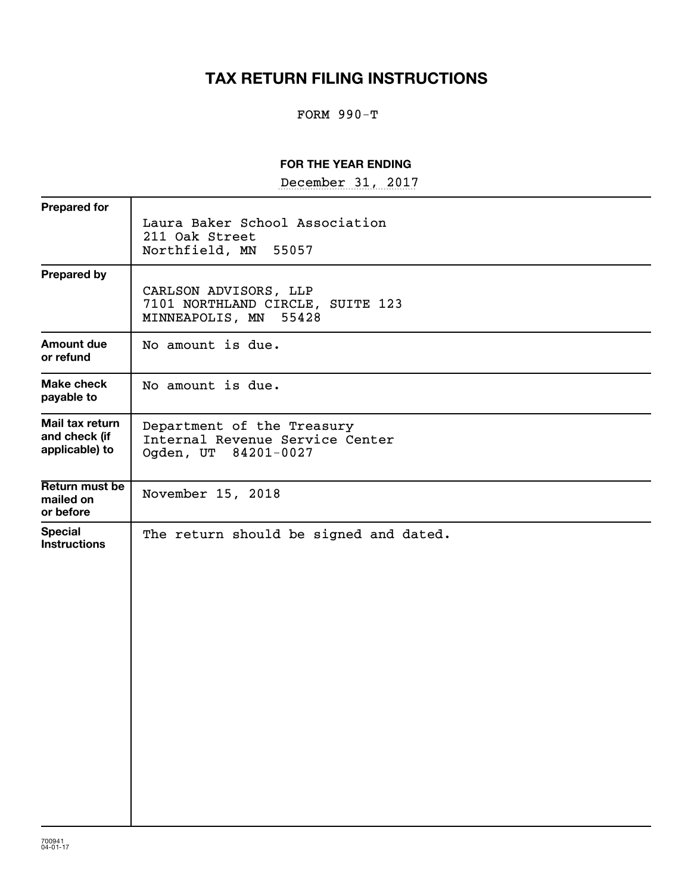# TAX RETURN FILING INSTRUCTIONS

FORM 990-T

**FOR THE YEAR ENDING**

December 31, 2017

| | |
|---|---|
| **Prepared for** | Laura Baker School Association<br>211 Oak Street<br>Northfield, MN 55057 |
| **Prepared by** | CARLSON ADVISORS, LLP<br>7101 NORTHLAND CIRCLE, SUITE 123<br>MINNEAPOLIS, MN 55428 |
| **Amount due or refund** | No amount is due. |
| **Make check payable to** | No amount is due. |
| **Mail tax return and check (if applicable) to** | Department of the Treasury<br>Internal Revenue Service Center<br>Ogden, UT 84201-0027 |
| **Return must be mailed on or before** | November 15, 2018 |
| **Special Instructions** | The return should be signed and dated. |

700941
04-01-17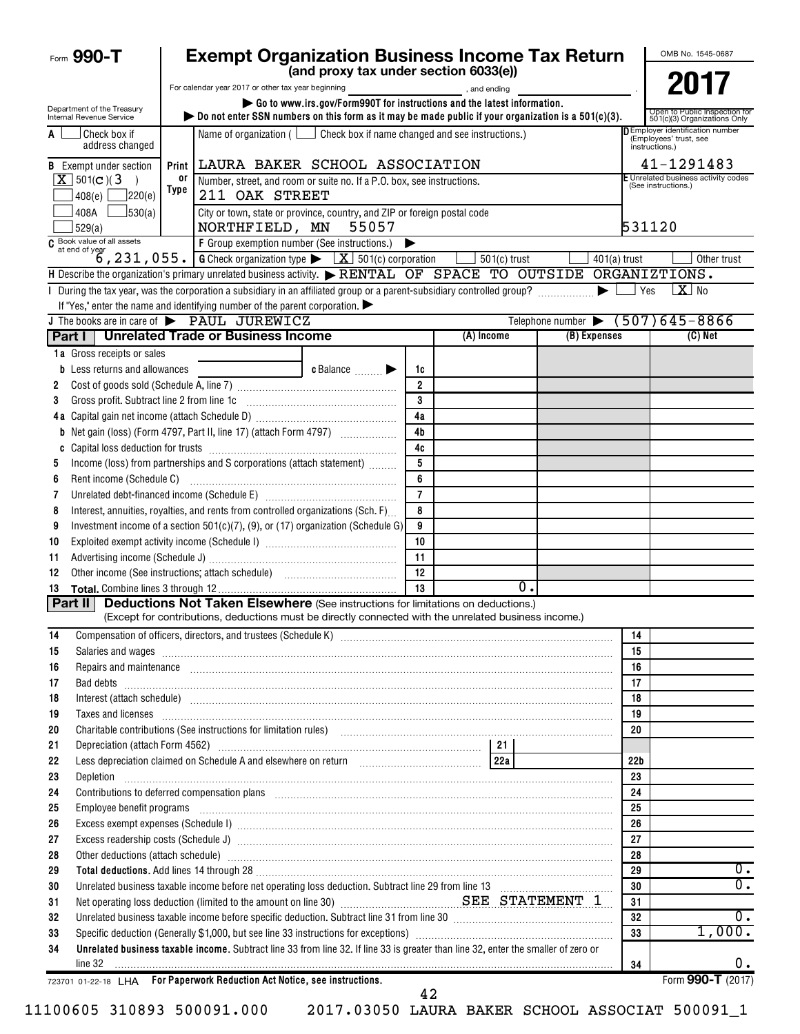# Form 990-T

## Exempt Organization Business Income Tax Return
### (and proxy tax under section 6033(e))

For calendar year 2017 or other tax year beginning ________, and ending ________.

▶ Go to www.irs.gov/Form990T for instructions and the latest information.
▶ Do not enter SSN numbers on this form as it may be made public if your organization is a 501(c)(3).

OMB No. 1545-0687

**2017**

Open to Public Inspection for 501(c)(3) Organizations Only

Department of the Treasury
Internal Revenue Service

**A** ☐ Check box if address changed

**B** Exempt under section
☒ 501(C)(3)
☐ 408(e) ☐ 220(e)
☐ 408A ☐ 530(a)
☐ 529(a)

**C** Book value of all assets at end of year: 6,231,055.

Name of organization ( ☐ Check box if name changed and see instructions.)
LAURA BAKER SCHOOL ASSOCIATION

Number, street, and room or suite no. If a P.O. box, see instructions.
211 OAK STREET

City or town, state or province, country, and ZIP or foreign postal code
NORTHFIELD, MN 55057

**D** Employer identification number (Employees' trust, see instructions.)
41-1291483

**E** Unrelated business activity codes (See instructions.)
531120

**F** Group exemption number (See instructions.) ▶

**G** Check organization type ▶ ☒ 501(c) corporation ☐ 501(c) trust ☐ 401(a) trust ☐ Other trust

**H** Describe the organization's primary unrelated business activity. ▶ RENTAL OF SPACE TO OUTSIDE ORGANIZTIONS.

**I** During the tax year, was the corporation a subsidiary in an affiliated group or a parent-subsidiary controlled group? ▶ ☐ Yes ☒ No
If "Yes," enter the name and identifying number of the parent corporation. ▶

**J** The books are in care of ▶ PAUL JUREWICZ Telephone number ▶ (507)645-8866

## Part I Unrelated Trade or Business Income

| | | | (A) Income | (B) Expenses | (C) Net |
|---|---|---|---|---|---|
| 1a | Gross receipts or sales | | | | |
| b | Less returns and allowances — c Balance ▶ | 1c | | | |
| 2 | Cost of goods sold (Schedule A, line 7) | 2 | | | |
| 3 | Gross profit. Subtract line 2 from line 1c | 3 | | | |
| 4a | Capital gain net income (attach Schedule D) | 4a | | | |
| b | Net gain (loss) (Form 4797, Part II, line 17) (attach Form 4797) | 4b | | | |
| c | Capital loss deduction for trusts | 4c | | | |
| 5 | Income (loss) from partnerships and S corporations (attach statement) | 5 | | | |
| 6 | Rent income (Schedule C) | 6 | | | |
| 7 | Unrelated debt-financed income (Schedule E) | 7 | | | |
| 8 | Interest, annuities, royalties, and rents from controlled organizations (Sch. F) | 8 | | | |
| 9 | Investment income of a section 501(c)(7), (9), or (17) organization (Schedule G) | 9 | | | |
| 10 | Exploited exempt activity income (Schedule I) | 10 | | | |
| 11 | Advertising income (Schedule J) | 11 | | | |
| 12 | Other income (See instructions; attach schedule) | 12 | | | |
| 13 | **Total.** Combine lines 3 through 12 | 13 | 0. | | |

## Part II Deductions Not Taken Elsewhere (See instructions for limitations on deductions.)
(Except for contributions, deductions must be directly connected with the unrelated business income.)

| | | | |
|---|---|---|---|
| 14 | Compensation of officers, directors, and trustees (Schedule K) | 14 | |
| 15 | Salaries and wages | 15 | |
| 16 | Repairs and maintenance | 16 | |
| 17 | Bad debts | 17 | |
| 18 | Interest (attach schedule) | 18 | |
| 19 | Taxes and licenses | 19 | |
| 20 | Charitable contributions (See instructions for limitation rules) | 20 | |
| 21 | Depreciation (attach Form 4562) — 21 | | |
| 22 | Less depreciation claimed on Schedule A and elsewhere on return — 22a | 22b | |
| 23 | Depletion | 23 | |
| 24 | Contributions to deferred compensation plans | 24 | |
| 25 | Employee benefit programs | 25 | |
| 26 | Excess exempt expenses (Schedule I) | 26 | |
| 27 | Excess readership costs (Schedule J) | 27 | |
| 28 | Other deductions (attach schedule) | 28 | |
| 29 | **Total deductions.** Add lines 14 through 28 | 29 | 0. |
| 30 | Unrelated business taxable income before net operating loss deduction. Subtract line 29 from line 13 | 30 | 0. |
| 31 | Net operating loss deduction (limited to the amount on line 30) SEE STATEMENT 1 | 31 | |
| 32 | Unrelated business taxable income before specific deduction. Subtract line 31 from line 30 | 32 | 0. |
| 33 | Specific deduction (Generally $1,000, but see line 33 instructions for exceptions) | 33 | 1,000. |
| 34 | **Unrelated business taxable income.** Subtract line 33 from line 32. If line 33 is greater than line 32, enter the smaller of zero or line 32 | 34 | 0. |

723701 01-22-18 LHA For Paperwork Reduction Act Notice, see instructions. Form **990-T** (2017)

11100605 310893 500091.000 2017.03050 LAURA BAKER SCHOOL ASSOCIAT 500091_1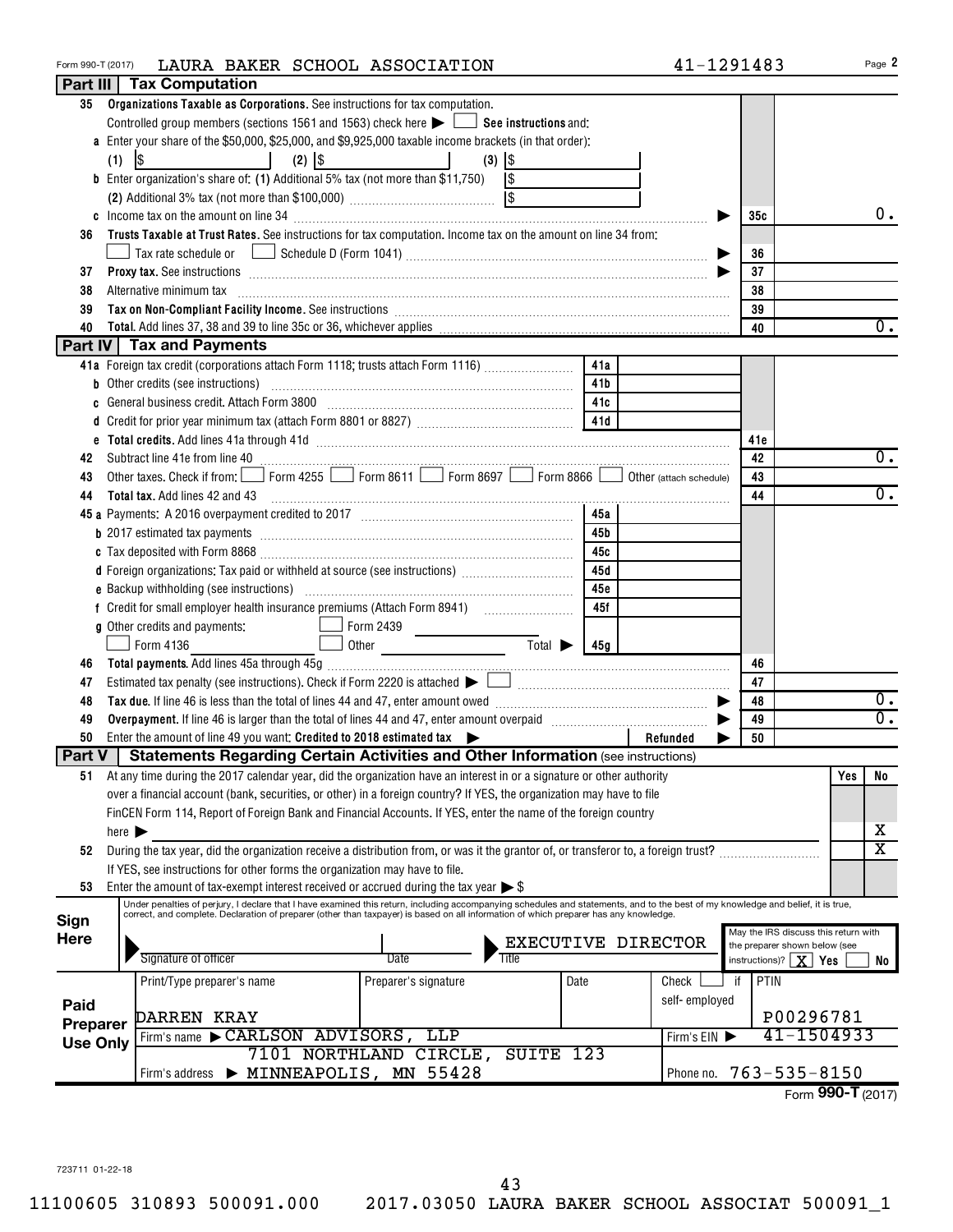Form 990-T (2017) LAURA BAKER SCHOOL ASSOCIATION 41-1291483 Page 2

## Part III Tax Computation

**35 Organizations Taxable as Corporations.** See instructions for tax computation.

Controlled group members (sections 1561 and 1563) check here ▶ ☐ **See instructions** and:

**a** Enter your share of the $50,000, $25,000, and $9,925,000 taxable income brackets (in that order):

(1) $ (2) $ (3) $

**b** Enter organization's share of: **(1)** Additional 5% tax (not more than $11,750) $

**(2)** Additional 3% tax (not more than $100,000) $

**c** Income tax on the amount on line 34 ▶ **35c** 0.

**36 Trusts Taxable at Trust Rates.** See instructions for tax computation. Income tax on the amount on line 34 from:

☐ Tax rate schedule or ☐ Schedule D (Form 1041) ▶ **36**

**37 Proxy tax.** See instructions ▶ **37**

**38** Alternative minimum tax **38**

**39 Tax on Non-Compliant Facility Income.** See instructions **39**

**40 Total.** Add lines 37, 38 and 39 to line 35c or 36, whichever applies **40** 0.

## Part IV Tax and Payments

| Line | Description | Ref | Amount | Line | Amount |
|---|---|---|---|---|---|
| 41a | Foreign tax credit (corporations attach Form 1118; trusts attach Form 1116) | 41a | | | |
| b | Other credits (see instructions) | 41b | | | |
| c | General business credit. Attach Form 3800 | 41c | | | |
| d | Credit for prior year minimum tax (attach Form 8801 or 8827) | 41d | | | |
| e | **Total credits.** Add lines 41a through 41d | | | 41e | |
| 42 | Subtract line 41e from line 40 | | | 42 | 0. |
| 43 | Other taxes. Check if from: ☐ Form 4255 ☐ Form 8611 ☐ Form 8697 ☐ Form 8866 ☐ Other (attach schedule) | | | 43 | |
| 44 | **Total tax.** Add lines 42 and 43 | | | 44 | 0. |
| 45a | Payments: A 2016 overpayment credited to 2017 | 45a | | | |
| b | 2017 estimated tax payments | 45b | | | |
| c | Tax deposited with Form 8868 | 45c | | | |
| d | Foreign organizations: Tax paid or withheld at source (see instructions) | 45d | | | |
| e | Backup withholding (see instructions) | 45e | | | |
| f | Credit for small employer health insurance premiums (Attach Form 8941) | 45f | | | |
| g | Other credits and payments: ☐ Form 2439 ☐ Form 4136 ☐ Other Total ▶ | 45g | | | |
| 46 | **Total payments.** Add lines 45a through 45g | | | 46 | |
| 47 | Estimated tax penalty (see instructions). Check if Form 2220 is attached ▶ ☐ | | | 47 | |
| 48 | **Tax due.** If line 46 is less than the total of lines 44 and 47, enter amount owed ▶ | | | 48 | 0. |
| 49 | **Overpayment.** If line 46 is larger than the total of lines 44 and 47, enter amount overpaid ▶ | | | 49 | 0. |
| 50 | Enter the amount of line 49 you want: **Credited to 2018 estimated tax** ▶ | | **Refunded** ▶ | 50 | |

## Part V Statements Regarding Certain Activities and Other Information (see instructions)

| Line | Question | Yes | No |
|---|---|---|---|
| 51 | At any time during the 2017 calendar year, did the organization have an interest in or a signature or other authority over a financial account (bank, securities, or other) in a foreign country? If YES, the organization may have to file FinCEN Form 114, Report of Foreign Bank and Financial Accounts. If YES, enter the name of the foreign country here ▶ | | X |
| 52 | During the tax year, did the organization receive a distribution from, or was it the grantor of, or transferor to, a foreign trust? If YES, see instructions for other forms the organization may have to file. | | X |
| 53 | Enter the amount of tax-exempt interest received or accrued during the tax year ▶ $ | | |

**Sign Here**

Under penalties of perjury, I declare that I have examined this return, including accompanying schedules and statements, and to the best of my knowledge and belief, it is true, correct, and complete. Declaration of preparer (other than taxpayer) is based on all information of which preparer has any knowledge.

Signature of officer | Date | Title: EXECUTIVE DIRECTOR

May the IRS discuss this return with the preparer shown below (see instructions)? ☒ Yes ☐ No

**Paid Preparer Use Only**

| Print/Type preparer's name | Preparer's signature | Date | Check ☐ if self-employed | PTIN |
|---|---|---|---|---|
| DARREN KRAY | | | | P00296781 |

Firm's name ▶ CARLSON ADVISORS, LLP — Firm's EIN ▶ 41-1504933

Firm's address ▶ 7101 NORTHLAND CIRCLE, SUITE 123, MINNEAPOLIS, MN 55428 — Phone no. 763-535-8150

Form **990-T** (2017)

723711 01-22-18

11100605 310893 500091.000 2017.03050 LAURA BAKER SCHOOL ASSOCIAT 500091_1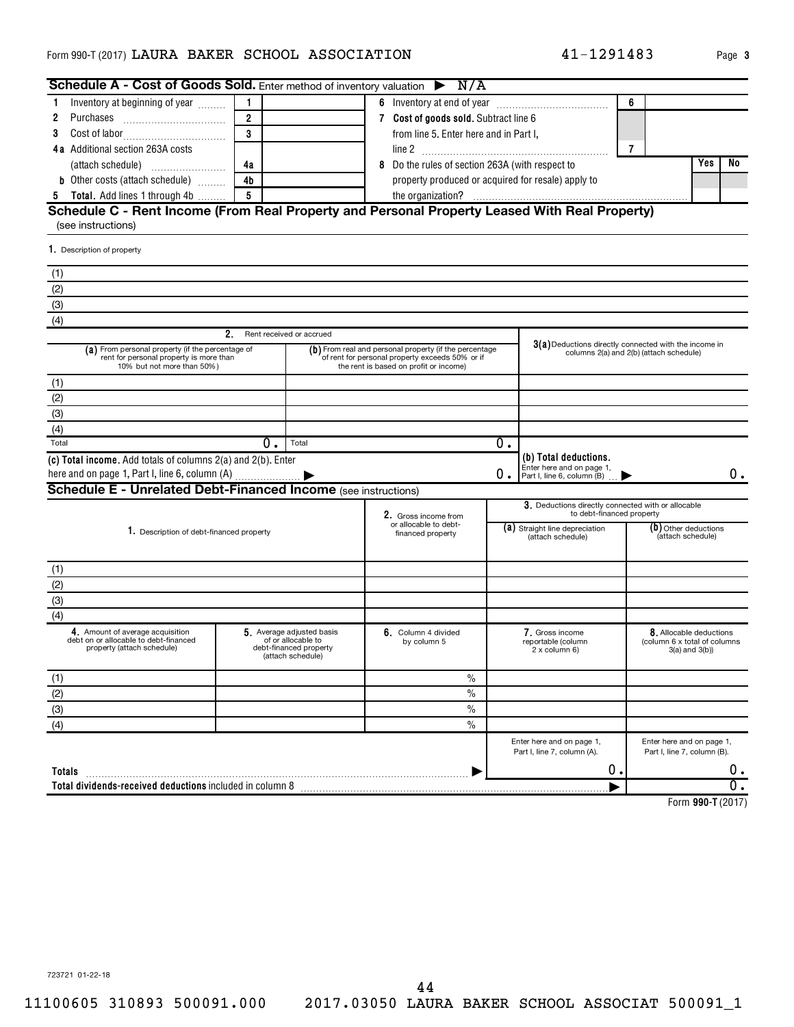Form 990-T (2017) LAURA BAKER SCHOOL ASSOCIATION 41-1291483

## Schedule A - Cost of Goods Sold. Enter method of inventory valuation ▶ N/A

| | | | | | | |
|---|---|---|---|---|---|---|
| 1 Inventory at beginning of year | 1 | | 6 Inventory at end of year | 6 | | |
| 2 Purchases | 2 | | 7 **Cost of goods sold.** Subtract line 6 from line 5. Enter here and in Part I, line 2 | 7 | | |
| 3 Cost of labor | 3 | | | | | |
| 4a Additional section 263A costs (attach schedule) | 4a | | 8 Do the rules of section 263A (with respect to property produced or acquired for resale) apply to the organization? | | Yes | No |
| b Other costs (attach schedule) | 4b | | | | | |
| 5 **Total.** Add lines 1 through 4b | 5 | | | | | |

## Schedule C - Rent Income (From Real Property and Personal Property Leased With Real Property)

(see instructions)

1. Description of property

(1)

(2)

(3)

(4)

| | 2. Rent received or accrued | | |
|---|---|---|---|
| | (a) From personal property (if the percentage of rent for personal property is more than 10% but not more than 50%) | (b) From real and personal property (if the percentage of rent for personal property exceeds 50% or if the rent is based on profit or income) | 3(a) Deductions directly connected with the income in columns 2(a) and 2(b) (attach schedule) |
| (1) | | | |
| (2) | | | |
| (3) | | | |
| (4) | | | |
| Total | 0. | 0. | |

**(c) Total income.** Add totals of columns 2(a) and 2(b). Enter here and on page 1, Part I, line 6, column (A) ▶ 0.

**(b) Total deductions.** Enter here and on page 1, Part I, line 6, column (B) ▶ 0.

## Schedule E - Unrelated Debt-Financed Income (see instructions)

| | 1. Description of debt-financed property | 2. Gross income from or allocable to debt-financed property | 3. Deductions directly connected with or allocable to debt-financed property: (a) Straight line depreciation (attach schedule) | (b) Other deductions (attach schedule) |
|---|---|---|---|---|
| (1) | | | | |
| (2) | | | | |
| (3) | | | | |
| (4) | | | | |

| | 4. Amount of average acquisition debt on or allocable to debt-financed property (attach schedule) | 5. Average adjusted basis of or allocable to debt-financed property (attach schedule) | 6. Column 4 divided by column 5 | 7. Gross income reportable (column 2 x column 6) | 8. Allocable deductions (column 6 x total of columns 3(a) and 3(b)) |
|---|---|---|---|---|---|
| (1) | | | % | | |
| (2) | | | % | | |
| (3) | | | % | | |
| (4) | | | % | | |
| | | | | Enter here and on page 1, Part I, line 7, column (A). | Enter here and on page 1, Part I, line 7, column (B). |
| **Totals** ▶ | | | | 0. | 0. |
| **Total dividends-received deductions** included in column 8 ▶ | | | | | 0. |

Form **990-T** (2017)

723721 01-22-18

11100605 310893 500091.000 2017.03050 LAURA BAKER SCHOOL ASSOCIAT 500091_1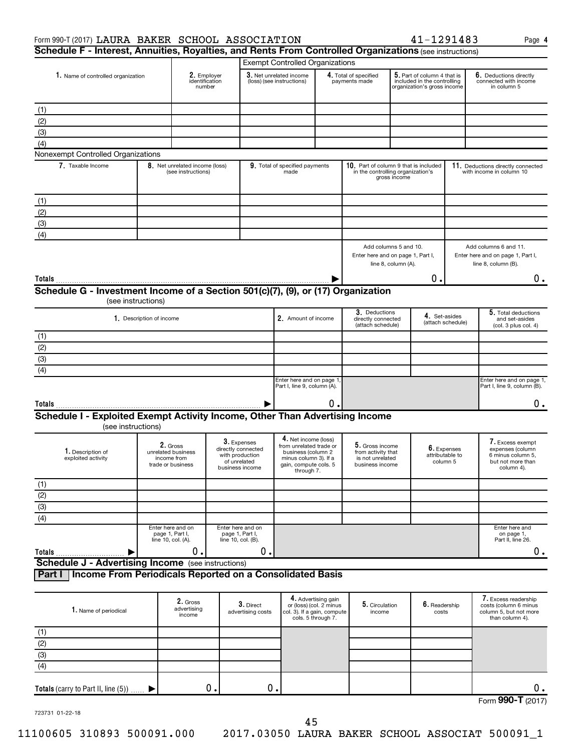Form 990-T (2017) LAURA BAKER SCHOOL ASSOCIATION 41-1291483 Page 4

## Schedule F - Interest, Annuities, Royalties, and Rents From Controlled Organizations (see instructions)

| 1. Name of controlled organization | 2. Employer identification number | Exempt Controlled Organizations | | | |
|---|---|---|---|---|---|
| | | 3. Net unrelated income (loss) (see instructions) | 4. Total of specified payments made | 5. Part of column 4 that is included in the controlling organization's gross income | 6. Deductions directly connected with income in column 5 |
| (1) | | | | | |
| (2) | | | | | |
| (3) | | | | | |
| (4) | | | | | |

Nonexempt Controlled Organizations

| 7. Taxable Income | 8. Net unrelated income (loss) (see instructions) | 9. Total of specified payments made | 10. Part of column 9 that is included in the controlling organization's gross income | 11. Deductions directly connected with income in column 10 |
|---|---|---|---|---|
| (1) | | | | |
| (2) | | | | |
| (3) | | | | |
| (4) | | | | |
| | | | Add columns 5 and 10. Enter here and on page 1, Part I, line 8, column (A). | Add columns 6 and 11. Enter here and on page 1, Part I, line 8, column (B). |
| **Totals** | | ▶ | 0. | 0. |

## Schedule G - Investment Income of a Section 501(c)(7), (9), or (17) Organization (see instructions)

| 1. Description of income | 2. Amount of income | 3. Deductions directly connected (attach schedule) | 4. Set-asides (attach schedule) | 5. Total deductions and set-asides (col. 3 plus col. 4) |
|---|---|---|---|---|
| (1) | | | | |
| (2) | | | | |
| (3) | | | | |
| (4) | | | | |
| | Enter here and on page 1, Part I, line 9, column (A). | | | Enter here and on page 1, Part I, line 9, column (B). |
| **Totals** ▶ | 0. | | | 0. |

## Schedule I - Exploited Exempt Activity Income, Other Than Advertising Income (see instructions)

| 1. Description of exploited activity | 2. Gross unrelated business income from trade or business | 3. Expenses directly connected with production of unrelated business income | 4. Net income (loss) from unrelated trade or business (column 2 minus column 3). If a gain, compute cols. 5 through 7. | 5. Gross income from activity that is not unrelated business income | 6. Expenses attributable to column 5 | 7. Excess exempt expenses (column 6 minus column 5, but not more than column 4). |
|---|---|---|---|---|---|---|
| (1) | | | | | | |
| (2) | | | | | | |
| (3) | | | | | | |
| (4) | | | | | | |
| | Enter here and on page 1, Part I, line 10, col. (A). | Enter here and on page 1, Part I, line 10, col. (B). | | | | Enter here and on page 1, Part II, line 26. |
| **Totals** ▶ | 0. | 0. | | | | 0. |

## Schedule J - Advertising Income (see instructions)

### Part I Income From Periodicals Reported on a Consolidated Basis

| 1. Name of periodical | 2. Gross advertising income | 3. Direct advertising costs | 4. Advertising gain or (loss) (col. 2 minus col. 3). If a gain, compute cols. 5 through 7. | 5. Circulation income | 6. Readership costs | 7. Excess readership costs (column 6 minus column 5, but not more than column 4). |
|---|---|---|---|---|---|---|
| (1) | | | | | | |
| (2) | | | | | | |
| (3) | | | | | | |
| (4) | | | | | | |
| **Totals** (carry to Part II, line (5)) ▶ | 0. | 0. | | | | 0. |

Form **990-T** (2017)

723731 01-22-18

11100605 310893 500091.000 2017.03050 LAURA BAKER SCHOOL ASSOCIAT 500091_1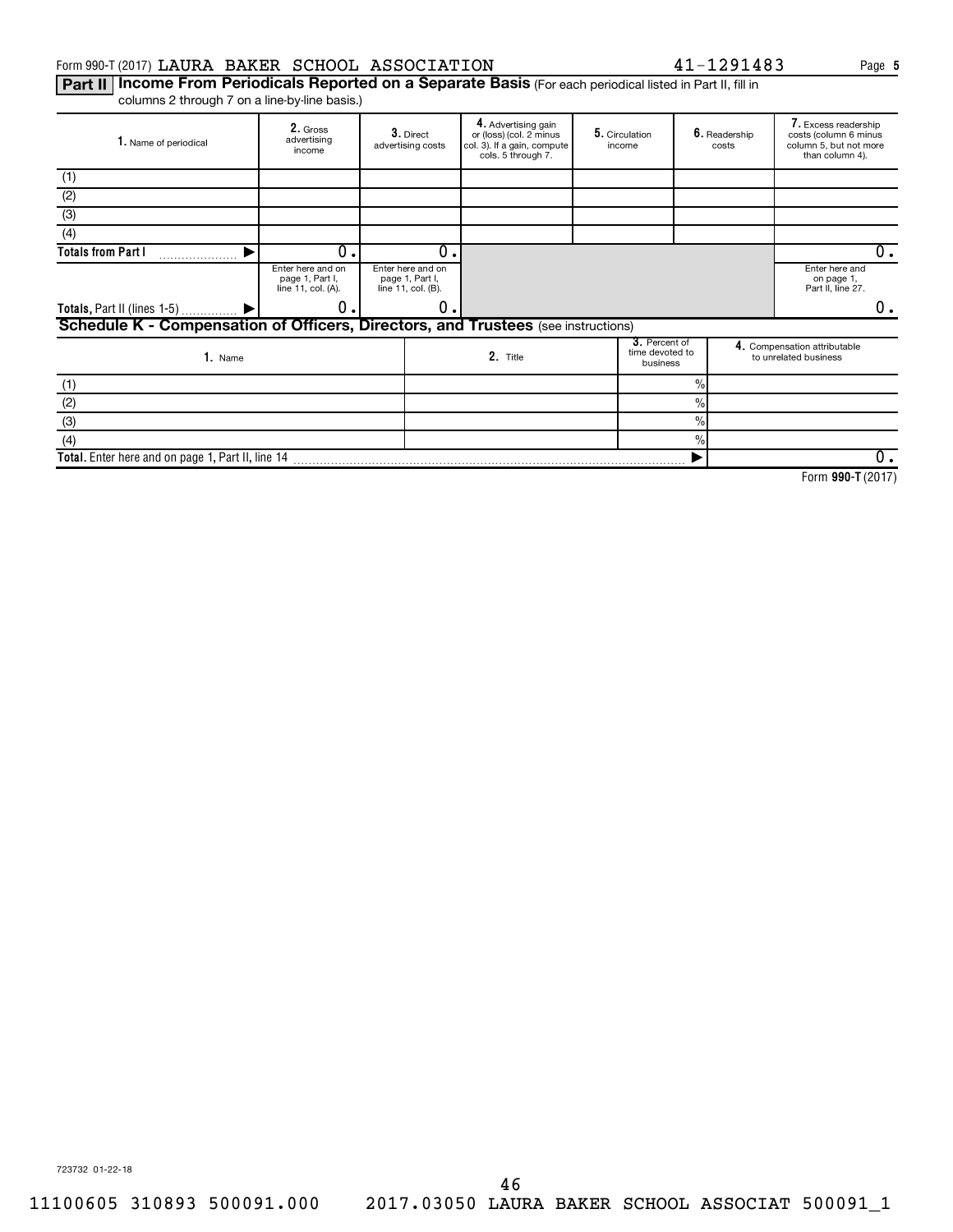Form 990-T (2017) LAURA BAKER SCHOOL ASSOCIATION 41-1291483

## Part II | Income From Periodicals Reported on a Separate Basis (For each periodical listed in Part II, fill in columns 2 through 7 on a line-by-line basis.)

| 1. Name of periodical | 2. Gross advertising income | 3. Direct advertising costs | 4. Advertising gain or (loss) (col. 2 minus col. 3). If a gain, compute cols. 5 through 7. | 5. Circulation income | 6. Readership costs | 7. Excess readership costs (column 6 minus column 5, but not more than column 4). |
|---|---|---|---|---|---|---|
| (1) | | | | | | |
| (2) | | | | | | |
| (3) | | | | | | |
| (4) | | | | | | |
| Totals from Part I | 0. | 0. | | | | 0. |
| | Enter here and on page 1, Part I, line 11, col. (A). | Enter here and on page 1, Part I, line 11, col. (B). | | | | Enter here and on page 1, Part II, line 27. |
| Totals, Part II (lines 1-5) | 0. | 0. | | | | 0. |

## Schedule K - Compensation of Officers, Directors, and Trustees (see instructions)

| 1. Name | 2. Title | 3. Percent of time devoted to business | 4. Compensation attributable to unrelated business |
|---|---|---|---|
| (1) | | % | |
| (2) | | % | |
| (3) | | % | |
| (4) | | % | |
| Total. Enter here and on page 1, Part II, line 14 | | | 0. |

Form 990-T (2017)

723732 01-22-18

11100605 310893 500091.000 2017.03050 LAURA BAKER SCHOOL ASSOCIAT 500091_1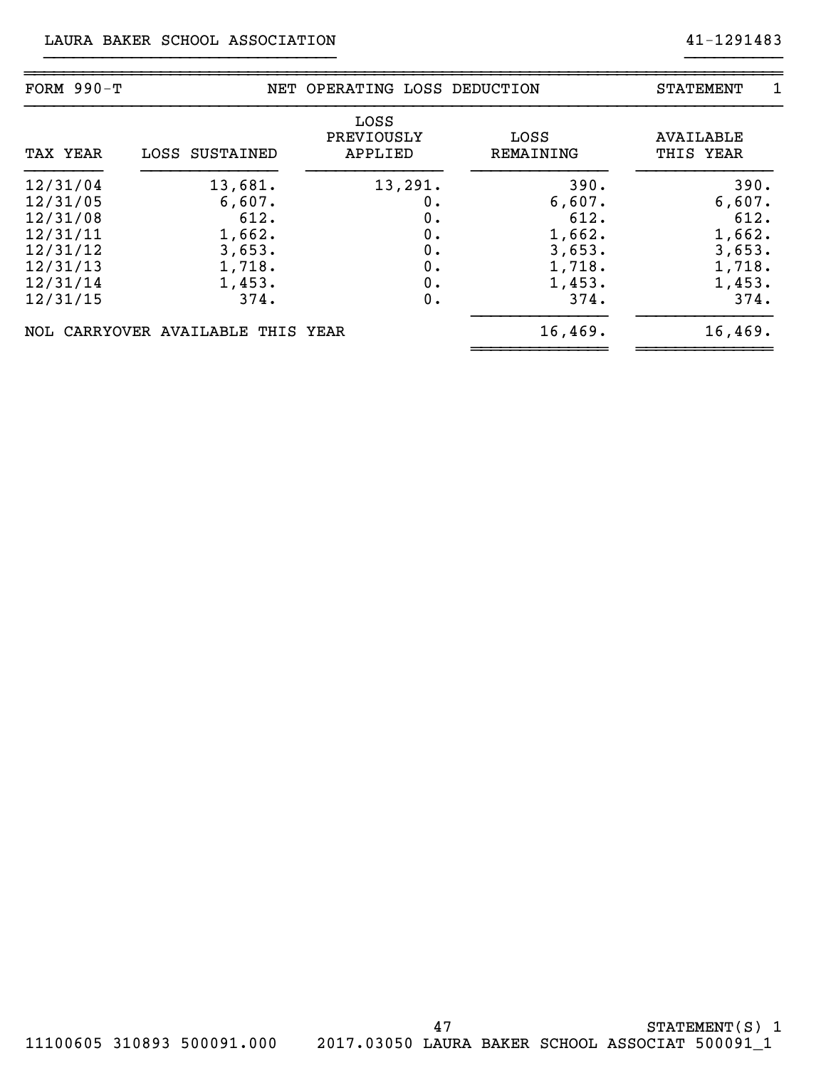LAURA BAKER SCHOOL ASSOCIATION 41-1291483

| FORM 990-T | NET OPERATING LOSS DEDUCTION | | | STATEMENT 1 |
|---|---|---|---|---|
| TAX YEAR | LOSS SUSTAINED | LOSS PREVIOUSLY APPLIED | LOSS REMAINING | AVAILABLE THIS YEAR |
| 12/31/04 | 13,681. | 13,291. | 390. | 390. |
| 12/31/05 | 6,607. | 0. | 6,607. | 6,607. |
| 12/31/08 | 612. | 0. | 612. | 612. |
| 12/31/11 | 1,662. | 0. | 1,662. | 1,662. |
| 12/31/12 | 3,653. | 0. | 3,653. | 3,653. |
| 12/31/13 | 1,718. | 0. | 1,718. | 1,718. |
| 12/31/14 | 1,453. | 0. | 1,453. | 1,453. |
| 12/31/15 | 374. | 0. | 374. | 374. |
| NOL CARRYOVER AVAILABLE THIS YEAR | | | 16,469. | 16,469. |

STATEMENT(S) 1

11100605 310893 500091.000 2017.03050 LAURA BAKER SCHOOL ASSOCIAT 500091_1